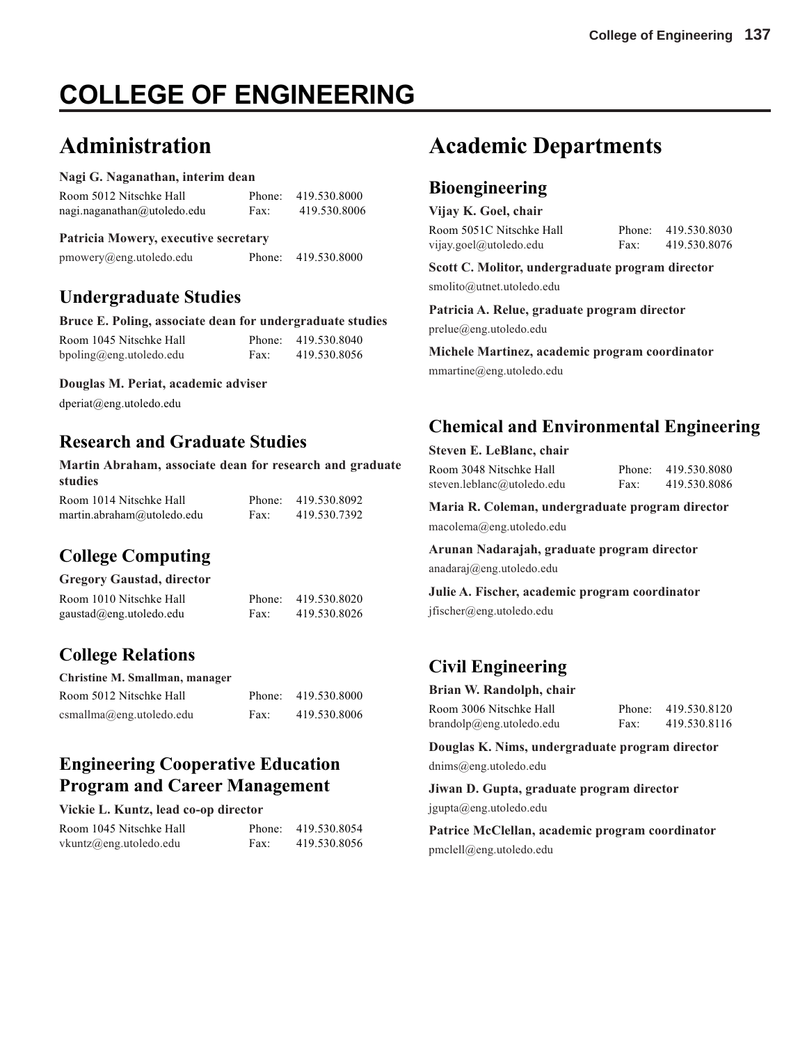# COLLEGE OF ENGINEERING

## Administration

**Nagi G. Naganathan, interim dean**

Room 5012 Nitschke Hall — Phone: 419.530.8000
nagi.naganathan@utoledo.edu — Fax: 419.530.8006

**Patricia Mowery, executive secretary**

pmowery@eng.utoledo.edu — Phone: 419.530.8000

### Undergraduate Studies

**Bruce E. Poling, associate dean for undergraduate studies**

Room 1045 Nitschke Hall — Phone: 419.530.8040
bpoling@eng.utoledo.edu — Fax: 419.530.8056

**Douglas M. Periat, academic adviser**

dperiat@eng.utoledo.edu

### Research and Graduate Studies

**Martin Abraham, associate dean for research and graduate studies**

Room 1014 Nitschke Hall — Phone: 419.530.8092
martin.abraham@utoledo.edu — Fax: 419.530.7392

### College Computing

**Gregory Gaustad, director**

Room 1010 Nitschke Hall — Phone: 419.530.8020
gaustad@eng.utoledo.edu — Fax: 419.530.8026

### College Relations

**Christine M. Smallman, manager**

Room 5012 Nitschke Hall — Phone: 419.530.8000
csmallma@eng.utoledo.edu — Fax: 419.530.8006

### Engineering Cooperative Education Program and Career Management

**Vickie L. Kuntz, lead co-op director**

Room 1045 Nitschke Hall — Phone: 419.530.8054
vkuntz@eng.utoledo.edu — Fax: 419.530.8056

## Academic Departments

### Bioengineering

**Vijay K. Goel, chair**

Room 5051C Nitschke Hall — Phone: 419.530.8030
vijay.goel@utoledo.edu — Fax: 419.530.8076

**Scott C. Molitor, undergraduate program director**

smolito@utnet.utoledo.edu

**Patricia A. Relue, graduate program director**

prelue@eng.utoledo.edu

**Michele Martinez, academic program coordinator**

mmartine@eng.utoledo.edu

### Chemical and Environmental Engineering

**Steven E. LeBlanc, chair**

Room 3048 Nitschke Hall — Phone: 419.530.8080
steven.leblanc@utoledo.edu — Fax: 419.530.8086

**Maria R. Coleman, undergraduate program director**

macolema@eng.utoledo.edu

**Arunan Nadarajah, graduate program director**

anadaraj@eng.utoledo.edu

**Julie A. Fischer, academic program coordinator**

jfischer@eng.utoledo.edu

### Civil Engineering

**Brian W. Randolph, chair**

Room 3006 Nitschke Hall — Phone: 419.530.8120
brandolp@eng.utoledo.edu — Fax: 419.530.8116

**Douglas K. Nims, undergraduate program director**

dnims@eng.utoledo.edu

**Jiwan D. Gupta, graduate program director**

jgupta@eng.utoledo.edu

**Patrice McClellan, academic program coordinator**

pmclell@eng.utoledo.edu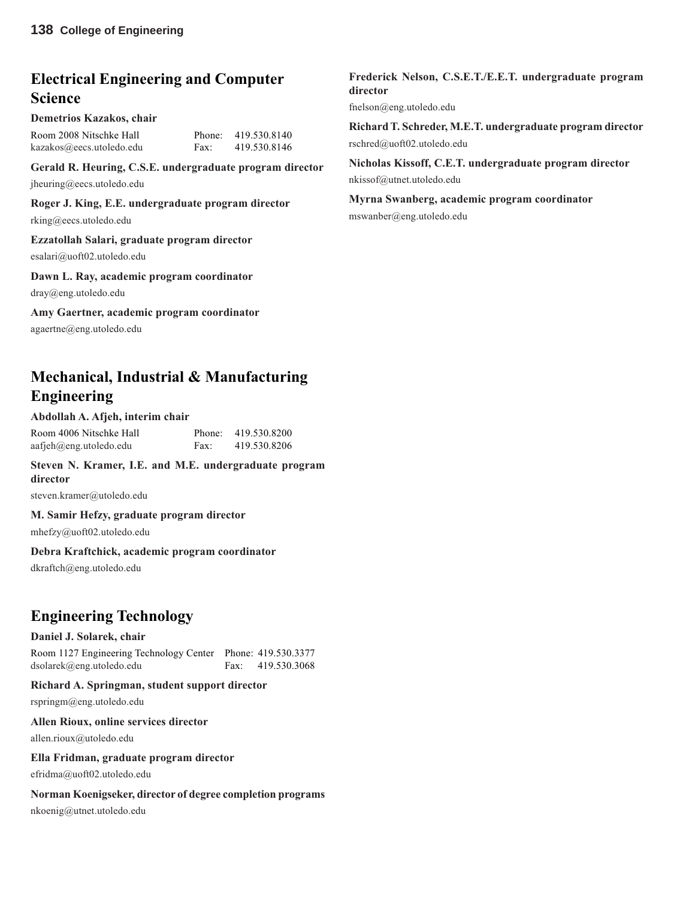## Electrical Engineering and Computer Science

**Demetrios Kazakos, chair**

Room 2008 Nitschke Hall    Phone: 419.530.8140
kazakos@eecs.utoledo.edu    Fax: 419.530.8146

**Gerald R. Heuring, C.S.E. undergraduate program director**

jheuring@eecs.utoledo.edu

**Roger J. King, E.E. undergraduate program director**

rking@eecs.utoledo.edu

**Ezzatollah Salari, graduate program director**

esalari@uoft02.utoledo.edu

**Dawn L. Ray, academic program coordinator**

dray@eng.utoledo.edu

**Amy Gaertner, academic program coordinator**

agaertne@eng.utoledo.edu

## Mechanical, Industrial & Manufacturing Engineering

**Abdollah A. Afjeh, interim chair**

Room 4006 Nitschke Hall    Phone: 419.530.8200
aafjeh@eng.utoledo.edu    Fax: 419.530.8206

**Steven N. Kramer, I.E. and M.E. undergraduate program director**

steven.kramer@utoledo.edu

**M. Samir Hefzy, graduate program director**

mhefzy@uoft02.utoledo.edu

**Debra Kraftchick, academic program coordinator**

dkraftch@eng.utoledo.edu

## Engineering Technology

**Daniel J. Solarek, chair**

Room 1127 Engineering Technology Center    Phone: 419.530.3377
dsolarek@eng.utoledo.edu    Fax: 419.530.3068

**Richard A. Springman, student support director**

rspringm@eng.utoledo.edu

**Allen Rioux, online services director**

allen.rioux@utoledo.edu

**Ella Fridman, graduate program director**

efridma@uoft02.utoledo.edu

**Norman Koenigseker, director of degree completion programs**

nkoenig@utnet.utoledo.edu

**Frederick Nelson, C.S.E.T./E.E.T. undergraduate program director**

fnelson@eng.utoledo.edu

**Richard T. Schreder, M.E.T. undergraduate program director**

rschred@uoft02.utoledo.edu

**Nicholas Kissoff, C.E.T. undergraduate program director**

nkissof@utnet.utoledo.edu

**Myrna Swanberg, academic program coordinator**

mswanber@eng.utoledo.edu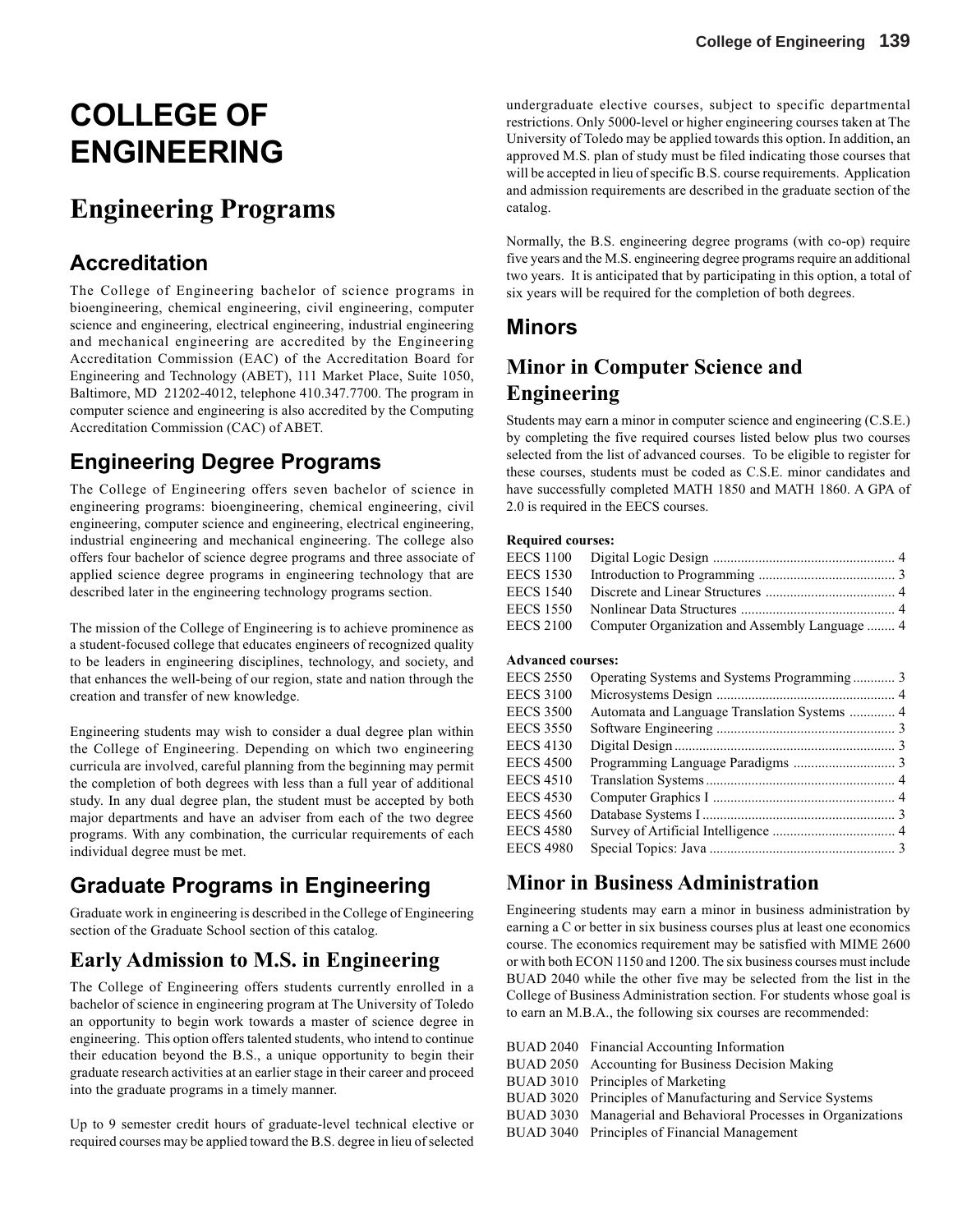# COLLEGE OF ENGINEERING

# Engineering Programs

## Accreditation

The College of Engineering bachelor of science programs in bioengineering, chemical engineering, civil engineering, computer science and engineering, electrical engineering, industrial engineering and mechanical engineering are accredited by the Engineering Accreditation Commission (EAC) of the Accreditation Board for Engineering and Technology (ABET), 111 Market Place, Suite 1050, Baltimore, MD 21202-4012, telephone 410.347.7700. The program in computer science and engineering is also accredited by the Computing Accreditation Commission (CAC) of ABET.

## Engineering Degree Programs

The College of Engineering offers seven bachelor of science in engineering programs: bioengineering, chemical engineering, civil engineering, computer science and engineering, electrical engineering, industrial engineering and mechanical engineering. The college also offers four bachelor of science degree programs and three associate of applied science degree programs in engineering technology that are described later in the engineering technology programs section.

The mission of the College of Engineering is to achieve prominence as a student-focused college that educates engineers of recognized quality to be leaders in engineering disciplines, technology, and society, and that enhances the well-being of our region, state and nation through the creation and transfer of new knowledge.

Engineering students may wish to consider a dual degree plan within the College of Engineering. Depending on which two engineering curricula are involved, careful planning from the beginning may permit the completion of both degrees with less than a full year of additional study. In any dual degree plan, the student must be accepted by both major departments and have an adviser from each of the two degree programs. With any combination, the curricular requirements of each individual degree must be met.

## Graduate Programs in Engineering

Graduate work in engineering is described in the College of Engineering section of the Graduate School section of this catalog.

## Early Admission to M.S. in Engineering

The College of Engineering offers students currently enrolled in a bachelor of science in engineering program at The University of Toledo an opportunity to begin work towards a master of science degree in engineering. This option offers talented students, who intend to continue their education beyond the B.S., a unique opportunity to begin their graduate research activities at an earlier stage in their career and proceed into the graduate programs in a timely manner.

Up to 9 semester credit hours of graduate-level technical elective or required courses may be applied toward the B.S. degree in lieu of selected undergraduate elective courses, subject to specific departmental restrictions. Only 5000-level or higher engineering courses taken at The University of Toledo may be applied towards this option. In addition, an approved M.S. plan of study must be filed indicating those courses that will be accepted in lieu of specific B.S. course requirements. Application and admission requirements are described in the graduate section of the catalog.

Normally, the B.S. engineering degree programs (with co-op) require five years and the M.S. engineering degree programs require an additional two years. It is anticipated that by participating in this option, a total of six years will be required for the completion of both degrees.

## Minors

## Minor in Computer Science and Engineering

Students may earn a minor in computer science and engineering (C.S.E.) by completing the five required courses listed below plus two courses selected from the list of advanced courses. To be eligible to register for these courses, students must be coded as C.S.E. minor candidates and have successfully completed MATH 1850 and MATH 1860. A GPA of 2.0 is required in the EECS courses.

**Required courses:**

| Course | Title | Hours |
|---|---|---|
| EECS 1100 | Digital Logic Design | 4 |
| EECS 1530 | Introduction to Programming | 3 |
| EECS 1540 | Discrete and Linear Structures | 4 |
| EECS 1550 | Nonlinear Data Structures | 4 |
| EECS 2100 | Computer Organization and Assembly Language | 4 |

**Advanced courses:**

| Course | Title | Hours |
|---|---|---|
| EECS 2550 | Operating Systems and Systems Programming | 3 |
| EECS 3100 | Microsystems Design | 4 |
| EECS 3500 | Automata and Language Translation Systems | 4 |
| EECS 3550 | Software Engineering | 3 |
| EECS 4130 | Digital Design | 3 |
| EECS 4500 | Programming Language Paradigms | 3 |
| EECS 4510 | Translation Systems | 4 |
| EECS 4530 | Computer Graphics I | 4 |
| EECS 4560 | Database Systems I | 3 |
| EECS 4580 | Survey of Artificial Intelligence | 4 |
| EECS 4980 | Special Topics: Java | 3 |

## Minor in Business Administration

Engineering students may earn a minor in business administration by earning a C or better in six business courses plus at least one economics course. The economics requirement may be satisfied with MIME 2600 or with both ECON 1150 and 1200. The six business courses must include BUAD 2040 while the other five may be selected from the list in the College of Business Administration section. For students whose goal is to earn an M.B.A., the following six courses are recommended:

| Course | Title |
|---|---|
| BUAD 2040 | Financial Accounting Information |
| BUAD 2050 | Accounting for Business Decision Making |
| BUAD 3010 | Principles of Marketing |
| BUAD 3020 | Principles of Manufacturing and Service Systems |
| BUAD 3030 | Managerial and Behavioral Processes in Organizations |
| BUAD 3040 | Principles of Financial Management |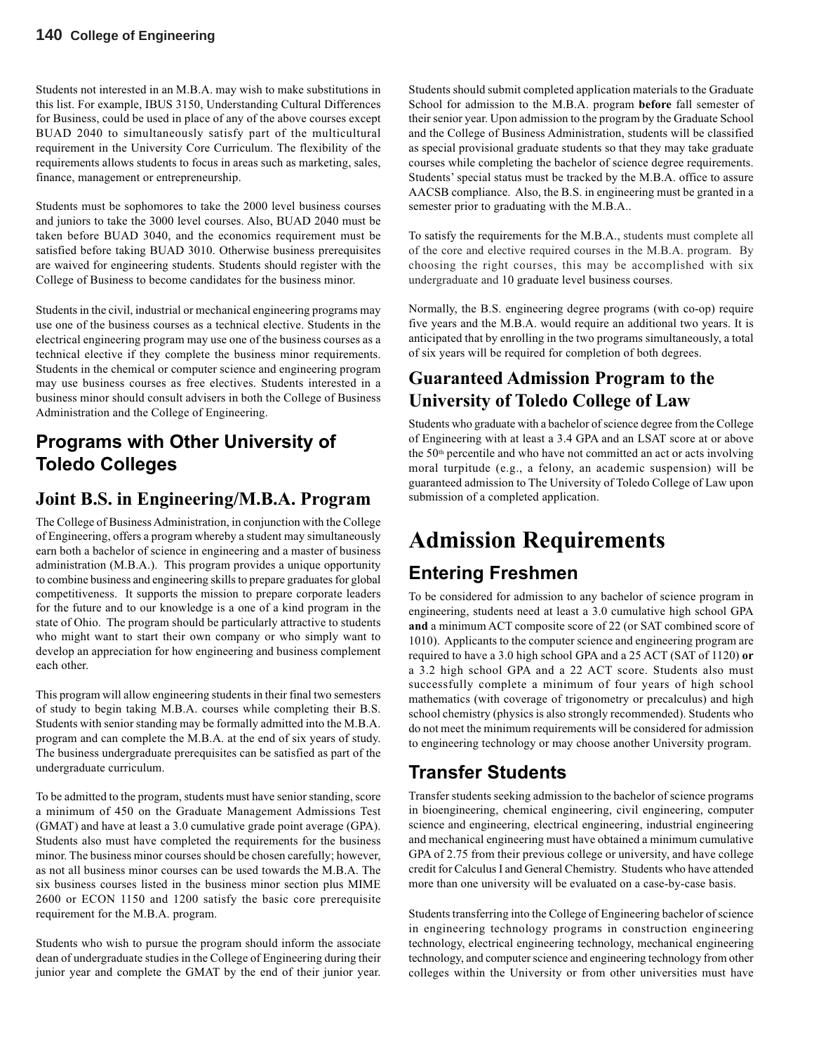Students not interested in an M.B.A. may wish to make substitutions in this list. For example, IBUS 3150, Understanding Cultural Differences for Business, could be used in place of any of the above courses except BUAD 2040 to simultaneously satisfy part of the multicultural requirement in the University Core Curriculum. The flexibility of the requirements allows students to focus in areas such as marketing, sales, finance, management or entrepreneurship.

Students must be sophomores to take the 2000 level business courses and juniors to take the 3000 level courses. Also, BUAD 2040 must be taken before BUAD 3040, and the economics requirement must be satisfied before taking BUAD 3010. Otherwise business prerequisites are waived for engineering students. Students should register with the College of Business to become candidates for the business minor.

Students in the civil, industrial or mechanical engineering programs may use one of the business courses as a technical elective. Students in the electrical engineering program may use one of the business courses as a technical elective if they complete the business minor requirements. Students in the chemical or computer science and engineering program may use business courses as free electives. Students interested in a business minor should consult advisers in both the College of Business Administration and the College of Engineering.

## Programs with Other University of Toledo Colleges

### Joint B.S. in Engineering/M.B.A. Program

The College of Business Administration, in conjunction with the College of Engineering, offers a program whereby a student may simultaneously earn both a bachelor of science in engineering and a master of business administration (M.B.A.). This program provides a unique opportunity to combine business and engineering skills to prepare graduates for global competitiveness. It supports the mission to prepare corporate leaders for the future and to our knowledge is a one of a kind program in the state of Ohio. The program should be particularly attractive to students who might want to start their own company or who simply want to develop an appreciation for how engineering and business complement each other.

This program will allow engineering students in their final two semesters of study to begin taking M.B.A. courses while completing their B.S. Students with senior standing may be formally admitted into the M.B.A. program and can complete the M.B.A. at the end of six years of study. The business undergraduate prerequisites can be satisfied as part of the undergraduate curriculum.

To be admitted to the program, students must have senior standing, score a minimum of 450 on the Graduate Management Admissions Test (GMAT) and have at least a 3.0 cumulative grade point average (GPA). Students also must have completed the requirements for the business minor. The business minor courses should be chosen carefully; however, as not all business minor courses can be used towards the M.B.A. The six business courses listed in the business minor section plus MIME 2600 or ECON 1150 and 1200 satisfy the basic core prerequisite requirement for the M.B.A. program.

Students who wish to pursue the program should inform the associate dean of undergraduate studies in the College of Engineering during their junior year and complete the GMAT by the end of their junior year. Students should submit completed application materials to the Graduate School for admission to the M.B.A. program **before** fall semester of their senior year. Upon admission to the program by the Graduate School and the College of Business Administration, students will be classified as special provisional graduate students so that they may take graduate courses while completing the bachelor of science degree requirements. Students' special status must be tracked by the M.B.A. office to assure AACSB compliance. Also, the B.S. in engineering must be granted in a semester prior to graduating with the M.B.A..

To satisfy the requirements for the M.B.A., students must complete all of the core and elective required courses in the M.B.A. program. By choosing the right courses, this may be accomplished with six undergraduate and 10 graduate level business courses.

Normally, the B.S. engineering degree programs (with co-op) require five years and the M.B.A. would require an additional two years. It is anticipated that by enrolling in the two programs simultaneously, a total of six years will be required for completion of both degrees.

### Guaranteed Admission Program to the University of Toledo College of Law

Students who graduate with a bachelor of science degree from the College of Engineering with at least a 3.4 GPA and an LSAT score at or above the 50th percentile and who have not committed an act or acts involving moral turpitude (e.g., a felony, an academic suspension) will be guaranteed admission to The University of Toledo College of Law upon submission of a completed application.

# Admission Requirements

## Entering Freshmen

To be considered for admission to any bachelor of science program in engineering, students need at least a 3.0 cumulative high school GPA **and** a minimum ACT composite score of 22 (or SAT combined score of 1010). Applicants to the computer science and engineering program are required to have a 3.0 high school GPA and a 25 ACT (SAT of 1120) **or** a 3.2 high school GPA and a 22 ACT score. Students also must successfully complete a minimum of four years of high school mathematics (with coverage of trigonometry or precalculus) and high school chemistry (physics is also strongly recommended). Students who do not meet the minimum requirements will be considered for admission to engineering technology or may choose another University program.

## Transfer Students

Transfer students seeking admission to the bachelor of science programs in bioengineering, chemical engineering, civil engineering, computer science and engineering, electrical engineering, industrial engineering and mechanical engineering must have obtained a minimum cumulative GPA of 2.75 from their previous college or university, and have college credit for Calculus I and General Chemistry. Students who have attended more than one university will be evaluated on a case-by-case basis.

Students transferring into the College of Engineering bachelor of science in engineering technology programs in construction engineering technology, electrical engineering technology, mechanical engineering technology, and computer science and engineering technology from other colleges within the University or from other universities must have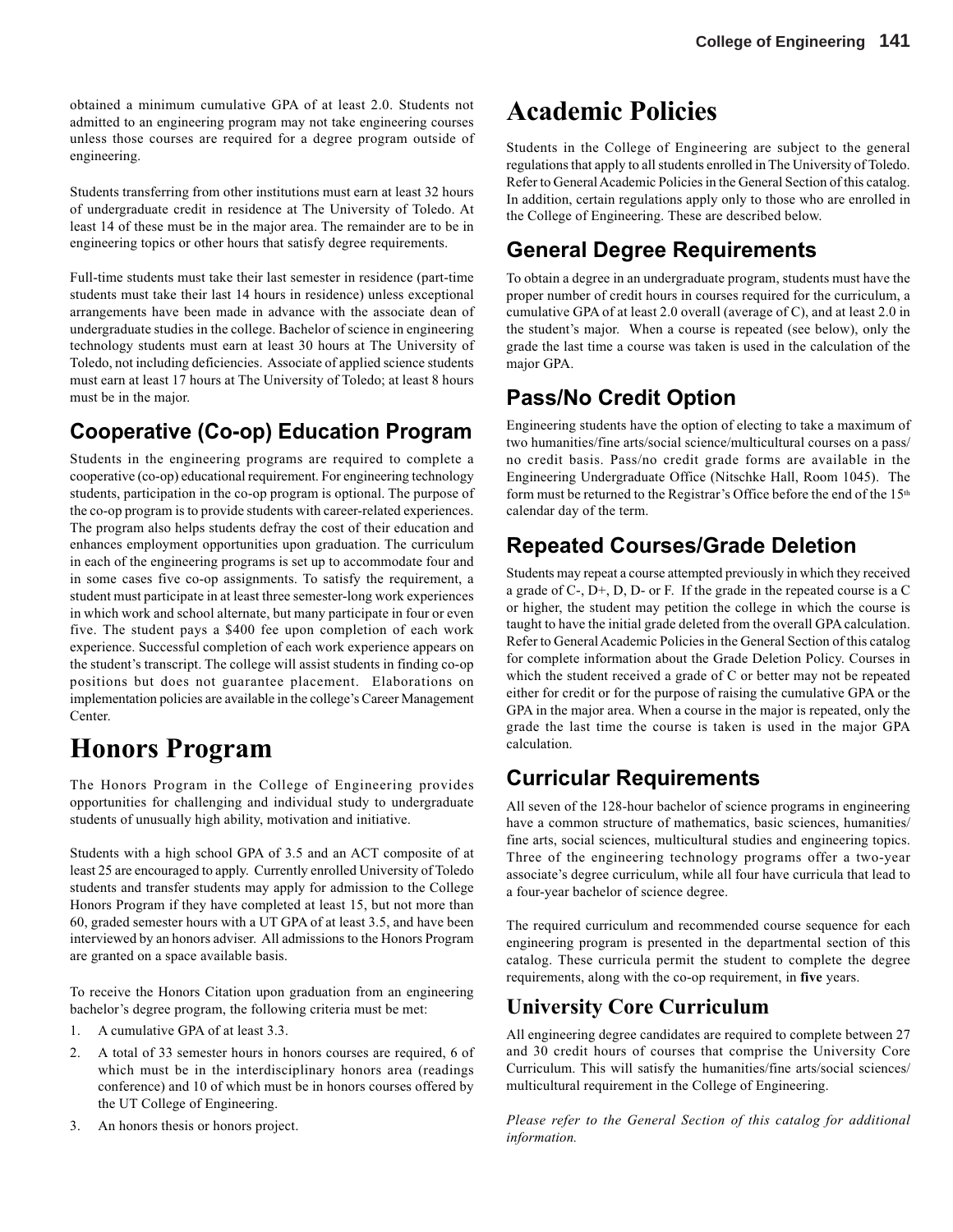obtained a minimum cumulative GPA of at least 2.0. Students not admitted to an engineering program may not take engineering courses unless those courses are required for a degree program outside of engineering.

Students transferring from other institutions must earn at least 32 hours of undergraduate credit in residence at The University of Toledo. At least 14 of these must be in the major area. The remainder are to be in engineering topics or other hours that satisfy degree requirements.

Full-time students must take their last semester in residence (part-time students must take their last 14 hours in residence) unless exceptional arrangements have been made in advance with the associate dean of undergraduate studies in the college. Bachelor of science in engineering technology students must earn at least 30 hours at The University of Toledo, not including deficiencies. Associate of applied science students must earn at least 17 hours at The University of Toledo; at least 8 hours must be in the major.

## Cooperative (Co-op) Education Program

Students in the engineering programs are required to complete a cooperative (co-op) educational requirement. For engineering technology students, participation in the co-op program is optional. The purpose of the co-op program is to provide students with career-related experiences. The program also helps students defray the cost of their education and enhances employment opportunities upon graduation. The curriculum in each of the engineering programs is set up to accommodate four and in some cases five co-op assignments. To satisfy the requirement, a student must participate in at least three semester-long work experiences in which work and school alternate, but many participate in four or even five. The student pays a $400 fee upon completion of each work experience. Successful completion of each work experience appears on the student's transcript. The college will assist students in finding co-op positions but does not guarantee placement. Elaborations on implementation policies are available in the college's Career Management Center.

# Honors Program

The Honors Program in the College of Engineering provides opportunities for challenging and individual study to undergraduate students of unusually high ability, motivation and initiative.

Students with a high school GPA of 3.5 and an ACT composite of at least 25 are encouraged to apply. Currently enrolled University of Toledo students and transfer students may apply for admission to the College Honors Program if they have completed at least 15, but not more than 60, graded semester hours with a UT GPA of at least 3.5, and have been interviewed by an honors adviser. All admissions to the Honors Program are granted on a space available basis.

To receive the Honors Citation upon graduation from an engineering bachelor's degree program, the following criteria must be met:

1. A cumulative GPA of at least 3.3.
2. A total of 33 semester hours in honors courses are required, 6 of which must be in the interdisciplinary honors area (readings conference) and 10 of which must be in honors courses offered by the UT College of Engineering.
3. An honors thesis or honors project.

# Academic Policies

Students in the College of Engineering are subject to the general regulations that apply to all students enrolled in The University of Toledo. Refer to General Academic Policies in the General Section of this catalog. In addition, certain regulations apply only to those who are enrolled in the College of Engineering. These are described below.

## General Degree Requirements

To obtain a degree in an undergraduate program, students must have the proper number of credit hours in courses required for the curriculum, a cumulative GPA of at least 2.0 overall (average of C), and at least 2.0 in the student's major. When a course is repeated (see below), only the grade the last time a course was taken is used in the calculation of the major GPA.

## Pass/No Credit Option

Engineering students have the option of electing to take a maximum of two humanities/fine arts/social science/multicultural courses on a pass/no credit basis. Pass/no credit grade forms are available in the Engineering Undergraduate Office (Nitschke Hall, Room 1045). The form must be returned to the Registrar's Office before the end of the 15th calendar day of the term.

## Repeated Courses/Grade Deletion

Students may repeat a course attempted previously in which they received a grade of C-, D+, D, D- or F. If the grade in the repeated course is a C or higher, the student may petition the college in which the course is taught to have the initial grade deleted from the overall GPA calculation. Refer to General Academic Policies in the General Section of this catalog for complete information about the Grade Deletion Policy. Courses in which the student received a grade of C or better may not be repeated either for credit or for the purpose of raising the cumulative GPA or the GPA in the major area. When a course in the major is repeated, only the grade the last time the course is taken is used in the major GPA calculation.

## Curricular Requirements

All seven of the 128-hour bachelor of science programs in engineering have a common structure of mathematics, basic sciences, humanities/fine arts, social sciences, multicultural studies and engineering topics. Three of the engineering technology programs offer a two-year associate's degree curriculum, while all four have curricula that lead to a four-year bachelor of science degree.

The required curriculum and recommended course sequence for each engineering program is presented in the departmental section of this catalog. These curricula permit the student to complete the degree requirements, along with the co-op requirement, in **five** years.

## University Core Curriculum

All engineering degree candidates are required to complete between 27 and 30 credit hours of courses that comprise the University Core Curriculum. This will satisfy the humanities/fine arts/social sciences/multicultural requirement in the College of Engineering.

*Please refer to the General Section of this catalog for additional information.*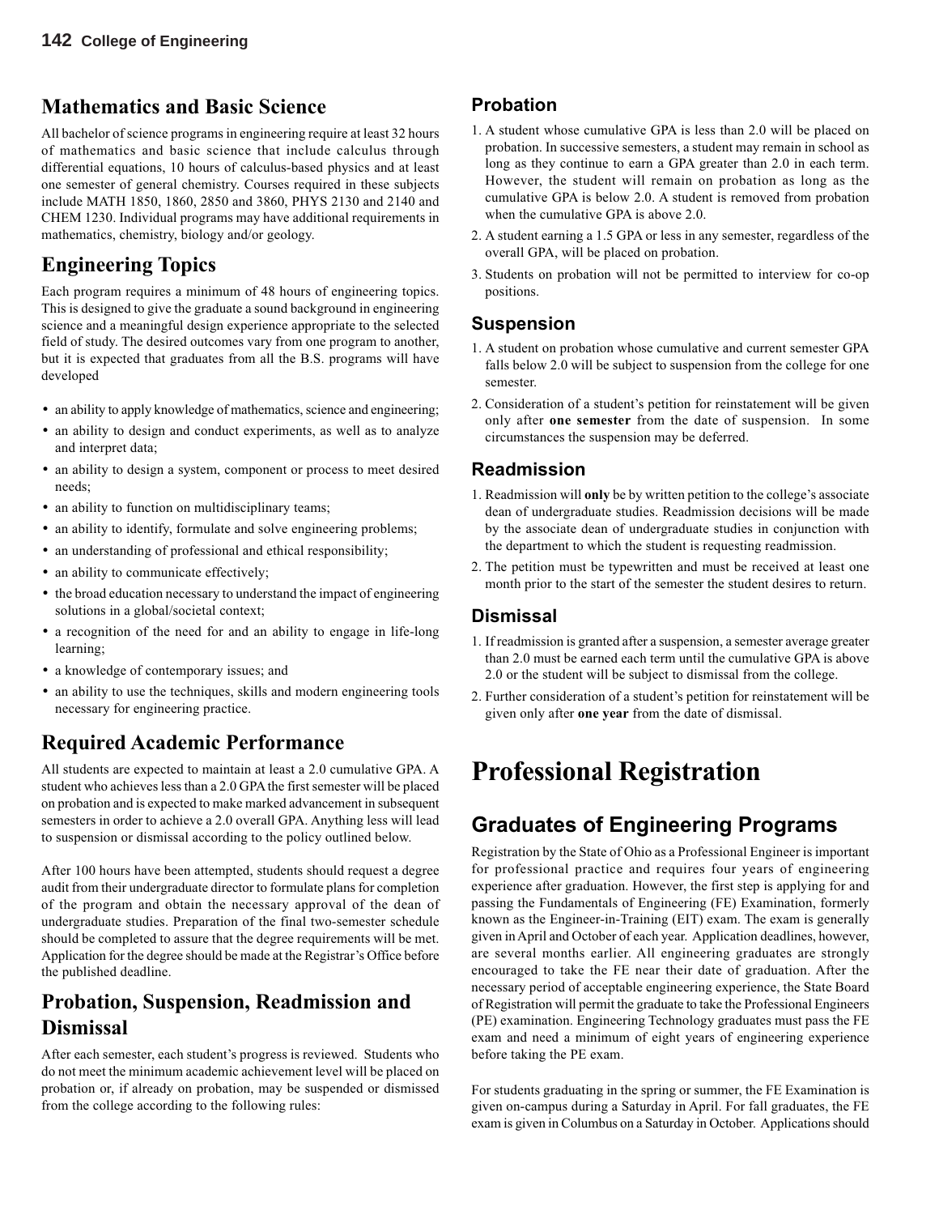## Mathematics and Basic Science

All bachelor of science programs in engineering require at least 32 hours of mathematics and basic science that include calculus through differential equations, 10 hours of calculus-based physics and at least one semester of general chemistry. Courses required in these subjects include MATH 1850, 1860, 2850 and 3860, PHYS 2130 and 2140 and CHEM 1230. Individual programs may have additional requirements in mathematics, chemistry, biology and/or geology.

## Engineering Topics

Each program requires a minimum of 48 hours of engineering topics. This is designed to give the graduate a sound background in engineering science and a meaningful design experience appropriate to the selected field of study. The desired outcomes vary from one program to another, but it is expected that graduates from all the B.S. programs will have developed

- an ability to apply knowledge of mathematics, science and engineering;
- an ability to design and conduct experiments, as well as to analyze and interpret data;
- an ability to design a system, component or process to meet desired needs;
- an ability to function on multidisciplinary teams;
- an ability to identify, formulate and solve engineering problems;
- an understanding of professional and ethical responsibility;
- an ability to communicate effectively;
- the broad education necessary to understand the impact of engineering solutions in a global/societal context;
- a recognition of the need for and an ability to engage in life-long learning;
- a knowledge of contemporary issues; and
- an ability to use the techniques, skills and modern engineering tools necessary for engineering practice.

## Required Academic Performance

All students are expected to maintain at least a 2.0 cumulative GPA. A student who achieves less than a 2.0 GPA the first semester will be placed on probation and is expected to make marked advancement in subsequent semesters in order to achieve a 2.0 overall GPA. Anything less will lead to suspension or dismissal according to the policy outlined below.

After 100 hours have been attempted, students should request a degree audit from their undergraduate director to formulate plans for completion of the program and obtain the necessary approval of the dean of undergraduate studies. Preparation of the final two-semester schedule should be completed to assure that the degree requirements will be met. Application for the degree should be made at the Registrar's Office before the published deadline.

## Probation, Suspension, Readmission and Dismissal

After each semester, each student's progress is reviewed. Students who do not meet the minimum academic achievement level will be placed on probation or, if already on probation, may be suspended or dismissed from the college according to the following rules:

### Probation

1. A student whose cumulative GPA is less than 2.0 will be placed on probation. In successive semesters, a student may remain in school as long as they continue to earn a GPA greater than 2.0 in each term. However, the student will remain on probation as long as the cumulative GPA is below 2.0. A student is removed from probation when the cumulative GPA is above 2.0.
2. A student earning a 1.5 GPA or less in any semester, regardless of the overall GPA, will be placed on probation.
3. Students on probation will not be permitted to interview for co-op positions.

### Suspension

1. A student on probation whose cumulative and current semester GPA falls below 2.0 will be subject to suspension from the college for one semester.
2. Consideration of a student's petition for reinstatement will be given only after **one semester** from the date of suspension. In some circumstances the suspension may be deferred.

### Readmission

1. Readmission will **only** be by written petition to the college's associate dean of undergraduate studies. Readmission decisions will be made by the associate dean of undergraduate studies in conjunction with the department to which the student is requesting readmission.
2. The petition must be typewritten and must be received at least one month prior to the start of the semester the student desires to return.

### Dismissal

1. If readmission is granted after a suspension, a semester average greater than 2.0 must be earned each term until the cumulative GPA is above 2.0 or the student will be subject to dismissal from the college.
2. Further consideration of a student's petition for reinstatement will be given only after **one year** from the date of dismissal.

# Professional Registration

## Graduates of Engineering Programs

Registration by the State of Ohio as a Professional Engineer is important for professional practice and requires four years of engineering experience after graduation. However, the first step is applying for and passing the Fundamentals of Engineering (FE) Examination, formerly known as the Engineer-in-Training (EIT) exam. The exam is generally given in April and October of each year. Application deadlines, however, are several months earlier. All engineering graduates are strongly encouraged to take the FE near their date of graduation. After the necessary period of acceptable engineering experience, the State Board of Registration will permit the graduate to take the Professional Engineers (PE) examination. Engineering Technology graduates must pass the FE exam and need a minimum of eight years of engineering experience before taking the PE exam.

For students graduating in the spring or summer, the FE Examination is given on-campus during a Saturday in April. For fall graduates, the FE exam is given in Columbus on a Saturday in October. Applications should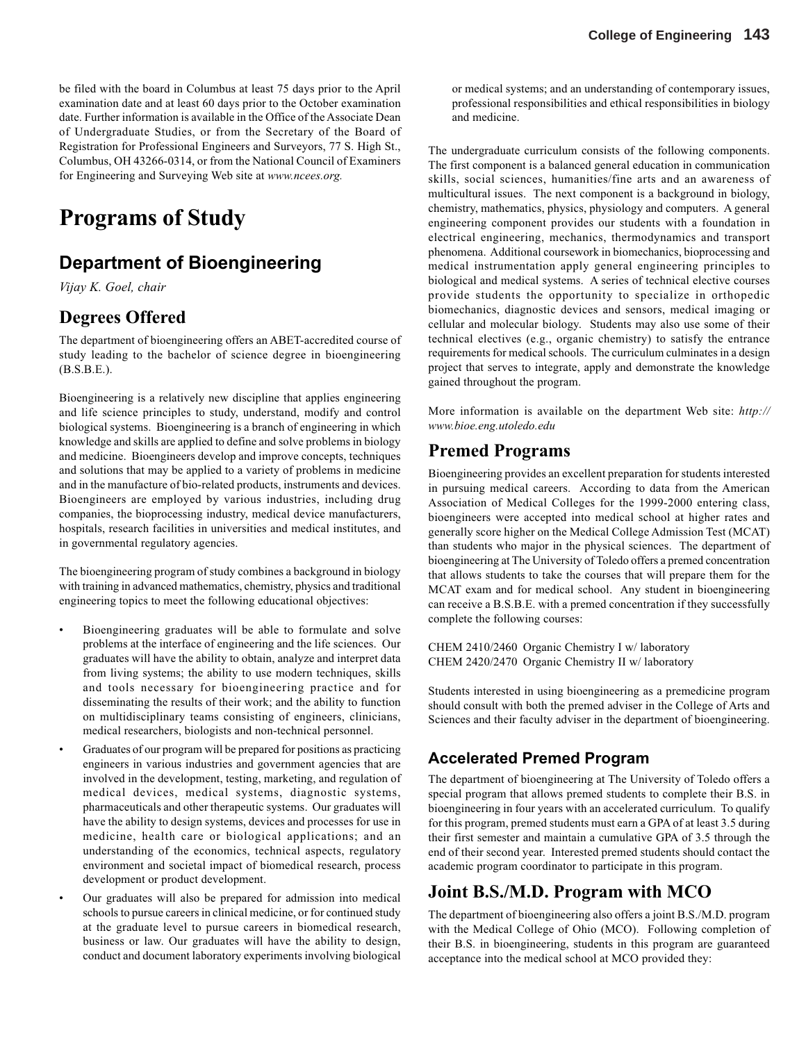be filed with the board in Columbus at least 75 days prior to the April examination date and at least 60 days prior to the October examination date. Further information is available in the Office of the Associate Dean of Undergraduate Studies, or from the Secretary of the Board of Registration for Professional Engineers and Surveyors, 77 S. High St., Columbus, OH 43266-0314, or from the National Council of Examiners for Engineering and Surveying Web site at *www.ncees.org.*

# Programs of Study

## Department of Bioengineering

*Vijay K. Goel, chair*

### Degrees Offered

The department of bioengineering offers an ABET-accredited course of study leading to the bachelor of science degree in bioengineering (B.S.B.E.).

Bioengineering is a relatively new discipline that applies engineering and life science principles to study, understand, modify and control biological systems. Bioengineering is a branch of engineering in which knowledge and skills are applied to define and solve problems in biology and medicine. Bioengineers develop and improve concepts, techniques and solutions that may be applied to a variety of problems in medicine and in the manufacture of bio-related products, instruments and devices. Bioengineers are employed by various industries, including drug companies, the bioprocessing industry, medical device manufacturers, hospitals, research facilities in universities and medical institutes, and in governmental regulatory agencies.

The bioengineering program of study combines a background in biology with training in advanced mathematics, chemistry, physics and traditional engineering topics to meet the following educational objectives:

- Bioengineering graduates will be able to formulate and solve problems at the interface of engineering and the life sciences. Our graduates will have the ability to obtain, analyze and interpret data from living systems; the ability to use modern techniques, skills and tools necessary for bioengineering practice and for disseminating the results of their work; and the ability to function on multidisciplinary teams consisting of engineers, clinicians, medical researchers, biologists and non-technical personnel.
- Graduates of our program will be prepared for positions as practicing engineers in various industries and government agencies that are involved in the development, testing, marketing, and regulation of medical devices, medical systems, diagnostic systems, pharmaceuticals and other therapeutic systems. Our graduates will have the ability to design systems, devices and processes for use in medicine, health care or biological applications; and an understanding of the economics, technical aspects, regulatory environment and societal impact of biomedical research, process development or product development.
- Our graduates will also be prepared for admission into medical schools to pursue careers in clinical medicine, or for continued study at the graduate level to pursue careers in biomedical research, business or law. Our graduates will have the ability to design, conduct and document laboratory experiments involving biological or medical systems; and an understanding of contemporary issues, professional responsibilities and ethical responsibilities in biology and medicine.

The undergraduate curriculum consists of the following components. The first component is a balanced general education in communication skills, social sciences, humanities/fine arts and an awareness of multicultural issues. The next component is a background in biology, chemistry, mathematics, physics, physiology and computers. A general engineering component provides our students with a foundation in electrical engineering, mechanics, thermodynamics and transport phenomena. Additional coursework in biomechanics, bioprocessing and medical instrumentation apply general engineering principles to biological and medical systems. A series of technical elective courses provide students the opportunity to specialize in orthopedic biomechanics, diagnostic devices and sensors, medical imaging or cellular and molecular biology. Students may also use some of their technical electives (e.g., organic chemistry) to satisfy the entrance requirements for medical schools. The curriculum culminates in a design project that serves to integrate, apply and demonstrate the knowledge gained throughout the program.

More information is available on the department Web site: *http://www.bioe.eng.utoledo.edu*

### Premed Programs

Bioengineering provides an excellent preparation for students interested in pursuing medical careers. According to data from the American Association of Medical Colleges for the 1999-2000 entering class, bioengineers were accepted into medical school at higher rates and generally score higher on the Medical College Admission Test (MCAT) than students who major in the physical sciences. The department of bioengineering at The University of Toledo offers a premed concentration that allows students to take the courses that will prepare them for the MCAT exam and for medical school. Any student in bioengineering can receive a B.S.B.E. with a premed concentration if they successfully complete the following courses:

CHEM 2410/2460 Organic Chemistry I w/ laboratory
CHEM 2420/2470 Organic Chemistry II w/ laboratory

Students interested in using bioengineering as a premedicine program should consult with both the premed adviser in the College of Arts and Sciences and their faculty adviser in the department of bioengineering.

#### Accelerated Premed Program

The department of bioengineering at The University of Toledo offers a special program that allows premed students to complete their B.S. in bioengineering in four years with an accelerated curriculum. To qualify for this program, premed students must earn a GPA of at least 3.5 during their first semester and maintain a cumulative GPA of 3.5 through the end of their second year. Interested premed students should contact the academic program coordinator to participate in this program.

### Joint B.S./M.D. Program with MCO

The department of bioengineering also offers a joint B.S./M.D. program with the Medical College of Ohio (MCO). Following completion of their B.S. in bioengineering, students in this program are guaranteed acceptance into the medical school at MCO provided they: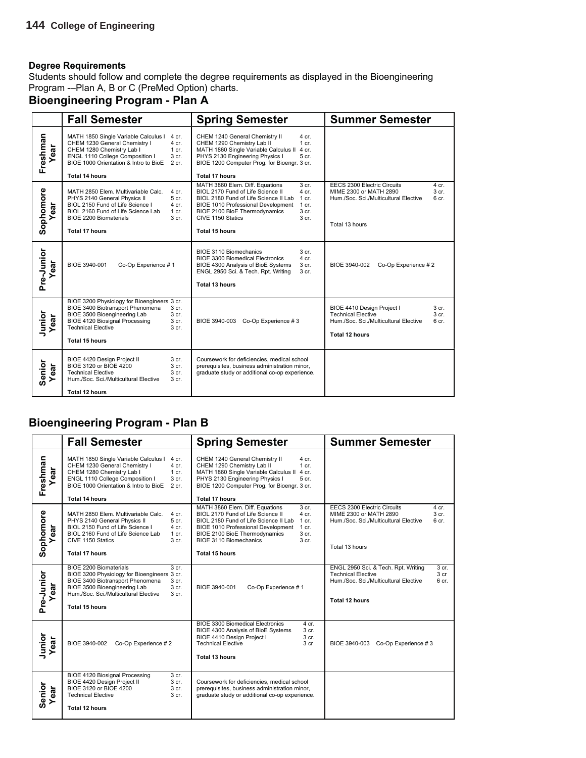## Degree Requirements

Students should follow and complete the degree requirements as displayed in the Bioengineering Program -–Plan A, B or C (PreMed Option) charts.

## Bioengineering Program - Plan A

| | Fall Semester | Spring Semester | Summer Semester |
|---|---|---|---|
| Freshman Year | MATH 1850 Single Variable Calculus I 4 cr.<br>CHEM 1230 General Chemistry I 4 cr.<br>CHEM 1280 Chemistry Lab I 1 cr.<br>ENGL 1110 College Composition I 3 cr.<br>BIOE 1000 Orientation & Intro to BioE 2 cr.<br>**Total 14 hours** | CHEM 1240 General Chemistry II 4 cr.<br>CHEM 1290 Chemistry Lab II 1 cr.<br>MATH 1860 Single Variable Calculus II 4 cr.<br>PHYS 2130 Engineering Physics I 5 cr.<br>BIOE 1200 Computer Prog. for Bioengr. 3 cr.<br>**Total 17 hours** | |
| Sophomore Year | MATH 2850 Elem. Multivariable Calc. 4 cr.<br>PHYS 2140 General Physics II 5 cr.<br>BIOL 2150 Fund of Life Science I 4 cr.<br>BIOL 2160 Fund of Life Science Lab 1 cr.<br>BIOE 2200 Biomaterials 3 cr.<br>**Total 17 hours** | MATH 3860 Elem. Diff. Equations 3 cr.<br>BIOL 2170 Fund of Life Science II 4 cr.<br>BIOL 2180 Fund of Life Science II Lab 1 cr.<br>BIOE 1010 Professional Development 1 cr.<br>BIOE 2100 BioE Thermodynamics 3 cr.<br>CIVE 1150 Statics 3 cr.<br>**Total 15 hours** | EECS 2300 Electric Circuits 4 cr.<br>MIME 2300 or MATH 2890 3 cr.<br>Hum./Soc. Sci./Multicultural Elective 6 cr.<br>Total 13 hours |
| Pre-Junior Year | BIOE 3940-001 Co-Op Experience # 1 | BIOE 3110 Biomechanics 3 cr.<br>BIOE 3300 Biomedical Electronics 4 cr.<br>BIOE 4300 Analysis of BioE Systems 3 cr.<br>ENGL 2950 Sci. & Tech. Rpt. Writing 3 cr.<br>**Total 13 hours** | BIOE 3940-002 Co-Op Experience # 2 |
| Junior Year | BIOE 3200 Physiology for Bioengineers 3 cr.<br>BIOE 3400 Biotransport Phenomena 3 cr.<br>BIOE 3500 Bioengineering Lab 3 cr.<br>BIOE 4120 Biosignal Processing 3 cr.<br>Technical Elective 3 cr.<br>**Total 15 hours** | BIOE 3940-003 Co-Op Experience # 3 | BIOE 4410 Design Project I 3 cr.<br>Technical Elective 3 cr.<br>Hum./Soc. Sci./Multicultural Elective 6 cr.<br>**Total 12 hours** |
| Senior Year | BIOE 4420 Design Project II 3 cr.<br>BIOE 3120 or BIOE 4200 3 cr.<br>Technical Elective 3 cr.<br>Hum./Soc. Sci./Multicultural Elective 3 cr.<br>**Total 12 hours** | Coursework for deficiencies, medical school prerequisites, business administration minor, graduate study or additional co-op experience. | |

## Bioengineering Program - Plan B

| | Fall Semester | Spring Semester | Summer Semester |
|---|---|---|---|
| Freshman Year | MATH 1850 Single Variable Calculus I 4 cr.<br>CHEM 1230 General Chemistry I 4 cr.<br>CHEM 1280 Chemistry Lab I 1 cr.<br>ENGL 1110 College Composition I 3 cr.<br>BIOE 1000 Orientation & Intro to BioE 2 cr.<br>**Total 14 hours** | CHEM 1240 General Chemistry II 4 cr.<br>CHEM 1290 Chemistry Lab II 1 cr.<br>MATH 1860 Single Variable Calculus II 4 cr.<br>PHYS 2130 Engineering Physics I 5 cr.<br>BIOE 1200 Computer Prog. for Bioengr. 3 cr.<br>**Total 17 hours** | |
| Sophomore Year | MATH 2850 Elem. Multivariable Calc. 4 cr.<br>PHYS 2140 General Physics II 5 cr.<br>BIOL 2150 Fund of Life Science I 4 cr.<br>BIOL 2160 Fund of Life Science Lab 1 cr.<br>CIVE 1150 Statics 3 cr.<br>**Total 17 hours** | MATH 3860 Elem. Diff. Equations 3 cr.<br>BIOL 2170 Fund of Life Science II 4 cr.<br>BIOL 2180 Fund of Life Science II Lab 1 cr.<br>BIOE 1010 Professional Development 1 cr.<br>BIOE 2100 BioE Thermodynamics 3 cr.<br>BIOE 3110 Biomechanics 3 cr.<br>**Total 15 hours** | EECS 2300 Electric Circuits 4 cr.<br>MIME 2300 or MATH 2890 3 cr.<br>Hum./Soc. Sci./Multicultural Elective 6 cr.<br>Total 13 hours |
| Pre-Junior Year | BIOE 2200 Biomaterials 3 cr.<br>BIOE 3200 Physiology for Bioengineers 3 cr.<br>BIOE 3400 Biotransport Phenomena 3 cr.<br>BIOE 3500 Bioengineering Lab 3 cr.<br>Hum./Soc. Sci./Multicultural Elective 3 cr.<br>**Total 15 hours** | BIOE 3940-001 Co-Op Experience # 1 | ENGL 2950 Sci. & Tech. Rpt. Writing 3 cr.<br>Technical Elective 3 cr<br>Hum./Soc. Sci./Multicultural Elective 6 cr.<br>**Total 12 hours** |
| Junior Year | BIOE 3940-002 Co-Op Experience # 2 | BIOE 3300 Biomedical Electronics 4 cr.<br>BIOE 4300 Analysis of BioE Systems 3 cr.<br>BIOE 4410 Design Project I 3 cr.<br>Technical Elective 3 cr<br>**Total 13 hours** | BIOE 3940-003 Co-Op Experience # 3 |
| Senior Year | BIOE 4120 Biosignal Processing 3 cr.<br>BIOE 4420 Design Project II 3 cr.<br>BIOE 3120 or BIOE 4200 3 cr.<br>Technical Elective 3 cr.<br>**Total 12 hours** | Coursework for deficiencies, medical school prerequisites, business administration minor, graduate study or additional co-op experience. | |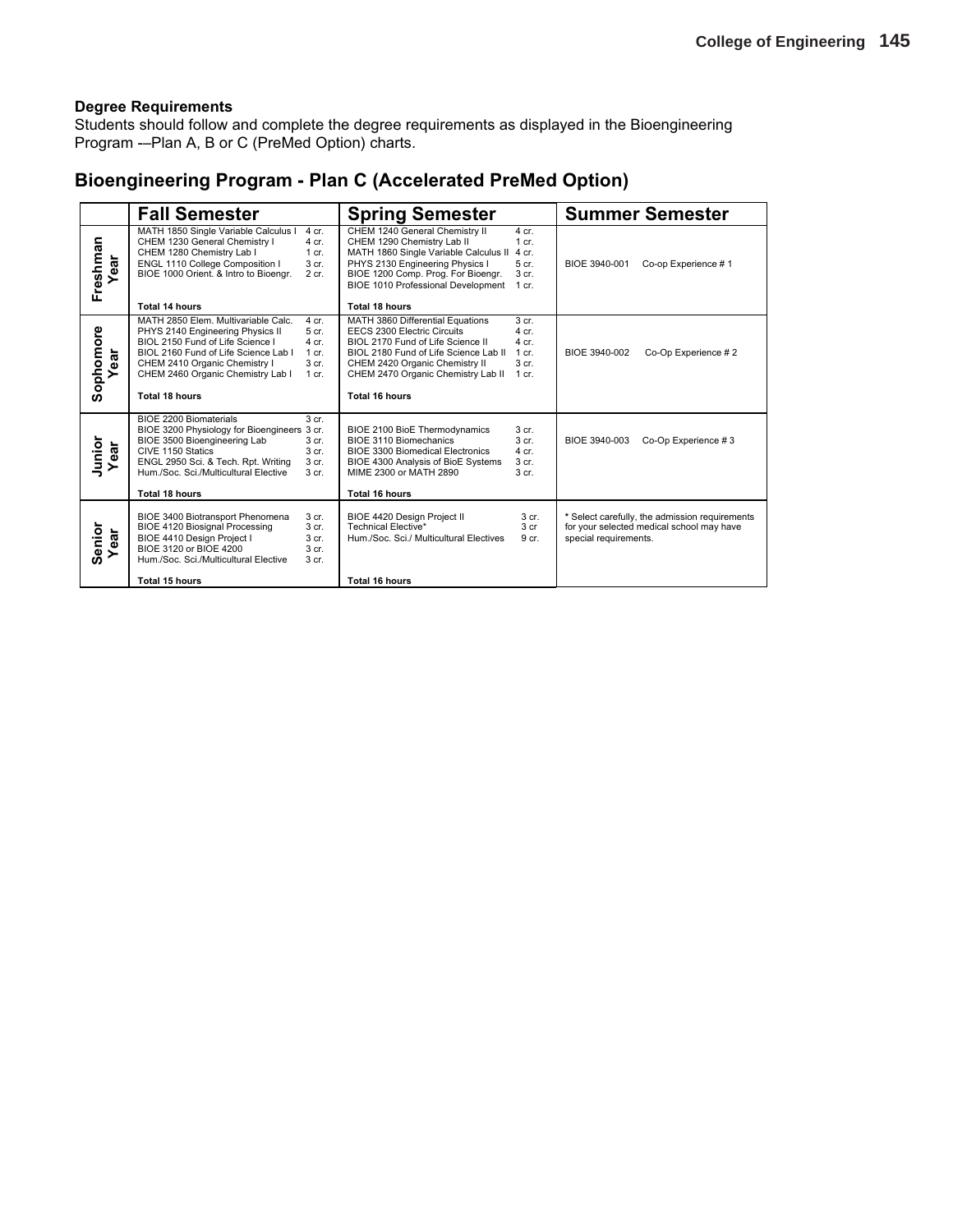### Degree Requirements

Students should follow and complete the degree requirements as displayed in the Bioengineering Program -–Plan A, B or C (PreMed Option) charts.

## Bioengineering Program - Plan C (Accelerated PreMed Option)

| | Fall Semester | Spring Semester | Summer Semester |
|---|---|---|---|
| Freshman Year | MATH 1850 Single Variable Calculus I 4 cr.<br>CHEM 1230 General Chemistry I 4 cr.<br>CHEM 1280 Chemistry Lab I 1 cr.<br>ENGL 1110 College Composition I 3 cr.<br>BIOE 1000 Orient. & Intro to Bioengr. 2 cr.<br>**Total 14 hours** | CHEM 1240 General Chemistry II 4 cr.<br>CHEM 1290 Chemistry Lab II 1 cr.<br>MATH 1860 Single Variable Calculus II 4 cr.<br>PHYS 2130 Engineering Physics I 5 cr.<br>BIOE 1200 Comp. Prog. For Bioengr. 3 cr.<br>BIOE 1010 Professional Development 1 cr.<br>**Total 18 hours** | BIOE 3940-001 Co-op Experience # 1 |
| Sophomore Year | MATH 2850 Elem. Multivariable Calc. 4 cr.<br>PHYS 2140 Engineering Physics II 5 cr.<br>BIOL 2150 Fund of Life Science I 4 cr.<br>BIOL 2160 Fund of Life Science Lab I 1 cr.<br>CHEM 2410 Organic Chemistry I 3 cr.<br>CHEM 2460 Organic Chemistry Lab I 1 cr.<br>**Total 18 hours** | MATH 3860 Differential Equations 3 cr.<br>EECS 2300 Electric Circuits 4 cr.<br>BIOL 2170 Fund of Life Science II 4 cr.<br>BIOL 2180 Fund of Life Science Lab II 1 cr.<br>CHEM 2420 Organic Chemistry II 3 cr.<br>CHEM 2470 Organic Chemistry Lab II 1 cr.<br>**Total 16 hours** | BIOE 3940-002 Co-Op Experience # 2 |
| Junior Year | BIOE 2200 Biomaterials 3 cr.<br>BIOE 3200 Physiology for Bioengineers 3 cr.<br>BIOE 3500 Bioengineering Lab 3 cr.<br>CIVE 1150 Statics 3 cr.<br>ENGL 2950 Sci. & Tech. Rpt. Writing 3 cr.<br>Hum./Soc. Sci./Multicultural Elective 3 cr.<br>**Total 18 hours** | BIOE 2100 BioE Thermodynamics 3 cr.<br>BIOE 3110 Biomechanics 3 cr.<br>BIOE 3300 Biomedical Electronics 4 cr.<br>BIOE 4300 Analysis of BioE Systems 3 cr.<br>MIME 2300 or MATH 2890 3 cr.<br>**Total 16 hours** | BIOE 3940-003 Co-Op Experience # 3 |
| Senior Year | BIOE 3400 Biotransport Phenomena 3 cr.<br>BIOE 4120 Biosignal Processing 3 cr.<br>BIOE 4410 Design Project I 3 cr.<br>BIOE 3120 or BIOE 4200 3 cr.<br>Hum./Soc. Sci./Multicultural Elective 3 cr.<br>**Total 15 hours** | BIOE 4420 Design Project II 3 cr.<br>Technical Elective* 3 cr<br>Hum./Soc. Sci./ Multicultural Electives 9 cr.<br>**Total 16 hours** | * Select carefully, the admission requirements for your selected medical school may have special requirements. |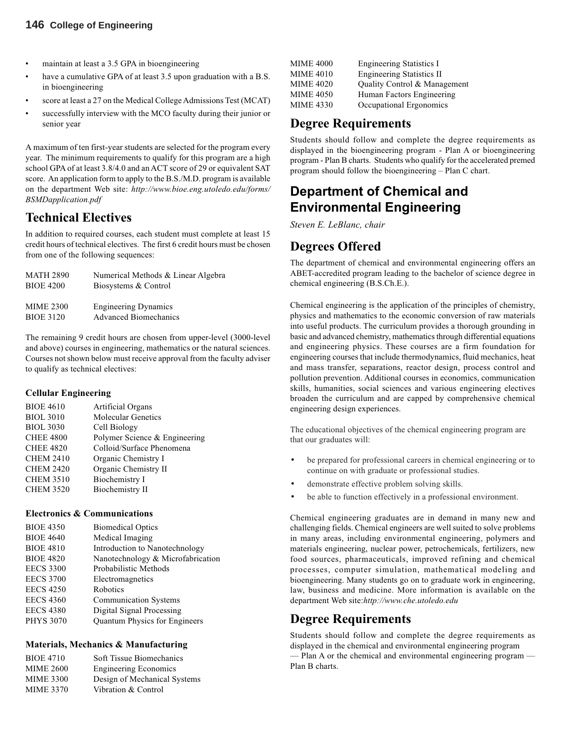- maintain at least a 3.5 GPA in bioengineering
- have a cumulative GPA of at least 3.5 upon graduation with a B.S. in bioengineering
- score at least a 27 on the Medical College Admissions Test (MCAT)
- successfully interview with the MCO faculty during their junior or senior year

A maximum of ten first-year students are selected for the program every year. The minimum requirements to qualify for this program are a high school GPA of at least 3.8/4.0 and an ACT score of 29 or equivalent SAT score. An application form to apply to the B.S./M.D. program is available on the department Web site: *http://www.bioe.eng.utoledo.edu/forms/BSMDapplication.pdf*

## Technical Electives

In addition to required courses, each student must complete at least 15 credit hours of technical electives. The first 6 credit hours must be chosen from one of the following sequences:

| | |
|---|---|
| MATH 2890 | Numerical Methods & Linear Algebra |
| BIOE 4200 | Biosystems & Control |
| | |
| MIME 2300 | Engineering Dynamics |
| BIOE 3120 | Advanced Biomechanics |

The remaining 9 credit hours are chosen from upper-level (3000-level and above) courses in engineering, mathematics or the natural sciences. Courses not shown below must receive approval from the faculty adviser to qualify as technical electives:

### Cellular Engineering

| | |
|---|---|
| BIOE 4610 | Artificial Organs |
| BIOL 3010 | Molecular Genetics |
| BIOL 3030 | Cell Biology |
| CHEE 4800 | Polymer Science & Engineering |
| CHEE 4820 | Colloid/Surface Phenomena |
| CHEM 2410 | Organic Chemistry I |
| CHEM 2420 | Organic Chemistry II |
| CHEM 3510 | Biochemistry I |
| CHEM 3520 | Biochemistry II |

### Electronics & Communications

| | |
|---|---|
| BIOE 4350 | Biomedical Optics |
| BIOE 4640 | Medical Imaging |
| BIOE 4810 | Introduction to Nanotechnology |
| BIOE 4820 | Nanotechnology & Microfabrication |
| EECS 3300 | Probabilistic Methods |
| EECS 3700 | Electromagnetics |
| EECS 4250 | Robotics |
| EECS 4360 | Communication Systems |
| EECS 4380 | Digital Signal Processing |
| PHYS 3070 | Quantum Physics for Engineers |

### Materials, Mechanics & Manufacturing

| | |
|---|---|
| BIOE 4710 | Soft Tissue Biomechanics |
| MIME 2600 | Engineering Economics |
| MIME 3300 | Design of Mechanical Systems |
| MIME 3370 | Vibration & Control |
| MIME 4000 | Engineering Statistics I |
| MIME 4010 | Engineering Statistics II |
| MIME 4020 | Quality Control & Management |
| MIME 4050 | Human Factors Engineering |
| MIME 4330 | Occupational Ergonomics |

## Degree Requirements

Students should follow and complete the degree requirements as displayed in the bioengineering program - Plan A or bioengineering program - Plan B charts. Students who qualify for the accelerated premed program should follow the bioengineering – Plan C chart.

# Department of Chemical and Environmental Engineering

*Steven E. LeBlanc, chair*

## Degrees Offered

The department of chemical and environmental engineering offers an ABET-accredited program leading to the bachelor of science degree in chemical engineering (B.S.Ch.E.).

Chemical engineering is the application of the principles of chemistry, physics and mathematics to the economic conversion of raw materials into useful products. The curriculum provides a thorough grounding in basic and advanced chemistry, mathematics through differential equations and engineering physics. These courses are a firm foundation for engineering courses that include thermodynamics, fluid mechanics, heat and mass transfer, separations, reactor design, process control and pollution prevention. Additional courses in economics, communication skills, humanities, social sciences and various engineering electives broaden the curriculum and are capped by comprehensive chemical engineering design experiences.

The educational objectives of the chemical engineering program are that our graduates will:

- be prepared for professional careers in chemical engineering or to continue on with graduate or professional studies.
- demonstrate effective problem solving skills.
- be able to function effectively in a professional environment.

Chemical engineering graduates are in demand in many new and challenging fields. Chemical engineers are well suited to solve problems in many areas, including environmental engineering, polymers and materials engineering, nuclear power, petrochemicals, fertilizers, new food sources, pharmaceuticals, improved refining and chemical processes, computer simulation, mathematical modeling and bioengineering. Many students go on to graduate work in engineering, law, business and medicine. More information is available on the department Web site:*http://www.che.utoledo.edu*

## Degree Requirements

Students should follow and complete the degree requirements as displayed in the chemical and environmental engineering program — Plan A or the chemical and environmental engineering program — Plan B charts.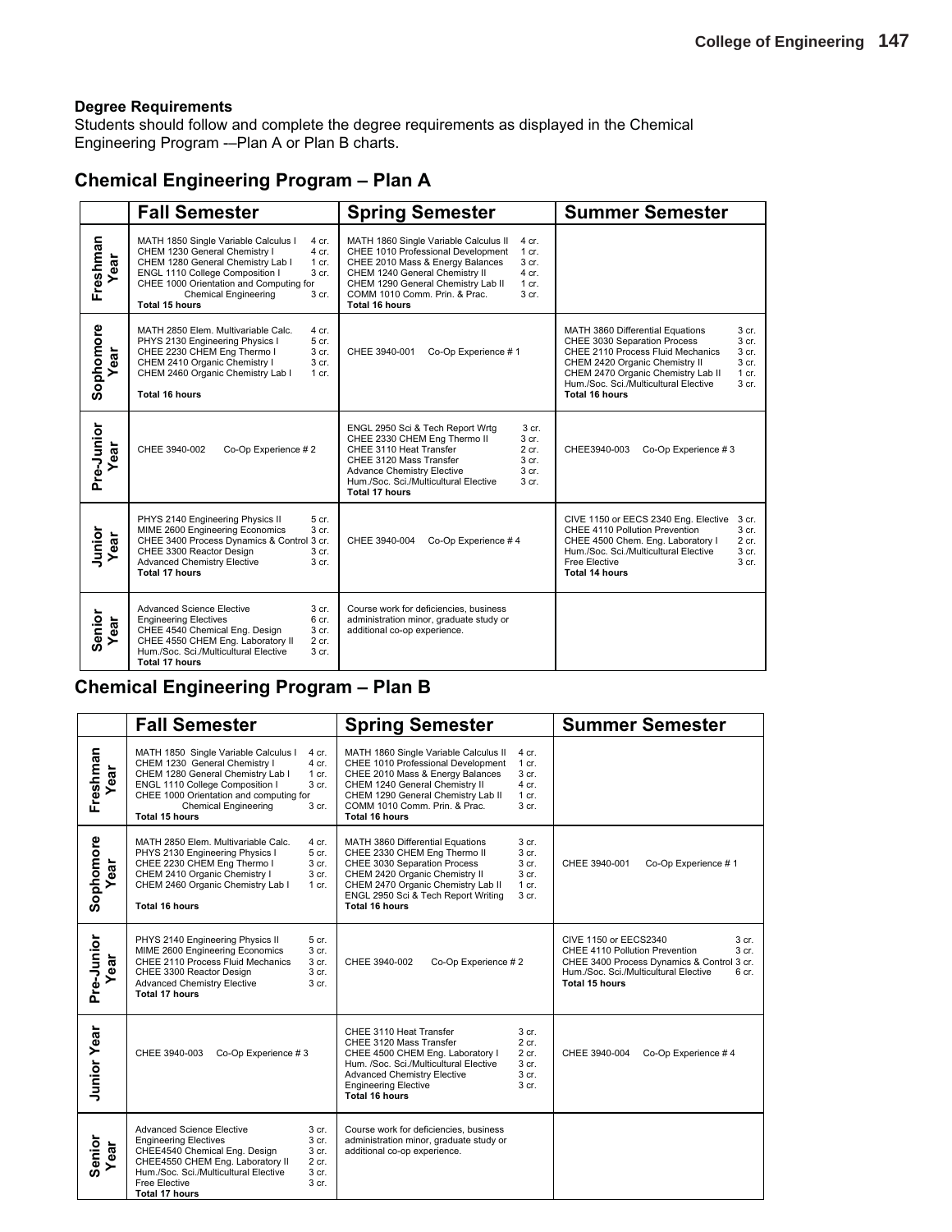**Degree Requirements**

Students should follow and complete the degree requirements as displayed in the Chemical Engineering Program -—Plan A or Plan B charts.

## Chemical Engineering Program – Plan A

| | Fall Semester | Spring Semester | Summer Semester |
|---|---|---|---|
| Freshman Year | MATH 1850 Single Variable Calculus I 4 cr.<br>CHEM 1230 General Chemistry I 4 cr.<br>CHEM 1280 General Chemistry Lab I 1 cr.<br>ENGL 1110 College Composition I 3 cr.<br>CHEE 1000 Orientation and Computing for Chemical Engineering 3 cr.<br>**Total 15 hours** | MATH 1860 Single Variable Calculus II 4 cr.<br>CHEE 1010 Professional Development 1 cr.<br>CHEE 2010 Mass & Energy Balances 3 cr.<br>CHEM 1240 General Chemistry II 4 cr.<br>CHEM 1290 General Chemistry Lab II 1 cr.<br>COMM 1010 Comm. Prin. & Prac. 3 cr.<br>**Total 16 hours** | |
| Sophomore Year | MATH 2850 Elem. Multivariable Calc. 4 cr.<br>PHYS 2130 Engineering Physics I 5 cr.<br>CHEE 2230 CHEM Eng Thermo I 3 cr.<br>CHEM 2410 Organic Chemistry I 3 cr.<br>CHEM 2460 Organic Chemistry Lab I 1 cr.<br>**Total 16 hours** | CHEE 3940-001 Co-Op Experience # 1 | MATH 3860 Differential Equations 3 cr.<br>CHEE 3030 Separation Process 3 cr.<br>CHEE 2110 Process Fluid Mechanics 3 cr.<br>CHEM 2420 Organic Chemistry II 3 cr.<br>CHEM 2470 Organic Chemistry Lab II 1 cr.<br>Hum./Soc. Sci./Multicultural Elective 3 cr.<br>**Total 16 hours** |
| Pre-Junior Year | CHEE 3940-002 Co-Op Experience # 2 | ENGL 2950 Sci & Tech Report Wrtg 3 cr.<br>CHEE 2330 CHEM Eng Thermo II 3 cr.<br>CHEE 3110 Heat Transfer 2 cr.<br>CHEE 3120 Mass Transfer 3 cr.<br>Advance Chemistry Elective 3 cr.<br>Hum./Soc. Sci./Multicultural Elective 3 cr.<br>**Total 17 hours** | CHEE3940-003 Co-Op Experience # 3 |
| Junior Year | PHYS 2140 Engineering Physics II 5 cr.<br>MIME 2600 Engineering Economics 3 cr.<br>CHEE 3400 Process Dynamics & Control 3 cr.<br>CHEE 3300 Reactor Design 3 cr.<br>Advanced Chemistry Elective 3 cr.<br>**Total 17 hours** | CHEE 3940-004 Co-Op Experience # 4 | CIVE 1150 or EECS 2340 Eng. Elective 3 cr.<br>CHEE 4110 Pollution Prevention 3 cr.<br>CHEE 4500 Chem. Eng. Laboratory I 2 cr.<br>Hum./Soc. Sci./Multicultural Elective 3 cr.<br>Free Elective 3 cr.<br>**Total 14 hours** |
| Senior Year | Advanced Science Elective 3 cr.<br>Engineering Electives 6 cr.<br>CHEE 4540 Chemical Eng. Design 3 cr.<br>CHEE 4550 CHEM Eng. Laboratory II 2 cr.<br>Hum./Soc. Sci./Multicultural Elective 3 cr.<br>**Total 17 hours** | Course work for deficiencies, business administration minor, graduate study or additional co-op experience. | |

## Chemical Engineering Program – Plan B

| | Fall Semester | Spring Semester | Summer Semester |
|---|---|---|---|
| Freshman Year | MATH 1850 Single Variable Calculus I 4 cr.<br>CHEM 1230 General Chemistry I 4 cr.<br>CHEM 1280 General Chemistry Lab I 1 cr.<br>ENGL 1110 College Composition I 3 cr.<br>CHEE 1000 Orientation and computing for Chemical Engineering 3 cr.<br>**Total 15 hours** | MATH 1860 Single Variable Calculus II 4 cr.<br>CHEE 1010 Professional Development 1 cr.<br>CHEE 2010 Mass & Energy Balances 3 cr.<br>CHEM 1240 General Chemistry II 4 cr.<br>CHEM 1290 General Chemistry Lab II 1 cr.<br>COMM 1010 Comm. Prin. & Prac. 3 cr.<br>**Total 16 hours** | |
| Sophomore Year | MATH 2850 Elem. Multivariable Calc. 4 cr.<br>PHYS 2130 Engineering Physics I 5 cr.<br>CHEE 2230 CHEM Eng Thermo I 3 cr.<br>CHEM 2410 Organic Chemistry I 3 cr.<br>CHEM 2460 Organic Chemistry Lab I 1 cr.<br>**Total 16 hours** | MATH 3860 Differential Equations 3 cr.<br>CHEE 2330 CHEM Eng Thermo II 3 cr.<br>CHEE 3030 Separation Process 3 cr.<br>CHEM 2420 Organic Chemistry II 3 cr.<br>CHEM 2470 Organic Chemistry Lab II 1 cr.<br>ENGL 2950 Sci & Tech Report Writing 3 cr.<br>**Total 16 hours** | CHEE 3940-001 Co-Op Experience # 1 |
| Pre-Junior Year | PHYS 2140 Engineering Physics II 5 cr.<br>MIME 2600 Engineering Economics 3 cr.<br>CHEE 2110 Process Fluid Mechanics 3 cr.<br>CHEE 3300 Reactor Design 3 cr.<br>Advanced Chemistry Elective 3 cr.<br>**Total 17 hours** | CHEE 3940-002 Co-Op Experience # 2 | CIVE 1150 or EECS2340 3 cr.<br>CHEE 4110 Pollution Prevention 3 cr.<br>CHEE 3400 Process Dynamics & Control 3 cr.<br>Hum./Soc. Sci./Multicultural Elective 6 cr.<br>**Total 15 hours** |
| Junior Year | CHEE 3940-003 Co-Op Experience # 3 | CHEE 3110 Heat Transfer 3 cr.<br>CHEE 3120 Mass Transfer 2 cr.<br>CHEE 4500 CHEM Eng. Laboratory I 2 cr.<br>Hum. /Soc. Sci./Multicultural Elective 3 cr.<br>Advanced Chemistry Elective 3 cr.<br>Engineering Elective 3 cr.<br>**Total 16 hours** | CHEE 3940-004 Co-Op Experience # 4 |
| Senior Year | Advanced Science Elective 3 cr.<br>Engineering Electives 3 cr.<br>CHEE4540 Chemical Eng. Design 3 cr.<br>CHEE4550 CHEM Eng. Laboratory II 2 cr.<br>Hum./Soc. Sci./Multicultural Elective 3 cr.<br>Free Elective 3 cr.<br>**Total 17 hours** | Course work for deficiencies, business administration minor, graduate study or additional co-op experience. | |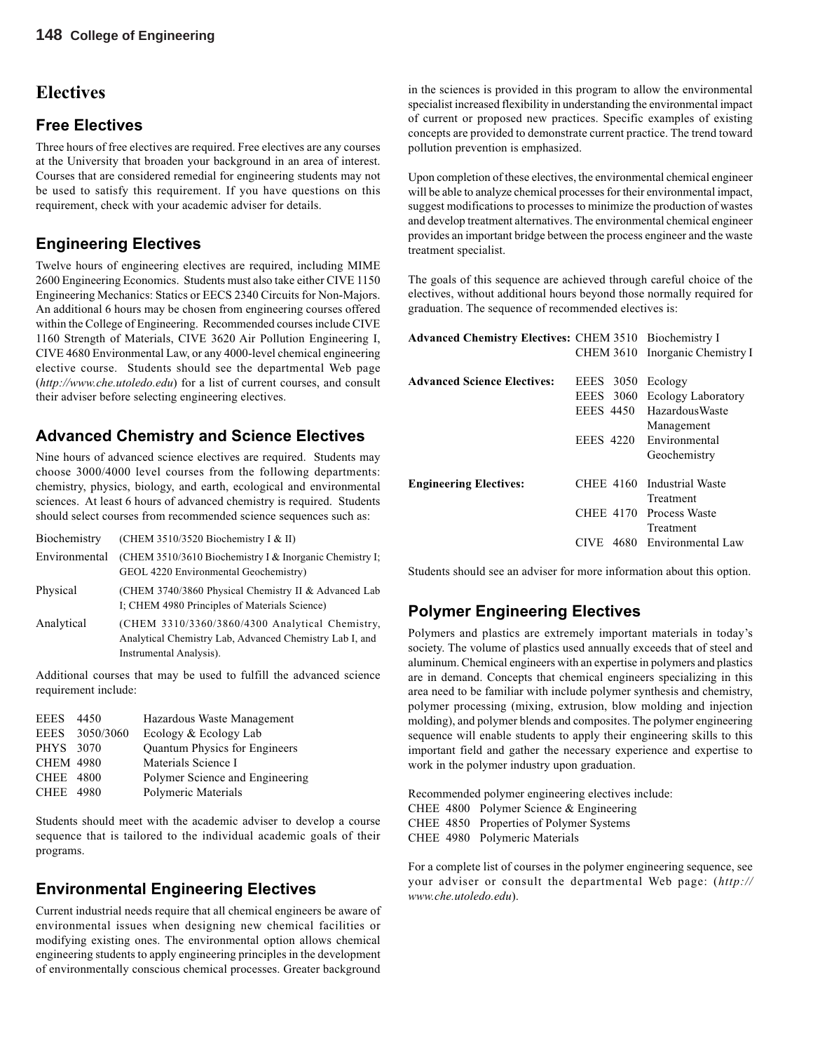# Electives

## Free Electives

Three hours of free electives are required. Free electives are any courses at the University that broaden your background in an area of interest. Courses that are considered remedial for engineering students may not be used to satisfy this requirement. If you have questions on this requirement, check with your academic adviser for details.

## Engineering Electives

Twelve hours of engineering electives are required, including MIME 2600 Engineering Economics. Students must also take either CIVE 1150 Engineering Mechanics: Statics or EECS 2340 Circuits for Non-Majors. An additional 6 hours may be chosen from engineering courses offered within the College of Engineering. Recommended courses include CIVE 1160 Strength of Materials, CIVE 3620 Air Pollution Engineering I, CIVE 4680 Environmental Law, or any 4000-level chemical engineering elective course. Students should see the departmental Web page (*http://www.che.utoledo.edu*) for a list of current courses, and consult their adviser before selecting engineering electives.

## Advanced Chemistry and Science Electives

Nine hours of advanced science electives are required. Students may choose 3000/4000 level courses from the following departments: chemistry, physics, biology, and earth, ecological and environmental sciences. At least 6 hours of advanced chemistry is required. Students should select courses from recommended science sequences such as:

| | |
|---|---|
| Biochemistry | (CHEM 3510/3520 Biochemistry I & II) |
| Environmental | (CHEM 3510/3610 Biochemistry I & Inorganic Chemistry I; GEOL 4220 Environmental Geochemistry) |
| Physical | (CHEM 3740/3860 Physical Chemistry II & Advanced Lab I; CHEM 4980 Principles of Materials Science) |
| Analytical | (CHEM 3310/3360/3860/4300 Analytical Chemistry, Analytical Chemistry Lab, Advanced Chemistry Lab I, and Instrumental Analysis). |

Additional courses that may be used to fulfill the advanced science requirement include:

| | |
|---|---|
| EEES 4450 | Hazardous Waste Management |
| EEES 3050/3060 | Ecology & Ecology Lab |
| PHYS 3070 | Quantum Physics for Engineers |
| CHEM 4980 | Materials Science I |
| CHEE 4800 | Polymer Science and Engineering |
| CHEE 4980 | Polymeric Materials |

Students should meet with the academic adviser to develop a course sequence that is tailored to the individual academic goals of their programs.

## Environmental Engineering Electives

Current industrial needs require that all chemical engineers be aware of environmental issues when designing new chemical facilities or modifying existing ones. The environmental option allows chemical engineering students to apply engineering principles in the development of environmentally conscious chemical processes. Greater background in the sciences is provided in this program to allow the environmental specialist increased flexibility in understanding the environmental impact of current or proposed new practices. Specific examples of existing concepts are provided to demonstrate current practice. The trend toward pollution prevention is emphasized.

Upon completion of these electives, the environmental chemical engineer will be able to analyze chemical processes for their environmental impact, suggest modifications to processes to minimize the production of wastes and develop treatment alternatives. The environmental chemical engineer provides an important bridge between the process engineer and the waste treatment specialist.

The goals of this sequence are achieved through careful choice of the electives, without additional hours beyond those normally required for graduation. The sequence of recommended electives is:

| | | |
|---|---|---|
| **Advanced Chemistry Electives:** | CHEM 3510 | Biochemistry I |
| | CHEM 3610 | Inorganic Chemistry I |
| **Advanced Science Electives:** | EEES 3050 | Ecology |
| | EEES 3060 | Ecology Laboratory |
| | EEES 4450 | Hazardous Waste Management |
| | EEES 4220 | Environmental Geochemistry |
| **Engineering Electives:** | CHEE 4160 | Industrial Waste Treatment |
| | CHEE 4170 | Process Waste Treatment |
| | CIVE 4680 | Environmental Law |

Students should see an adviser for more information about this option.

## Polymer Engineering Electives

Polymers and plastics are extremely important materials in today's society. The volume of plastics used annually exceeds that of steel and aluminum. Chemical engineers with an expertise in polymers and plastics are in demand. Concepts that chemical engineers specializing in this area need to be familiar with include polymer synthesis and chemistry, polymer processing (mixing, extrusion, blow molding and injection molding), and polymer blends and composites. The polymer engineering sequence will enable students to apply their engineering skills to this important field and gather the necessary experience and expertise to work in the polymer industry upon graduation.

Recommended polymer engineering electives include:

CHEE 4800 Polymer Science & Engineering
CHEE 4850 Properties of Polymer Systems
CHEE 4980 Polymeric Materials

For a complete list of courses in the polymer engineering sequence, see your adviser or consult the departmental Web page: (*http://www.che.utoledo.edu*).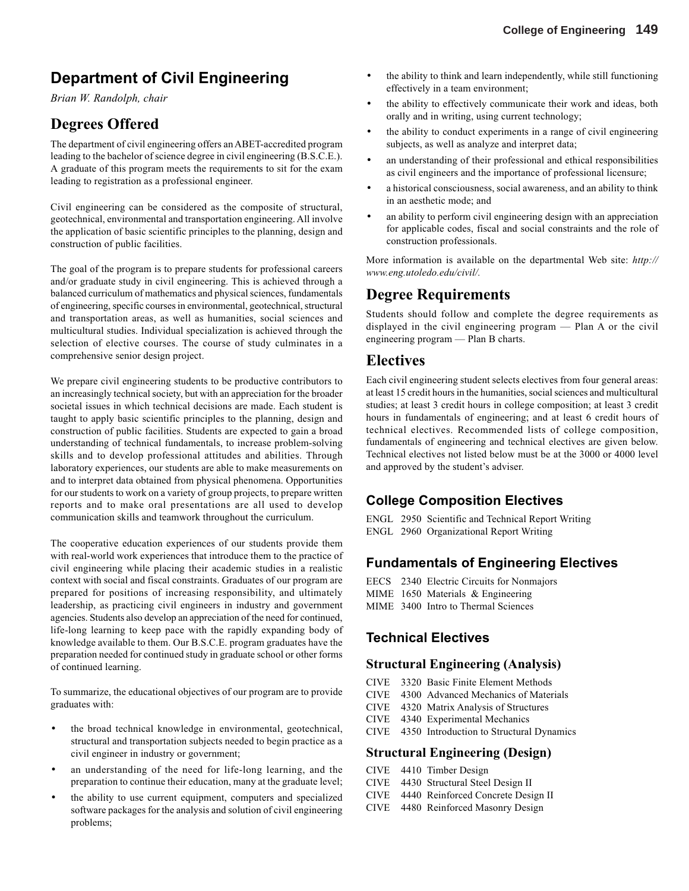# Department of Civil Engineering

*Brian W. Randolph, chair*

## Degrees Offered

The department of civil engineering offers an ABET-accredited program leading to the bachelor of science degree in civil engineering (B.S.C.E.). A graduate of this program meets the requirements to sit for the exam leading to registration as a professional engineer.

Civil engineering can be considered as the composite of structural, geotechnical, environmental and transportation engineering. All involve the application of basic scientific principles to the planning, design and construction of public facilities.

The goal of the program is to prepare students for professional careers and/or graduate study in civil engineering. This is achieved through a balanced curriculum of mathematics and physical sciences, fundamentals of engineering, specific courses in environmental, geotechnical, structural and transportation areas, as well as humanities, social sciences and multicultural studies. Individual specialization is achieved through the selection of elective courses. The course of study culminates in a comprehensive senior design project.

We prepare civil engineering students to be productive contributors to an increasingly technical society, but with an appreciation for the broader societal issues in which technical decisions are made. Each student is taught to apply basic scientific principles to the planning, design and construction of public facilities. Students are expected to gain a broad understanding of technical fundamentals, to increase problem-solving skills and to develop professional attitudes and abilities. Through laboratory experiences, our students are able to make measurements on and to interpret data obtained from physical phenomena. Opportunities for our students to work on a variety of group projects, to prepare written reports and to make oral presentations are all used to develop communication skills and teamwork throughout the curriculum.

The cooperative education experiences of our students provide them with real-world work experiences that introduce them to the practice of civil engineering while placing their academic studies in a realistic context with social and fiscal constraints. Graduates of our program are prepared for positions of increasing responsibility, and ultimately leadership, as practicing civil engineers in industry and government agencies. Students also develop an appreciation of the need for continued, life-long learning to keep pace with the rapidly expanding body of knowledge available to them. Our B.S.C.E. program graduates have the preparation needed for continued study in graduate school or other forms of continued learning.

To summarize, the educational objectives of our program are to provide graduates with:

- the broad technical knowledge in environmental, geotechnical, structural and transportation subjects needed to begin practice as a civil engineer in industry or government;
- an understanding of the need for life-long learning, and the preparation to continue their education, many at the graduate level;
- the ability to use current equipment, computers and specialized software packages for the analysis and solution of civil engineering problems;
- the ability to think and learn independently, while still functioning effectively in a team environment;
- the ability to effectively communicate their work and ideas, both orally and in writing, using current technology;
- the ability to conduct experiments in a range of civil engineering subjects, as well as analyze and interpret data;
- an understanding of their professional and ethical responsibilities as civil engineers and the importance of professional licensure;
- a historical consciousness, social awareness, and an ability to think in an aesthetic mode; and
- an ability to perform civil engineering design with an appreciation for applicable codes, fiscal and social constraints and the role of construction professionals.

More information is available on the departmental Web site: *http://www.eng.utoledo.edu/civil/.*

## Degree Requirements

Students should follow and complete the degree requirements as displayed in the civil engineering program — Plan A or the civil engineering program — Plan B charts.

## Electives

Each civil engineering student selects electives from four general areas: at least 15 credit hours in the humanities, social sciences and multicultural studies; at least 3 credit hours in college composition; at least 3 credit hours in fundamentals of engineering; and at least 6 credit hours of technical electives. Recommended lists of college composition, fundamentals of engineering and technical electives are given below. Technical electives not listed below must be at the 3000 or 4000 level and approved by the student's adviser.

### College Composition Electives

ENGL 2950 Scientific and Technical Report Writing
ENGL 2960 Organizational Report Writing

### Fundamentals of Engineering Electives

EECS 2340 Electric Circuits for Nonmajors
MIME 1650 Materials & Engineering
MIME 3400 Intro to Thermal Sciences

### Technical Electives

#### Structural Engineering (Analysis)

CIVE 3320 Basic Finite Element Methods
CIVE 4300 Advanced Mechanics of Materials
CIVE 4320 Matrix Analysis of Structures
CIVE 4340 Experimental Mechanics
CIVE 4350 Introduction to Structural Dynamics

#### Structural Engineering (Design)

CIVE 4410 Timber Design
CIVE 4430 Structural Steel Design II
CIVE 4440 Reinforced Concrete Design II
CIVE 4480 Reinforced Masonry Design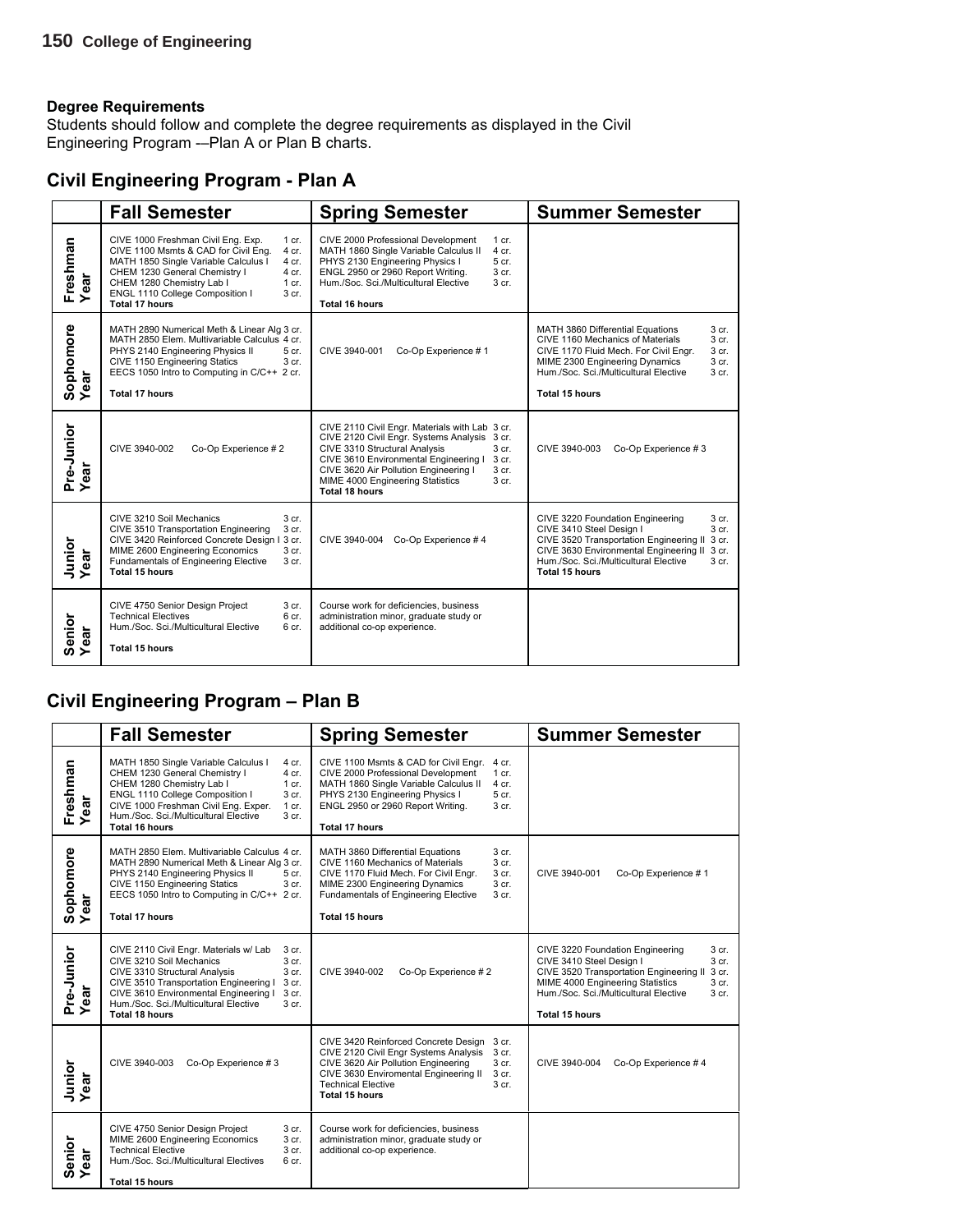### Degree Requirements

Students should follow and complete the degree requirements as displayed in the Civil Engineering Program -–Plan A or Plan B charts.

## Civil Engineering Program - Plan A

| | Fall Semester | Spring Semester | Summer Semester |
|---|---|---|---|
| Freshman Year | CIVE 1000 Freshman Civil Eng. Exp. 1 cr.<br>CIVE 1100 Msmts & CAD for Civil Eng. 4 cr.<br>MATH 1850 Single Variable Calculus I 4 cr.<br>CHEM 1230 General Chemistry I 4 cr.<br>CHEM 1280 Chemistry Lab I 1 cr.<br>ENGL 1110 College Composition I 3 cr.<br>**Total 17 hours** | CIVE 2000 Professional Development 1 cr.<br>MATH 1860 Single Variable Calculus II 4 cr.<br>PHYS 2130 Engineering Physics I 5 cr.<br>ENGL 2950 or 2960 Report Writing. 3 cr.<br>Hum./Soc. Sci./Multicultural Elective 3 cr.<br>**Total 16 hours** | |
| Sophomore Year | MATH 2890 Numerical Meth & Linear Alg 3 cr.<br>MATH 2850 Elem. Multivariable Calculus 4 cr.<br>PHYS 2140 Engineering Physics II 5 cr.<br>CIVE 1150 Engineering Statics 3 cr.<br>EECS 1050 Intro to Computing in C/C++ 2 cr.<br>**Total 17 hours** | CIVE 3940-001 Co-Op Experience # 1 | MATH 3860 Differential Equations 3 cr.<br>CIVE 1160 Mechanics of Materials 3 cr.<br>CIVE 1170 Fluid Mech. For Civil Engr. 3 cr.<br>MIME 2300 Engineering Dynamics 3 cr.<br>Hum./Soc. Sci./Multicultural Elective 3 cr.<br>**Total 15 hours** |
| Pre-Junior Year | CIVE 3940-002 Co-Op Experience # 2 | CIVE 2110 Civil Engr. Materials with Lab 3 cr.<br>CIVE 2120 Civil Engr. Systems Analysis 3 cr.<br>CIVE 3310 Structural Analysis 3 cr.<br>CIVE 3610 Environmental Engineering I 3 cr.<br>CIVE 3620 Air Pollution Engineering I 3 cr.<br>MIME 4000 Engineering Statistics 3 cr.<br>**Total 18 hours** | CIVE 3940-003 Co-Op Experience # 3 |
| Junior Year | CIVE 3210 Soil Mechanics 3 cr.<br>CIVE 3510 Transportation Engineering 3 cr.<br>CIVE 3420 Reinforced Concrete Design I 3 cr.<br>MIME 2600 Engineering Economics 3 cr.<br>Fundamentals of Engineering Elective 3 cr.<br>**Total 15 hours** | CIVE 3940-004 Co-Op Experience # 4 | CIVE 3220 Foundation Engineering 3 cr.<br>CIVE 3410 Steel Design I 3 cr.<br>CIVE 3520 Transportation Engineering II 3 cr.<br>CIVE 3630 Environmental Engineering II 3 cr.<br>Hum./Soc. Sci./Multicultural Elective 3 cr.<br>**Total 15 hours** |
| Senior Year | CIVE 4750 Senior Design Project 3 cr.<br>Technical Electives 6 cr.<br>Hum./Soc. Sci./Multicultural Elective 6 cr.<br>**Total 15 hours** | Course work for deficiencies, business administration minor, graduate study or additional co-op experience. | |

## Civil Engineering Program – Plan B

| | Fall Semester | Spring Semester | Summer Semester |
|---|---|---|---|
| Freshman Year | MATH 1850 Single Variable Calculus I 4 cr.<br>CHEM 1230 General Chemistry I 4 cr.<br>CHEM 1280 Chemistry Lab I 1 cr.<br>ENGL 1110 College Composition I 3 cr.<br>CIVE 1000 Freshman Civil Eng. Exper. 1 cr.<br>Hum./Soc. Sci./Multicultural Elective 3 cr.<br>**Total 16 hours** | CIVE 1100 Msmts & CAD for Civil Engr. 4 cr.<br>CIVE 2000 Professional Development 1 cr.<br>MATH 1860 Single Variable Calculus II 4 cr.<br>PHYS 2130 Engineering Physics I 5 cr.<br>ENGL 2950 or 2960 Report Writing. 3 cr.<br>**Total 17 hours** | |
| Sophomore Year | MATH 2850 Elem. Multivariable Calculus 4 cr.<br>MATH 2890 Numerical Meth & Linear Alg 3 cr.<br>PHYS 2140 Engineering Physics II 5 cr.<br>CIVE 1150 Engineering Statics 3 cr.<br>EECS 1050 Intro to Computing in C/C++ 2 cr.<br>**Total 17 hours** | MATH 3860 Differential Equations 3 cr.<br>CIVE 1160 Mechanics of Materials 3 cr.<br>CIVE 1170 Fluid Mech. For Civil Engr. 3 cr.<br>MIME 2300 Engineering Dynamics 3 cr.<br>Fundamentals of Engineering Elective 3 cr.<br>**Total 15 hours** | CIVE 3940-001 Co-Op Experience # 1 |
| Pre-Junior Year | CIVE 2110 Civil Engr. Materials w/ Lab 3 cr.<br>CIVE 3210 Soil Mechanics 3 cr.<br>CIVE 3310 Structural Analysis 3 cr.<br>CIVE 3510 Transportation Engineering I 3 cr.<br>CIVE 3610 Environmental Engineering I 3 cr.<br>Hum./Soc. Sci./Multicultural Elective 3 cr.<br>**Total 18 hours** | CIVE 3940-002 Co-Op Experience # 2 | CIVE 3220 Foundation Engineering 3 cr.<br>CIVE 3410 Steel Design I 3 cr.<br>CIVE 3520 Transportation Engineering II 3 cr.<br>MIME 4000 Engineering Statistics 3 cr.<br>Hum./Soc. Sci./Multicultural Elective 3 cr.<br>**Total 15 hours** |
| Junior Year | CIVE 3940-003 Co-Op Experience # 3 | CIVE 3420 Reinforced Concrete Design 3 cr.<br>CIVE 2120 Civil Engr Systems Analysis 3 cr.<br>CIVE 3620 Air Pollution Engineering 3 cr.<br>CIVE 3630 Enviromental Engineering II 3 cr.<br>Technical Elective 3 cr.<br>**Total 15 hours** | CIVE 3940-004 Co-Op Experience # 4 |
| Senior Year | CIVE 4750 Senior Design Project 3 cr.<br>MIME 2600 Engineering Economics 3 cr.<br>Technical Elective 3 cr.<br>Hum./Soc. Sci./Multicultural Electives 6 cr.<br>**Total 15 hours** | Course work for deficiencies, business administration minor, graduate study or additional co-op experience. | |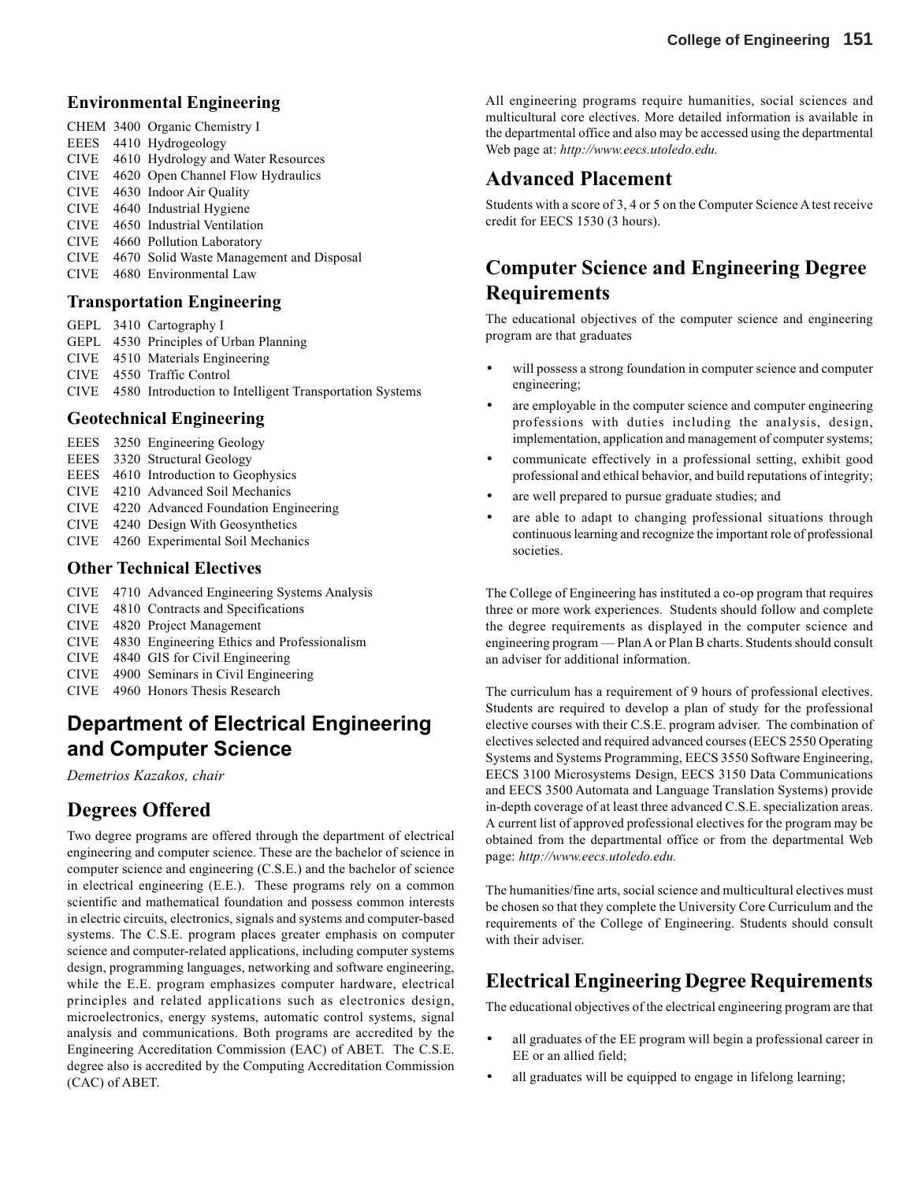### Environmental Engineering

CHEM 3400 Organic Chemistry I
EEES 4410 Hydrogeology
CIVE 4610 Hydrology and Water Resources
CIVE 4620 Open Channel Flow Hydraulics
CIVE 4630 Indoor Air Quality
CIVE 4640 Industrial Hygiene
CIVE 4650 Industrial Ventilation
CIVE 4660 Pollution Laboratory
CIVE 4670 Solid Waste Management and Disposal
CIVE 4680 Environmental Law

### Transportation Engineering

GEPL 3410 Cartography I
GEPL 4530 Principles of Urban Planning
CIVE 4510 Materials Engineering
CIVE 4550 Traffic Control
CIVE 4580 Introduction to Intelligent Transportation Systems

### Geotechnical Engineering

EEES 3250 Engineering Geology
EEES 3320 Structural Geology
EEES 4610 Introduction to Geophysics
CIVE 4210 Advanced Soil Mechanics
CIVE 4220 Advanced Foundation Engineering
CIVE 4240 Design With Geosynthetics
CIVE 4260 Experimental Soil Mechanics

### Other Technical Electives

CIVE 4710 Advanced Engineering Systems Analysis
CIVE 4810 Contracts and Specifications
CIVE 4820 Project Management
CIVE 4830 Engineering Ethics and Professionalism
CIVE 4840 GIS for Civil Engineering
CIVE 4900 Seminars in Civil Engineering
CIVE 4960 Honors Thesis Research

# Department of Electrical Engineering and Computer Science

*Demetrios Kazakos, chair*

## Degrees Offered

Two degree programs are offered through the department of electrical engineering and computer science. These are the bachelor of science in computer science and engineering (C.S.E.) and the bachelor of science in electrical engineering (E.E.). These programs rely on a common scientific and mathematical foundation and possess common interests in electric circuits, electronics, signals and systems and computer-based systems. The C.S.E. program places greater emphasis on computer science and computer-related applications, including computer systems design, programming languages, networking and software engineering, while the E.E. program emphasizes computer hardware, electrical principles and related applications such as electronics design, microelectronics, energy systems, automatic control systems, signal analysis and communications. Both programs are accredited by the Engineering Accreditation Commission (EAC) of ABET. The C.S.E. degree also is accredited by the Computing Accreditation Commission (CAC) of ABET.

All engineering programs require humanities, social sciences and multicultural core electives. More detailed information is available in the departmental office and also may be accessed using the departmental Web page at: *http://www.eecs.utoledo.edu.*

## Advanced Placement

Students with a score of 3, 4 or 5 on the Computer Science A test receive credit for EECS 1530 (3 hours).

## Computer Science and Engineering Degree Requirements

The educational objectives of the computer science and engineering program are that graduates

- will possess a strong foundation in computer science and computer engineering;
- are employable in the computer science and computer engineering professions with duties including the analysis, design, implementation, application and management of computer systems;
- communicate effectively in a professional setting, exhibit good professional and ethical behavior, and build reputations of integrity;
- are well prepared to pursue graduate studies; and
- are able to adapt to changing professional situations through continuous learning and recognize the important role of professional societies.

The College of Engineering has instituted a co-op program that requires three or more work experiences. Students should follow and complete the degree requirements as displayed in the computer science and engineering program — Plan A or Plan B charts. Students should consult an adviser for additional information.

The curriculum has a requirement of 9 hours of professional electives. Students are required to develop a plan of study for the professional elective courses with their C.S.E. program adviser. The combination of electives selected and required advanced courses (EECS 2550 Operating Systems and Systems Programming, EECS 3550 Software Engineering, EECS 3100 Microsystems Design, EECS 3150 Data Communications and EECS 3500 Automata and Language Translation Systems) provide in-depth coverage of at least three advanced C.S.E. specialization areas. A current list of approved professional electives for the program may be obtained from the departmental office or from the departmental Web page: *http://www.eecs.utoledo.edu.*

The humanities/fine arts, social science and multicultural electives must be chosen so that they complete the University Core Curriculum and the requirements of the College of Engineering. Students should consult with their adviser.

## Electrical Engineering Degree Requirements

The educational objectives of the electrical engineering program are that

- all graduates of the EE program will begin a professional career in EE or an allied field;
- all graduates will be equipped to engage in lifelong learning;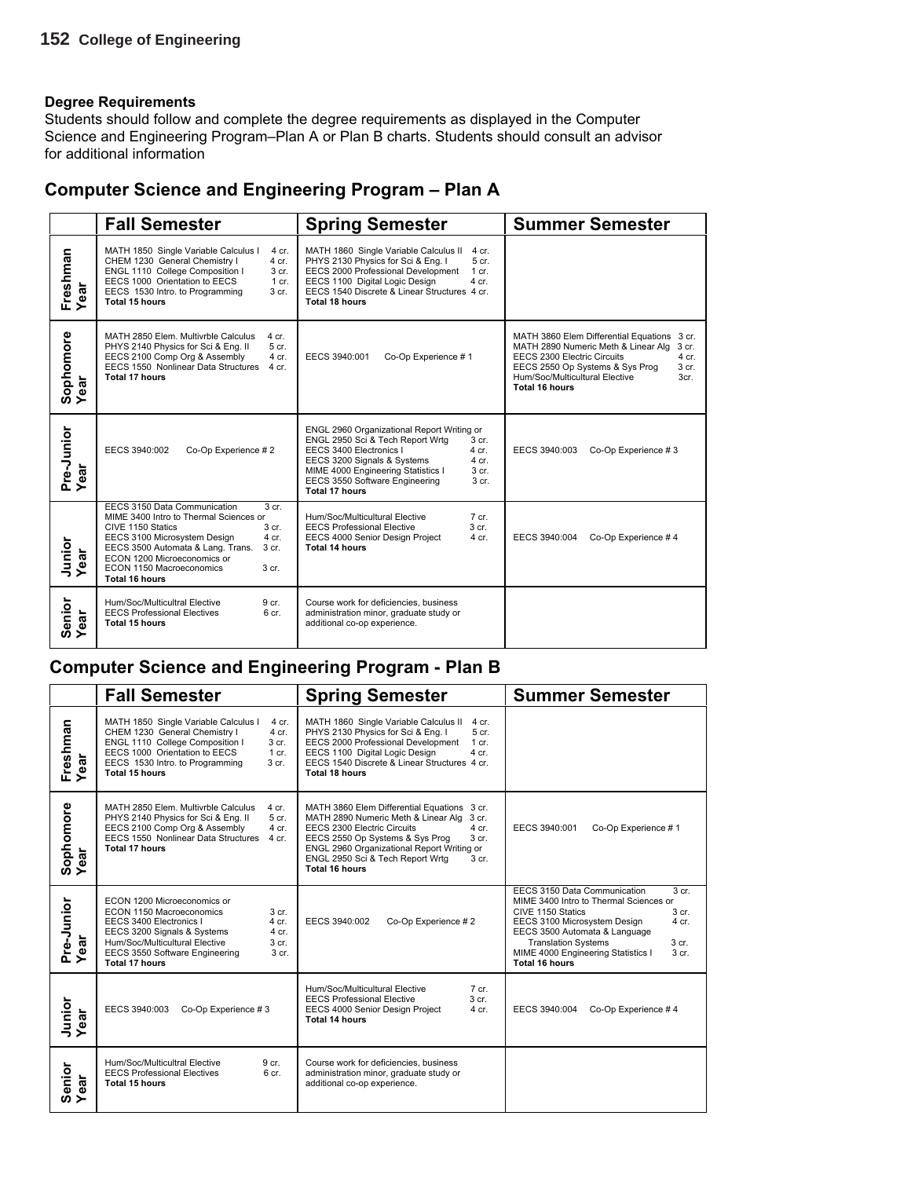**Degree Requirements**

Students should follow and complete the degree requirements as displayed in the Computer Science and Engineering Program–Plan A or Plan B charts. Students should consult an advisor for additional information

## Computer Science and Engineering Program – Plan A

| | Fall Semester | Spring Semester | Summer Semester |
|---|---|---|---|
| Freshman Year | MATH 1850 Single Variable Calculus I 4 cr.<br>CHEM 1230 General Chemistry I 4 cr.<br>ENGL 1110 College Composition I 3 cr.<br>EECS 1000 Orientation to EECS 1 cr.<br>EECS 1530 Intro. to Programming 3 cr.<br>**Total 15 hours** | MATH 1860 Single Variable Calculus II 4 cr.<br>PHYS 2130 Physics for Sci & Eng. I 5 cr.<br>EECS 2000 Professional Development 1 cr.<br>EECS 1100 Digital Logic Design 4 cr.<br>EECS 1540 Discrete & Linear Structures 4 cr.<br>**Total 18 hours** | |
| Sophomore Year | MATH 2850 Elem. Multivrble Calculus 4 cr.<br>PHYS 2140 Physics for Sci & Eng. II 5 cr.<br>EECS 2100 Comp Org & Assembly 4 cr.<br>EECS 1550 Nonlinear Data Structures 4 cr.<br>**Total 17 hours** | EECS 3940:001 Co-Op Experience # 1 | MATH 3860 Elem Differential Equations 3 cr.<br>MATH 2890 Numeric Meth & Linear Alg 3 cr.<br>EECS 2300 Electric Circuits 4 cr.<br>EECS 2550 Op Systems & Sys Prog 3 cr.<br>Hum/Soc/Multicultural Elective 3cr.<br>**Total 16 hours** |
| Pre-Junior Year | EECS 3940:002 Co-Op Experience # 2 | ENGL 2960 Organizational Report Writing or<br>ENGL 2950 Sci & Tech Report Wrtg 3 cr.<br>EECS 3400 Electronics I 4 cr.<br>EECS 3200 Signals & Systems 4 cr.<br>MIME 4000 Engineering Statistics I 3 cr.<br>EECS 3550 Software Engineering 3 cr.<br>**Total 17 hours** | EECS 3940:003 Co-Op Experience # 3 |
| Junior Year | EECS 3150 Data Communication 3 cr.<br>MIME 3400 Intro to Thermal Sciences or<br>CIVE 1150 Statics 3 cr.<br>EECS 3100 Microsystem Design 4 cr.<br>EECS 3500 Automata & Lang. Trans. 3 cr.<br>ECON 1200 Microeconomics or<br>ECON 1150 Macroeconomics 3 cr.<br>**Total 16 hours** | Hum/Soc/Multicultural Elective 7 cr.<br>EECS Professional Elective 3 cr.<br>EECS 4000 Senior Design Project 4 cr.<br>**Total 14 hours** | EECS 3940:004 Co-Op Experience # 4 |
| Senior Year | Hum/Soc/Multicultral Elective 9 cr.<br>EECS Professional Electives 6 cr.<br>**Total 15 hours** | Course work for deficiencies, business administration minor, graduate study or additional co-op experience. | |

## Computer Science and Engineering Program - Plan B

| | Fall Semester | Spring Semester | Summer Semester |
|---|---|---|---|
| Freshman Year | MATH 1850 Single Variable Calculus I 4 cr.<br>CHEM 1230 General Chemistry I 4 cr.<br>ENGL 1110 College Composition I 3 cr.<br>EECS 1000 Orientation to EECS 1 cr.<br>EECS 1530 Intro. to Programming 3 cr.<br>**Total 15 hours** | MATH 1860 Single Variable Calculus II 4 cr.<br>PHYS 2130 Physics for Sci & Eng. I 5 cr.<br>EECS 2000 Professional Development 1 cr.<br>EECS 1100 Digital Logic Design 4 cr.<br>EECS 1540 Discrete & Linear Structures 4 cr.<br>**Total 18 hours** | |
| Sophomore Year | MATH 2850 Elem. Multivrble Calculus 4 cr.<br>PHYS 2140 Physics for Sci & Eng. II 5 cr.<br>EECS 2100 Comp Org & Assembly 4 cr.<br>EECS 1550 Nonlinear Data Structures 4 cr.<br>**Total 17 hours** | MATH 3860 Elem Differential Equations 3 cr.<br>MATH 2890 Numeric Meth & Linear Alg 3 cr.<br>EECS 2300 Electric Circuits 4 cr.<br>EECS 2550 Op Systems & Sys Prog 3 cr.<br>ENGL 2960 Organizational Report Writing or<br>ENGL 2950 Sci & Tech Report Wrtg 3 cr.<br>**Total 16 hours** | EECS 3940:001 Co-Op Experience # 1 |
| Pre-Junior Year | ECON 1200 Microeconomics or<br>ECON 1150 Macroeconomics 3 cr.<br>EECS 3400 Electronics I 4 cr.<br>EECS 3200 Signals & Systems 4 cr.<br>Hum/Soc/Multicultural Elective 3 cr.<br>EECS 3550 Software Engineering 3 cr.<br>**Total 17 hours** | EECS 3940:002 Co-Op Experience # 2 | EECS 3150 Data Communication 3 cr.<br>MIME 3400 Intro to Thermal Sciences or<br>CIVE 1150 Statics 3 cr.<br>EECS 3100 Microsystem Design 4 cr.<br>EECS 3500 Automata & Language Translation Systems 3 cr.<br>MIME 4000 Engineering Statistics I 3 cr.<br>**Total 16 hours** |
| Junior Year | EECS 3940:003 Co-Op Experience # 3 | Hum/Soc/Multicultural Elective 7 cr.<br>EECS Professional Elective 3 cr.<br>EECS 4000 Senior Design Project 4 cr.<br>**Total 14 hours** | EECS 3940:004 Co-Op Experience # 4 |
| Senior Year | Hum/Soc/Multicultral Elective 9 cr.<br>EECS Professional Electives 6 cr.<br>**Total 15 hours** | Course work for deficiencies, business administration minor, graduate study or additional co-op experience. | |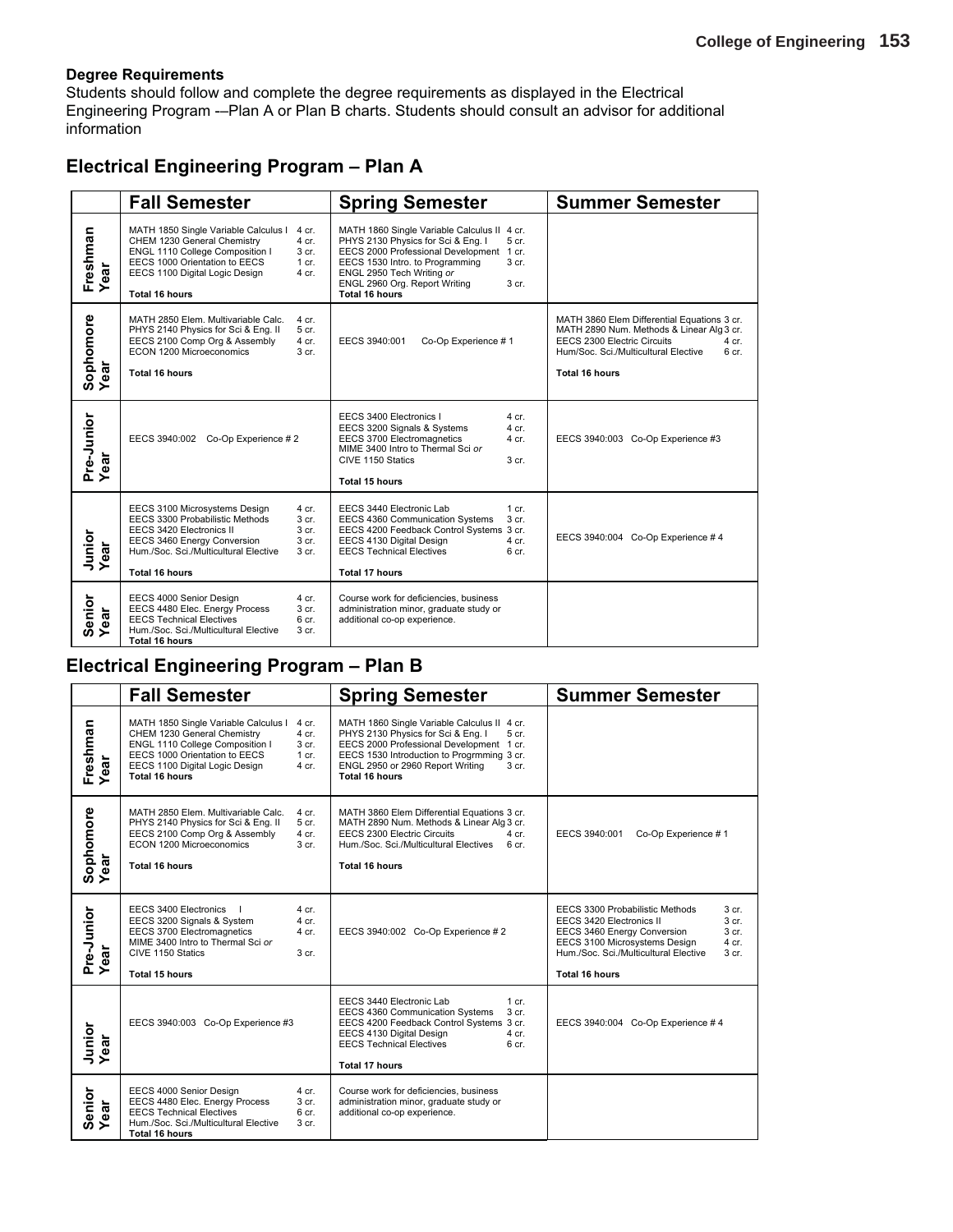**Degree Requirements**
Students should follow and complete the degree requirements as displayed in the Electrical Engineering Program -–Plan A or Plan B charts. Students should consult an advisor for additional information

## Electrical Engineering Program – Plan A

| | Fall Semester | Spring Semester | Summer Semester |
|---|---|---|---|
| Freshman Year | MATH 1850 Single Variable Calculus I 4 cr.<br>CHEM 1230 General Chemistry 4 cr.<br>ENGL 1110 College Composition I 3 cr.<br>EECS 1000 Orientation to EECS 1 cr.<br>EECS 1100 Digital Logic Design 4 cr.<br>**Total 16 hours** | MATH 1860 Single Variable Calculus II 4 cr.<br>PHYS 2130 Physics for Sci & Eng. I 5 cr.<br>EECS 2000 Professional Development 1 cr.<br>EECS 1530 Intro. to Programming 3 cr.<br>ENGL 2950 Tech Writing *or*<br>ENGL 2960 Org. Report Writing 3 cr.<br>**Total 16 hours** | |
| Sophomore Year | MATH 2850 Elem. Multivariable Calc. 4 cr.<br>PHYS 2140 Physics for Sci & Eng. II 5 cr.<br>EECS 2100 Comp Org & Assembly 4 cr.<br>ECON 1200 Microeconomics 3 cr.<br>**Total 16 hours** | EECS 3940:001 Co-Op Experience # 1 | MATH 3860 Elem Differential Equations 3 cr.<br>MATH 2890 Num. Methods & Linear Alg 3 cr.<br>EECS 2300 Electric Circuits 4 cr.<br>Hum/Soc. Sci./Multicultural Elective 6 cr.<br>**Total 16 hours** |
| Pre-Junior Year | EECS 3940:002 Co-Op Experience # 2 | EECS 3400 Electronics I 4 cr.<br>EECS 3200 Signals & Systems 4 cr.<br>EECS 3700 Electromagnetics 4 cr.<br>MIME 3400 Intro to Thermal Sci *or*<br>CIVE 1150 Statics 3 cr.<br>**Total 15 hours** | EECS 3940:003 Co-Op Experience #3 |
| Junior Year | EECS 3100 Microsystems Design 4 cr.<br>EECS 3300 Probabilistic Methods 3 cr.<br>EECS 3420 Electronics II 3 cr.<br>EECS 3460 Energy Conversion 3 cr.<br>Hum./Soc. Sci./Multicultural Elective 3 cr.<br>**Total 16 hours** | EECS 3440 Electronic Lab 1 cr.<br>EECS 4360 Communication Systems 3 cr.<br>EECS 4200 Feedback Control Systems 3 cr.<br>EECS 4130 Digital Design 4 cr.<br>EECS Technical Electives 6 cr.<br>**Total 17 hours** | EECS 3940:004 Co-Op Experience # 4 |
| Senior Year | EECS 4000 Senior Design 4 cr.<br>EECS 4480 Elec. Energy Process 3 cr.<br>EECS Technical Electives 6 cr.<br>Hum./Soc. Sci./Multicultural Elective 3 cr.<br>**Total 16 hours** | Course work for deficiencies, business administration minor, graduate study or additional co-op experience. | |

## Electrical Engineering Program – Plan B

| | Fall Semester | Spring Semester | Summer Semester |
|---|---|---|---|
| Freshman Year | MATH 1850 Single Variable Calculus I 4 cr.<br>CHEM 1230 General Chemistry 4 cr.<br>ENGL 1110 College Composition I 3 cr.<br>EECS 1000 Orientation to EECS 1 cr.<br>EECS 1100 Digital Logic Design 4 cr.<br>**Total 16 hours** | MATH 1860 Single Variable Calculus II 4 cr.<br>PHYS 2130 Physics for Sci & Eng. I 5 cr.<br>EECS 2000 Professional Development 1 cr.<br>EECS 1530 Introduction to Progrmming 3 cr.<br>ENGL 2950 or 2960 Report Writing 3 cr.<br>**Total 16 hours** | |
| Sophomore Year | MATH 2850 Elem. Multivariable Calc. 4 cr.<br>PHYS 2140 Physics for Sci & Eng. II 5 cr.<br>EECS 2100 Comp Org & Assembly 4 cr.<br>ECON 1200 Microeconomics 3 cr.<br>**Total 16 hours** | MATH 3860 Elem Differential Equations 3 cr.<br>MATH 2890 Num. Methods & Linear Alg 3 cr.<br>EECS 2300 Electric Circuits 4 cr.<br>Hum./Soc. Sci./Multicultural Electives 6 cr.<br>**Total 16 hours** | EECS 3940:001 Co-Op Experience # 1 |
| Pre-Junior Year | EECS 3400 Electronics I 4 cr.<br>EECS 3200 Signals & System 4 cr.<br>EECS 3700 Electromagnetics 4 cr.<br>MIME 3400 Intro to Thermal Sci *or*<br>CIVE 1150 Statics 3 cr.<br>**Total 15 hours** | EECS 3940:002 Co-Op Experience # 2 | EECS 3300 Probabilistic Methods 3 cr.<br>EECS 3420 Electronics II 3 cr.<br>EECS 3460 Energy Conversion 3 cr.<br>EECS 3100 Microsystems Design 4 cr.<br>Hum./Soc. Sci./Multicultural Elective 3 cr.<br>**Total 16 hours** |
| Junior Year | EECS 3940:003 Co-Op Experience #3 | EECS 3440 Electronic Lab 1 cr.<br>EECS 4360 Communication Systems 3 cr.<br>EECS 4200 Feedback Control Systems 3 cr.<br>EECS 4130 Digital Design 4 cr.<br>EECS Technical Electives 6 cr.<br>**Total 17 hours** | EECS 3940:004 Co-Op Experience # 4 |
| Senior Year | EECS 4000 Senior Design 4 cr.<br>EECS 4480 Elec. Energy Process 3 cr.<br>EECS Technical Electives 6 cr.<br>Hum./Soc. Sci./Multicultural Elective 3 cr.<br>**Total 16 hours** | Course work for deficiencies, business administration minor, graduate study or additional co-op experience. | |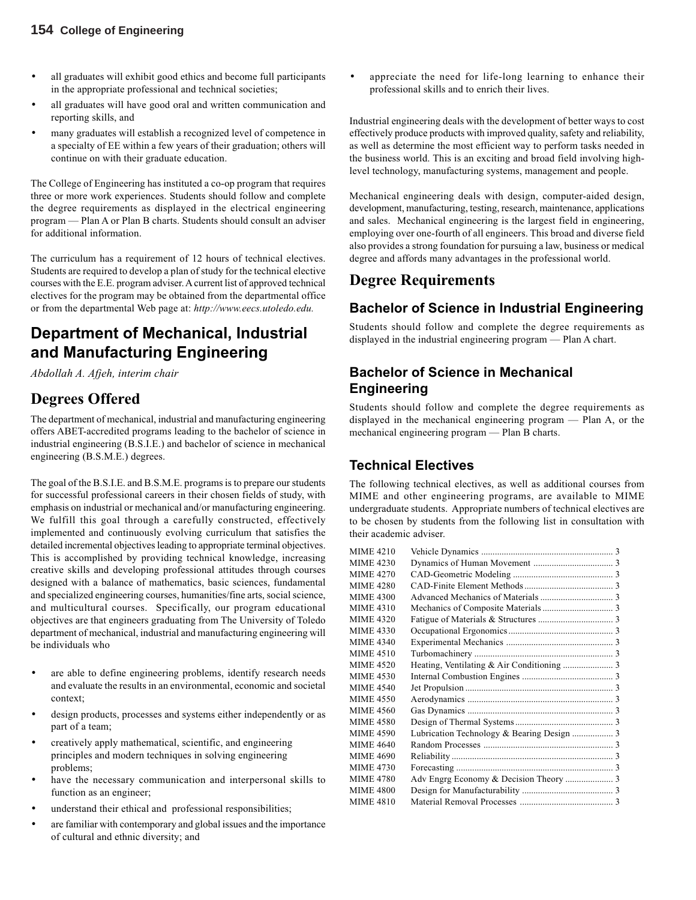- all graduates will exhibit good ethics and become full participants in the appropriate professional and technical societies;
- all graduates will have good oral and written communication and reporting skills, and
- many graduates will establish a recognized level of competence in a specialty of EE within a few years of their graduation; others will continue on with their graduate education.

The College of Engineering has instituted a co-op program that requires three or more work experiences. Students should follow and complete the degree requirements as displayed in the electrical engineering program — Plan A or Plan B charts. Students should consult an adviser for additional information.

The curriculum has a requirement of 12 hours of technical electives. Students are required to develop a plan of study for the technical elective courses with the E.E. program adviser. A current list of approved technical electives for the program may be obtained from the departmental office or from the departmental Web page at: *http://www.eecs.utoledo.edu.*

## Department of Mechanical, Industrial and Manufacturing Engineering

*Abdollah A. Afjeh, interim chair*

## Degrees Offered

The department of mechanical, industrial and manufacturing engineering offers ABET-accredited programs leading to the bachelor of science in industrial engineering (B.S.I.E.) and bachelor of science in mechanical engineering (B.S.M.E.) degrees.

The goal of the B.S.I.E. and B.S.M.E. programs is to prepare our students for successful professional careers in their chosen fields of study, with emphasis on industrial or mechanical and/or manufacturing engineering. We fulfill this goal through a carefully constructed, effectively implemented and continuously evolving curriculum that satisfies the detailed incremental objectives leading to appropriate terminal objectives. This is accomplished by providing technical knowledge, increasing creative skills and developing professional attitudes through courses designed with a balance of mathematics, basic sciences, fundamental and specialized engineering courses, humanities/fine arts, social science, and multicultural courses. Specifically, our program educational objectives are that engineers graduating from The University of Toledo department of mechanical, industrial and manufacturing engineering will be individuals who

- are able to define engineering problems, identify research needs and evaluate the results in an environmental, economic and societal context;
- design products, processes and systems either independently or as part of a team;
- creatively apply mathematical, scientific, and engineering principles and modern techniques in solving engineering problems;
- have the necessary communication and interpersonal skills to function as an engineer;
- understand their ethical and professional responsibilities;
- are familiar with contemporary and global issues and the importance of cultural and ethnic diversity; and
- appreciate the need for life-long learning to enhance their professional skills and to enrich their lives.

Industrial engineering deals with the development of better ways to cost effectively produce products with improved quality, safety and reliability, as well as determine the most efficient way to perform tasks needed in the business world. This is an exciting and broad field involving high-level technology, manufacturing systems, management and people.

Mechanical engineering deals with design, computer-aided design, development, manufacturing, testing, research, maintenance, applications and sales. Mechanical engineering is the largest field in engineering, employing over one-fourth of all engineers. This broad and diverse field also provides a strong foundation for pursuing a law, business or medical degree and affords many advantages in the professional world.

## Degree Requirements

### Bachelor of Science in Industrial Engineering

Students should follow and complete the degree requirements as displayed in the industrial engineering program — Plan A chart.

### Bachelor of Science in Mechanical Engineering

Students should follow and complete the degree requirements as displayed in the mechanical engineering program — Plan A, or the mechanical engineering program — Plan B charts.

### Technical Electives

The following technical electives, as well as additional courses from MIME and other engineering programs, are available to MIME undergraduate students. Appropriate numbers of technical electives are to be chosen by students from the following list in consultation with their academic adviser.

| Course | Title | Hours |
|---|---|---|
| MIME 4210 | Vehicle Dynamics | 3 |
| MIME 4230 | Dynamics of Human Movement | 3 |
| MIME 4270 | CAD-Geometric Modeling | 3 |
| MIME 4280 | CAD-Finite Element Methods | 3 |
| MIME 4300 | Advanced Mechanics of Materials | 3 |
| MIME 4310 | Mechanics of Composite Materials | 3 |
| MIME 4320 | Fatigue of Materials & Structures | 3 |
| MIME 4330 | Occupational Ergonomics | 3 |
| MIME 4340 | Experimental Mechanics | 3 |
| MIME 4510 | Turbomachinery | 3 |
| MIME 4520 | Heating, Ventilating & Air Conditioning | 3 |
| MIME 4530 | Internal Combustion Engines | 3 |
| MIME 4540 | Jet Propulsion | 3 |
| MIME 4550 | Aerodynamics | 3 |
| MIME 4560 | Gas Dynamics | 3 |
| MIME 4580 | Design of Thermal Systems | 3 |
| MIME 4590 | Lubrication Technology & Bearing Design | 3 |
| MIME 4640 | Random Processes | 3 |
| MIME 4690 | Reliability | 3 |
| MIME 4730 | Forecasting | 3 |
| MIME 4780 | Adv Engrg Economy & Decision Theory | 3 |
| MIME 4800 | Design for Manufacturability | 3 |
| MIME 4810 | Material Removal Processes | 3 |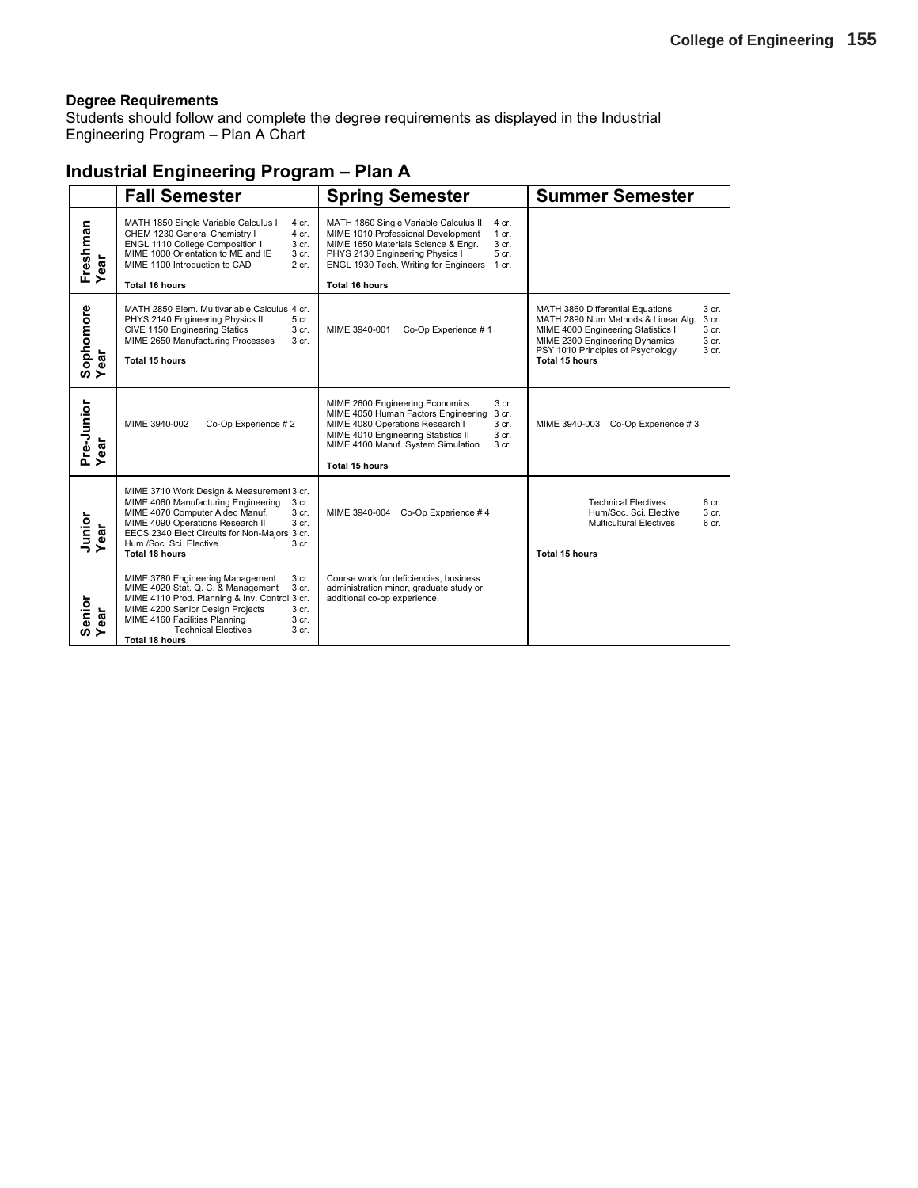**Degree Requirements**
Students should follow and complete the degree requirements as displayed in the Industrial Engineering Program – Plan A Chart

## Industrial Engineering Program – Plan A

| | Fall Semester | Spring Semester | Summer Semester |
|---|---|---|---|
| Freshman Year | MATH 1850 Single Variable Calculus I 4 cr.<br>CHEM 1230 General Chemistry I 4 cr.<br>ENGL 1110 College Composition I 3 cr.<br>MIME 1000 Orientation to ME and IE 3 cr.<br>MIME 1100 Introduction to CAD 2 cr.<br>**Total 16 hours** | MATH 1860 Single Variable Calculus II 4 cr.<br>MIME 1010 Professional Development 1 cr.<br>MIME 1650 Materials Science & Engr. 3 cr.<br>PHYS 2130 Engineering Physics I 5 cr.<br>ENGL 1930 Tech. Writing for Engineers 1 cr.<br>**Total 16 hours** | |
| Sophomore Year | MATH 2850 Elem. Multivariable Calculus 4 cr.<br>PHYS 2140 Engineering Physics II 5 cr.<br>CIVE 1150 Engineering Statics 3 cr.<br>MIME 2650 Manufacturing Processes 3 cr.<br>**Total 15 hours** | MIME 3940-001 Co-Op Experience # 1 | MATH 3860 Differential Equations 3 cr.<br>MATH 2890 Num Methods & Linear Alg. 3 cr.<br>MIME 4000 Engineering Statistics I 3 cr.<br>MIME 2300 Engineering Dynamics 3 cr.<br>PSY 1010 Principles of Psychology 3 cr.<br>**Total 15 hours** |
| Pre-Junior Year | MIME 3940-002 Co-Op Experience # 2 | MIME 2600 Engineering Economics 3 cr.<br>MIME 4050 Human Factors Engineering 3 cr.<br>MIME 4080 Operations Research I 3 cr.<br>MIME 4010 Engineering Statistics II 3 cr.<br>MIME 4100 Manuf. System Simulation 3 cr.<br>**Total 15 hours** | MIME 3940-003 Co-Op Experience # 3 |
| Junior Year | MIME 3710 Work Design & Measurement 3 cr.<br>MIME 4060 Manufacturing Engineering 3 cr.<br>MIME 4070 Computer Aided Manuf. 3 cr.<br>MIME 4090 Operations Research II 3 cr.<br>EECS 2340 Elect Circuits for Non-Majors 3 cr.<br>Hum./Soc. Sci. Elective 3 cr.<br>**Total 18 hours** | MIME 3940-004 Co-Op Experience # 4 | Technical Electives 6 cr.<br>Hum/Soc. Sci. Elective 3 cr.<br>Multicultural Electives 6 cr.<br>**Total 15 hours** |
| Senior Year | MIME 3780 Engineering Management 3 cr<br>MIME 4020 Stat. Q. C. & Management 3 cr.<br>MIME 4110 Prod. Planning & Inv. Control 3 cr.<br>MIME 4200 Senior Design Projects 3 cr.<br>MIME 4160 Facilities Planning 3 cr.<br>Technical Electives 3 cr.<br>**Total 18 hours** | Course work for deficiencies, business administration minor, graduate study or additional co-op experience. | |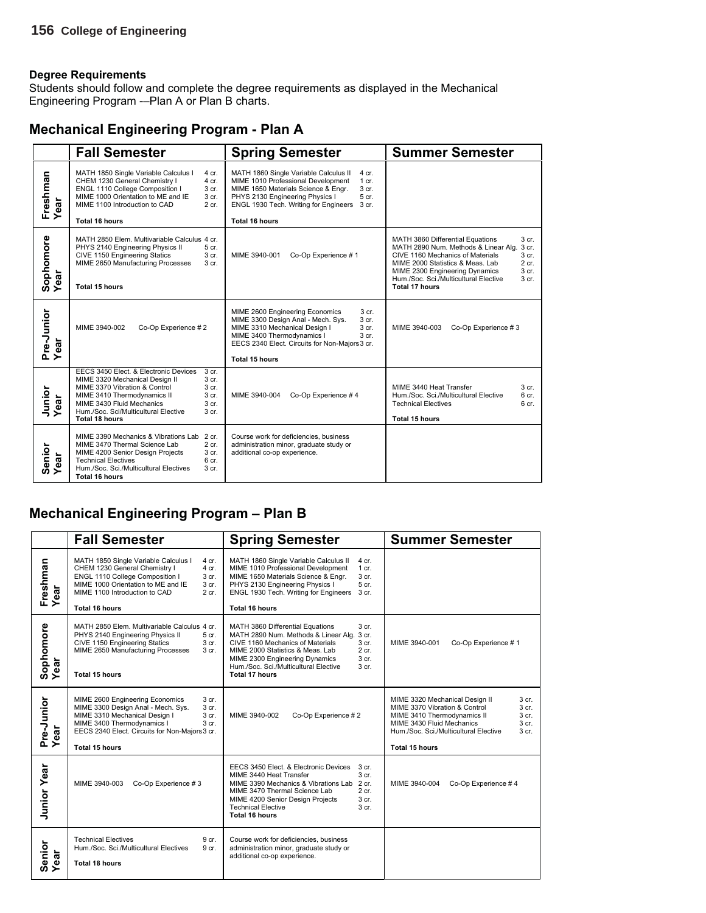## Degree Requirements

Students should follow and complete the degree requirements as displayed in the Mechanical Engineering Program -—Plan A or Plan B charts.

## Mechanical Engineering Program - Plan A

| | Fall Semester | Spring Semester | Summer Semester |
|---|---|---|---|
| Freshman Year | MATH 1850 Single Variable Calculus I 4 cr.<br>CHEM 1230 General Chemistry I 4 cr.<br>ENGL 1110 College Composition I 3 cr.<br>MIME 1000 Orientation to ME and IE 3 cr.<br>MIME 1100 Introduction to CAD 2 cr.<br>**Total 16 hours** | MATH 1860 Single Variable Calculus II 4 cr.<br>MIME 1010 Professional Development 1 cr.<br>MIME 1650 Materials Science & Engr. 3 cr.<br>PHYS 2130 Engineering Physics I 5 cr.<br>ENGL 1930 Tech. Writing for Engineers 3 cr.<br>**Total 16 hours** | |
| Sophomore Year | MATH 2850 Elem. Multivariable Calculus 4 cr.<br>PHYS 2140 Engineering Physics II 5 cr.<br>CIVE 1150 Engineering Statics 3 cr.<br>MIME 2650 Manufacturing Processes 3 cr.<br>**Total 15 hours** | MIME 3940-001 Co-Op Experience # 1 | MATH 3860 Differential Equations 3 cr.<br>MATH 2890 Num. Methods & Linear Alg. 3 cr.<br>CIVE 1160 Mechanics of Materials 3 cr.<br>MIME 2000 Statistics & Meas. Lab 2 cr.<br>MIME 2300 Engineering Dynamics 3 cr.<br>Hum./Soc. Sci./Multicultural Elective 3 cr.<br>**Total 17 hours** |
| Pre-Junior Year | MIME 3940-002 Co-Op Experience # 2 | MIME 2600 Engineering Economics 3 cr.<br>MIME 3300 Design Anal - Mech. Sys. 3 cr.<br>MIME 3310 Mechanical Design I 3 cr.<br>MIME 3400 Thermodynamics I 3 cr.<br>EECS 2340 Elect. Circuits for Non-Majors 3 cr.<br>**Total 15 hours** | MIME 3940-003 Co-Op Experience # 3 |
| Junior Year | EECS 3450 Elect. & Electronic Devices 3 cr.<br>MIME 3320 Mechanical Design II 3 cr.<br>MIME 3370 Vibration & Control 3 cr.<br>MIME 3410 Thermodynamics II 3 cr.<br>MIME 3430 Fluid Mechanics 3 cr.<br>Hum./Soc. Sci/Multicultural Elective 3 cr.<br>**Total 18 hours** | MIME 3940-004 Co-Op Experience # 4 | MIME 3440 Heat Transfer 3 cr.<br>Hum./Soc. Sci./Multicultural Elective 6 cr.<br>Technical Electives 6 cr.<br>**Total 15 hours** |
| Senior Year | MIME 3390 Mechanics & Vibrations Lab 2 cr.<br>MIME 3470 Thermal Science Lab 2 cr.<br>MIME 4200 Senior Design Projects 3 cr.<br>Technical Electives 6 cr.<br>Hum./Soc. Sci./Multicultural Electives 3 cr.<br>**Total 16 hours** | Course work for deficiencies, business administration minor, graduate study or additional co-op experience. | |

## Mechanical Engineering Program – Plan B

| | Fall Semester | Spring Semester | Summer Semester |
|---|---|---|---|
| Freshman Year | MATH 1850 Single Variable Calculus I 4 cr.<br>CHEM 1230 General Chemistry I 4 cr.<br>ENGL 1110 College Composition I 3 cr.<br>MIME 1000 Orientation to ME and IE 3 cr.<br>MIME 1100 Introduction to CAD 2 cr.<br>**Total 16 hours** | MATH 1860 Single Variable Calculus II 4 cr.<br>MIME 1010 Professional Development 1 cr.<br>MIME 1650 Materials Science & Engr. 3 cr.<br>PHYS 2130 Engineering Physics I 5 cr.<br>ENGL 1930 Tech. Writing for Engineers 3 cr.<br>**Total 16 hours** | |
| Sophomore Year | MATH 2850 Elem. Multivariable Calculus 4 cr.<br>PHYS 2140 Engineering Physics II 5 cr.<br>CIVE 1150 Engineering Statics 3 cr.<br>MIME 2650 Manufacturing Processes 3 cr.<br>**Total 15 hours** | MATH 3860 Differential Equations 3 cr.<br>MATH 2890 Num. Methods & Linear Alg. 3 cr.<br>CIVE 1160 Mechanics of Materials 3 cr.<br>MIME 2000 Statistics & Meas. Lab 2 cr.<br>MIME 2300 Engineering Dynamics 3 cr.<br>Hum./Soc. Sci./Multicultural Elective 3 cr.<br>**Total 17 hours** | MIME 3940-001 Co-Op Experience # 1 |
| Pre-Junior Year | MIME 2600 Engineering Economics 3 cr.<br>MIME 3300 Design Anal - Mech. Sys. 3 cr.<br>MIME 3310 Mechanical Design I 3 cr.<br>MIME 3400 Thermodynamics I 3 cr.<br>EECS 2340 Elect. Circuits for Non-Majors 3 cr.<br>**Total 15 hours** | MIME 3940-002 Co-Op Experience # 2 | MIME 3320 Mechanical Design II 3 cr.<br>MIME 3370 Vibration & Control 3 cr.<br>MIME 3410 Thermodynamics II 3 cr.<br>MIME 3430 Fluid Mechanics 3 cr.<br>Hum./Soc. Sci./Multicultural Elective 3 cr.<br>**Total 15 hours** |
| Junior Year | MIME 3940-003 Co-Op Experience # 3 | EECS 3450 Elect. & Electronic Devices 3 cr.<br>MIME 3440 Heat Transfer 3 cr.<br>MIME 3390 Mechanics & Vibrations Lab 2 cr.<br>MIME 3470 Thermal Science Lab 2 cr.<br>MIME 4200 Senior Design Projects 3 cr.<br>Technical Elective 3 cr.<br>**Total 16 hours** | MIME 3940-004 Co-Op Experience # 4 |
| Senior Year | Technical Electives 9 cr.<br>Hum./Soc. Sci./Multicultural Electives 9 cr.<br>**Total 18 hours** | Course work for deficiencies, business administration minor, graduate study or additional co-op experience. | |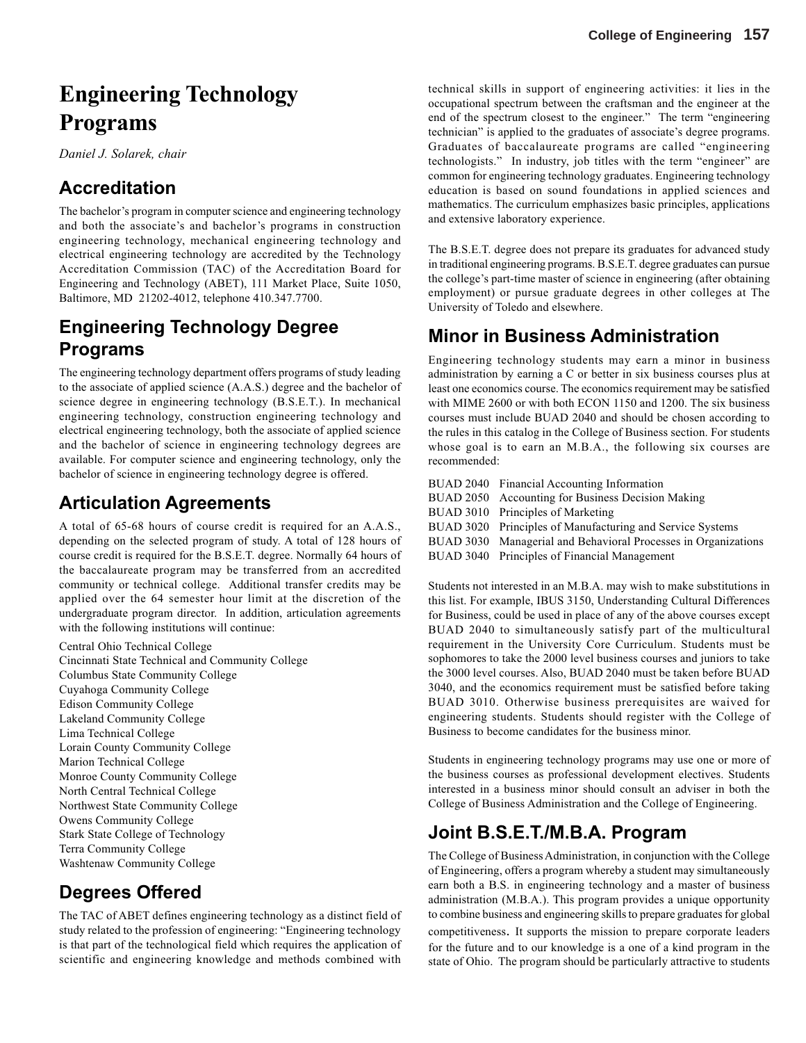# Engineering Technology Programs

*Daniel J. Solarek, chair*

## Accreditation

The bachelor's program in computer science and engineering technology and both the associate's and bachelor's programs in construction engineering technology, mechanical engineering technology and electrical engineering technology are accredited by the Technology Accreditation Commission (TAC) of the Accreditation Board for Engineering and Technology (ABET), 111 Market Place, Suite 1050, Baltimore, MD 21202-4012, telephone 410.347.7700.

## Engineering Technology Degree Programs

The engineering technology department offers programs of study leading to the associate of applied science (A.A.S.) degree and the bachelor of science degree in engineering technology (B.S.E.T.). In mechanical engineering technology, construction engineering technology and electrical engineering technology, both the associate of applied science and the bachelor of science in engineering technology degrees are available. For computer science and engineering technology, only the bachelor of science in engineering technology degree is offered.

## Articulation Agreements

A total of 65-68 hours of course credit is required for an A.A.S., depending on the selected program of study. A total of 128 hours of course credit is required for the B.S.E.T. degree. Normally 64 hours of the baccalaureate program may be transferred from an accredited community or technical college. Additional transfer credits may be applied over the 64 semester hour limit at the discretion of the undergraduate program director. In addition, articulation agreements with the following institutions will continue:

Central Ohio Technical College
Cincinnati State Technical and Community College
Columbus State Community College
Cuyahoga Community College
Edison Community College
Lakeland Community College
Lima Technical College
Lorain County Community College
Marion Technical College
Monroe County Community College
North Central Technical College
Northwest State Community College
Owens Community College
Stark State College of Technology
Terra Community College
Washtenaw Community College

## Degrees Offered

The TAC of ABET defines engineering technology as a distinct field of study related to the profession of engineering: "Engineering technology is that part of the technological field which requires the application of scientific and engineering knowledge and methods combined with technical skills in support of engineering activities: it lies in the occupational spectrum between the craftsman and the engineer at the end of the spectrum closest to the engineer." The term "engineering technician" is applied to the graduates of associate's degree programs. Graduates of baccalaureate programs are called "engineering technologists." In industry, job titles with the term "engineer" are common for engineering technology graduates. Engineering technology education is based on sound foundations in applied sciences and mathematics. The curriculum emphasizes basic principles, applications and extensive laboratory experience.

The B.S.E.T. degree does not prepare its graduates for advanced study in traditional engineering programs. B.S.E.T. degree graduates can pursue the college's part-time master of science in engineering (after obtaining employment) or pursue graduate degrees in other colleges at The University of Toledo and elsewhere.

## Minor in Business Administration

Engineering technology students may earn a minor in business administration by earning a C or better in six business courses plus at least one economics course. The economics requirement may be satisfied with MIME 2600 or with both ECON 1150 and 1200. The six business courses must include BUAD 2040 and should be chosen according to the rules in this catalog in the College of Business section. For students whose goal is to earn an M.B.A., the following six courses are recommended:

BUAD 2040 Financial Accounting Information
BUAD 2050 Accounting for Business Decision Making
BUAD 3010 Principles of Marketing
BUAD 3020 Principles of Manufacturing and Service Systems
BUAD 3030 Managerial and Behavioral Processes in Organizations
BUAD 3040 Principles of Financial Management

Students not interested in an M.B.A. may wish to make substitutions in this list. For example, IBUS 3150, Understanding Cultural Differences for Business, could be used in place of any of the above courses except BUAD 2040 to simultaneously satisfy part of the multicultural requirement in the University Core Curriculum. Students must be sophomores to take the 2000 level business courses and juniors to take the 3000 level courses. Also, BUAD 2040 must be taken before BUAD 3040, and the economics requirement must be satisfied before taking BUAD 3010. Otherwise business prerequisites are waived for engineering students. Students should register with the College of Business to become candidates for the business minor.

Students in engineering technology programs may use one or more of the business courses as professional development electives. Students interested in a business minor should consult an adviser in both the College of Business Administration and the College of Engineering.

## Joint B.S.E.T./M.B.A. Program

The College of Business Administration, in conjunction with the College of Engineering, offers a program whereby a student may simultaneously earn both a B.S. in engineering technology and a master of business administration (M.B.A.). This program provides a unique opportunity to combine business and engineering skills to prepare graduates for global competitiveness. It supports the mission to prepare corporate leaders for the future and to our knowledge is a one of a kind program in the state of Ohio. The program should be particularly attractive to students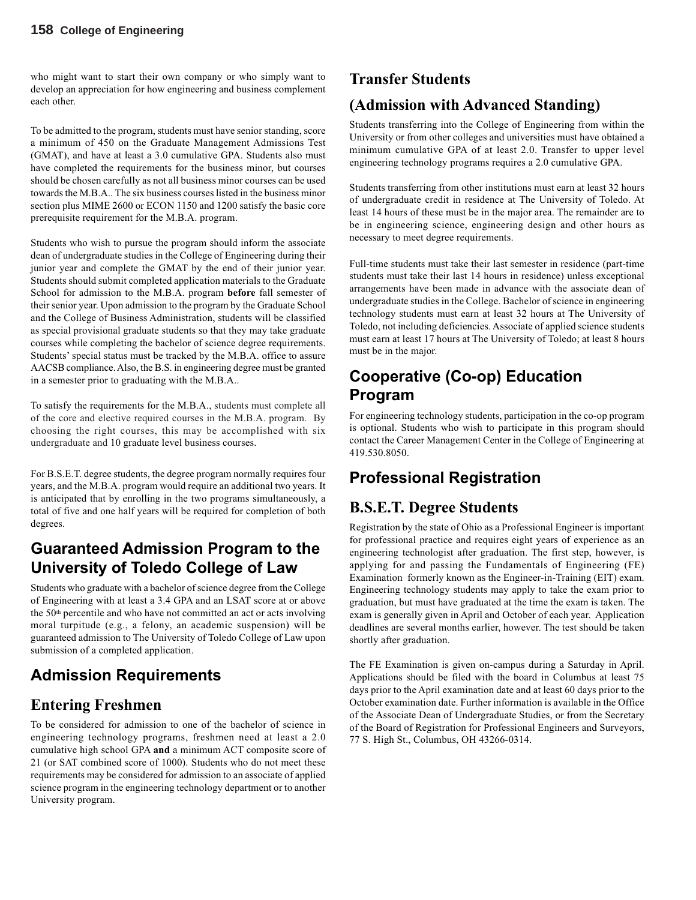who might want to start their own company or who simply want to develop an appreciation for how engineering and business complement each other.

To be admitted to the program, students must have senior standing, score a minimum of 450 on the Graduate Management Admissions Test (GMAT), and have at least a 3.0 cumulative GPA. Students also must have completed the requirements for the business minor, but courses should be chosen carefully as not all business minor courses can be used towards the M.B.A.. The six business courses listed in the business minor section plus MIME 2600 or ECON 1150 and 1200 satisfy the basic core prerequisite requirement for the M.B.A. program.

Students who wish to pursue the program should inform the associate dean of undergraduate studies in the College of Engineering during their junior year and complete the GMAT by the end of their junior year. Students should submit completed application materials to the Graduate School for admission to the M.B.A. program **before** fall semester of their senior year. Upon admission to the program by the Graduate School and the College of Business Administration, students will be classified as special provisional graduate students so that they may take graduate courses while completing the bachelor of science degree requirements. Students' special status must be tracked by the M.B.A. office to assure AACSB compliance. Also, the B.S. in engineering degree must be granted in a semester prior to graduating with the M.B.A..

To satisfy the requirements for the M.B.A., students must complete all of the core and elective required courses in the M.B.A. program. By choosing the right courses, this may be accomplished with six undergraduate and 10 graduate level business courses.

For B.S.E.T. degree students, the degree program normally requires four years, and the M.B.A. program would require an additional two years. It is anticipated that by enrolling in the two programs simultaneously, a total of five and one half years will be required for completion of both degrees.

## Guaranteed Admission Program to the University of Toledo College of Law

Students who graduate with a bachelor of science degree from the College of Engineering with at least a 3.4 GPA and an LSAT score at or above the 50th percentile and who have not committed an act or acts involving moral turpitude (e.g., a felony, an academic suspension) will be guaranteed admission to The University of Toledo College of Law upon submission of a completed application.

## Admission Requirements

### Entering Freshmen

To be considered for admission to one of the bachelor of science in engineering technology programs, freshmen need at least a 2.0 cumulative high school GPA **and** a minimum ACT composite score of 21 (or SAT combined score of 1000). Students who do not meet these requirements may be considered for admission to an associate of applied science program in the engineering technology department or to another University program.

### Transfer Students

### (Admission with Advanced Standing)

Students transferring into the College of Engineering from within the University or from other colleges and universities must have obtained a minimum cumulative GPA of at least 2.0. Transfer to upper level engineering technology programs requires a 2.0 cumulative GPA.

Students transferring from other institutions must earn at least 32 hours of undergraduate credit in residence at The University of Toledo. At least 14 hours of these must be in the major area. The remainder are to be in engineering science, engineering design and other hours as necessary to meet degree requirements.

Full-time students must take their last semester in residence (part-time students must take their last 14 hours in residence) unless exceptional arrangements have been made in advance with the associate dean of undergraduate studies in the College. Bachelor of science in engineering technology students must earn at least 32 hours at The University of Toledo, not including deficiencies. Associate of applied science students must earn at least 17 hours at The University of Toledo; at least 8 hours must be in the major.

## Cooperative (Co-op) Education Program

For engineering technology students, participation in the co-op program is optional. Students who wish to participate in this program should contact the Career Management Center in the College of Engineering at 419.530.8050.

## Professional Registration

### B.S.E.T. Degree Students

Registration by the state of Ohio as a Professional Engineer is important for professional practice and requires eight years of experience as an engineering technologist after graduation. The first step, however, is applying for and passing the Fundamentals of Engineering (FE) Examination formerly known as the Engineer-in-Training (EIT) exam. Engineering technology students may apply to take the exam prior to graduation, but must have graduated at the time the exam is taken. The exam is generally given in April and October of each year. Application deadlines are several months earlier, however. The test should be taken shortly after graduation.

The FE Examination is given on-campus during a Saturday in April. Applications should be filed with the board in Columbus at least 75 days prior to the April examination date and at least 60 days prior to the October examination date. Further information is available in the Office of the Associate Dean of Undergraduate Studies, or from the Secretary of the Board of Registration for Professional Engineers and Surveyors, 77 S. High St., Columbus, OH 43266-0314.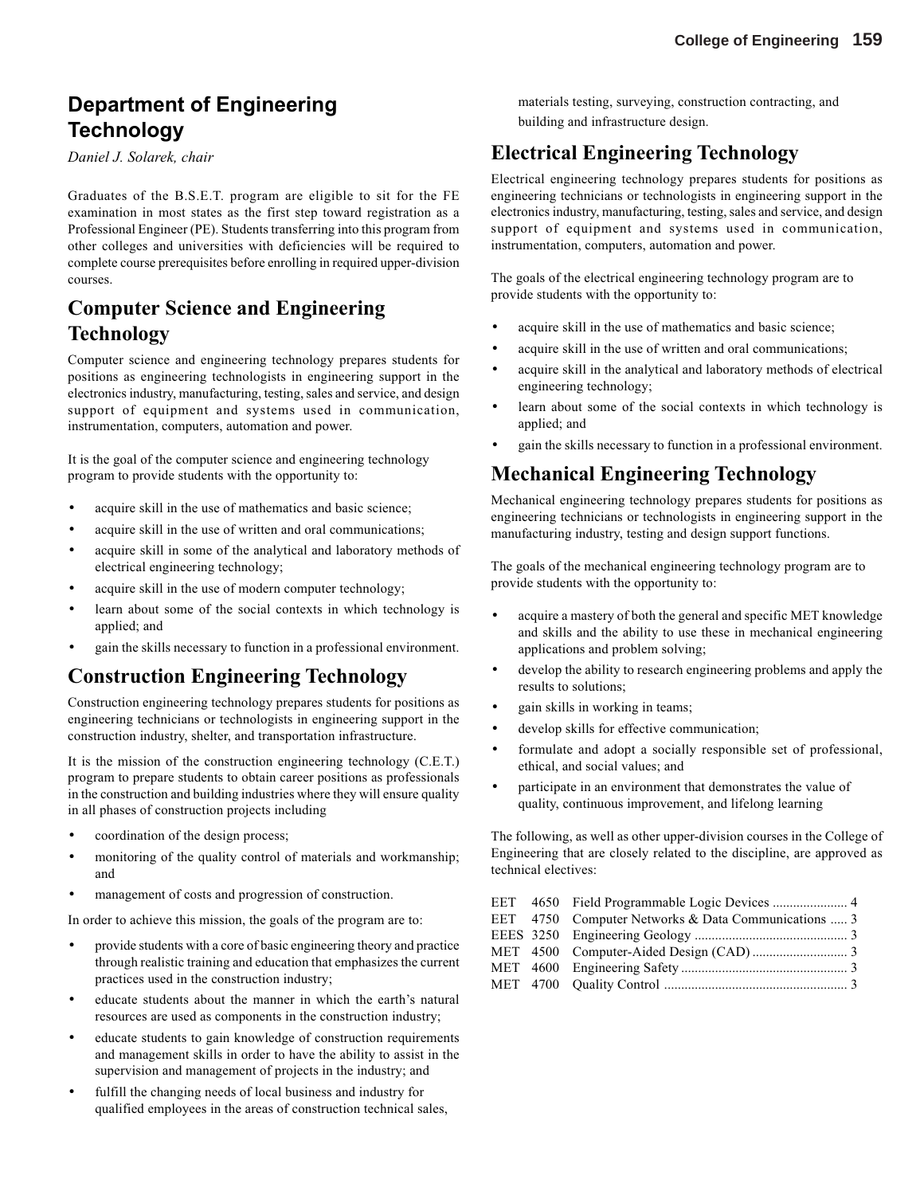## Department of Engineering Technology

*Daniel J. Solarek, chair*

Graduates of the B.S.E.T. program are eligible to sit for the FE examination in most states as the first step toward registration as a Professional Engineer (PE). Students transferring into this program from other colleges and universities with deficiencies will be required to complete course prerequisites before enrolling in required upper-division courses.

### Computer Science and Engineering Technology

Computer science and engineering technology prepares students for positions as engineering technologists in engineering support in the electronics industry, manufacturing, testing, sales and service, and design support of equipment and systems used in communication, instrumentation, computers, automation and power.

It is the goal of the computer science and engineering technology program to provide students with the opportunity to:

- acquire skill in the use of mathematics and basic science;
- acquire skill in the use of written and oral communications;
- acquire skill in some of the analytical and laboratory methods of electrical engineering technology;
- acquire skill in the use of modern computer technology;
- learn about some of the social contexts in which technology is applied; and
- gain the skills necessary to function in a professional environment.

### Construction Engineering Technology

Construction engineering technology prepares students for positions as engineering technicians or technologists in engineering support in the construction industry, shelter, and transportation infrastructure.

It is the mission of the construction engineering technology (C.E.T.) program to prepare students to obtain career positions as professionals in the construction and building industries where they will ensure quality in all phases of construction projects including

- coordination of the design process;
- monitoring of the quality control of materials and workmanship; and
- management of costs and progression of construction.

In order to achieve this mission, the goals of the program are to:

- provide students with a core of basic engineering theory and practice through realistic training and education that emphasizes the current practices used in the construction industry;
- educate students about the manner in which the earth's natural resources are used as components in the construction industry;
- educate students to gain knowledge of construction requirements and management skills in order to have the ability to assist in the supervision and management of projects in the industry; and
- fulfill the changing needs of local business and industry for qualified employees in the areas of construction technical sales, materials testing, surveying, construction contracting, and building and infrastructure design.

### Electrical Engineering Technology

Electrical engineering technology prepares students for positions as engineering technicians or technologists in engineering support in the electronics industry, manufacturing, testing, sales and service, and design support of equipment and systems used in communication, instrumentation, computers, automation and power.

The goals of the electrical engineering technology program are to provide students with the opportunity to:

- acquire skill in the use of mathematics and basic science;
- acquire skill in the use of written and oral communications;
- acquire skill in the analytical and laboratory methods of electrical engineering technology;
- learn about some of the social contexts in which technology is applied; and
- gain the skills necessary to function in a professional environment.

### Mechanical Engineering Technology

Mechanical engineering technology prepares students for positions as engineering technicians or technologists in engineering support in the manufacturing industry, testing and design support functions.

The goals of the mechanical engineering technology program are to provide students with the opportunity to:

- acquire a mastery of both the general and specific MET knowledge and skills and the ability to use these in mechanical engineering applications and problem solving;
- develop the ability to research engineering problems and apply the results to solutions;
- gain skills in working in teams;
- develop skills for effective communication;
- formulate and adopt a socially responsible set of professional, ethical, and social values; and
- participate in an environment that demonstrates the value of quality, continuous improvement, and lifelong learning

The following, as well as other upper-division courses in the College of Engineering that are closely related to the discipline, are approved as technical electives:

| | | | |
|---|---|---|---|
| EET | 4650 | Field Programmable Logic Devices | 4 |
| EET | 4750 | Computer Networks & Data Communications | 3 |
| EEES | 3250 | Engineering Geology | 3 |
| MET | 4500 | Computer-Aided Design (CAD) | 3 |
| MET | 4600 | Engineering Safety | 3 |
| MET | 4700 | Quality Control | 3 |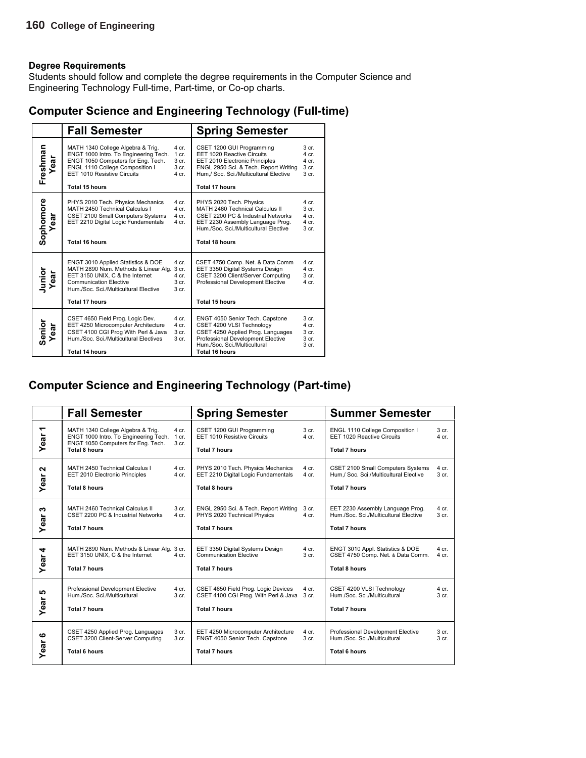### Degree Requirements

Students should follow and complete the degree requirements in the Computer Science and Engineering Technology Full-time, Part-time, or Co-op charts.

## Computer Science and Engineering Technology (Full-time)

| | Fall Semester | | Spring Semester | |
|---|---|---|---|---|
| Freshman Year | MATH 1340 College Algebra & Trig. | 4 cr. | CSET 1200 GUI Programming | 3 cr. |
| | ENGT 1000 Intro. To Engineering Tech. | 1 cr. | EET 1020 Reactive Circuits | 4 cr. |
| | ENGT 1050 Computers for Eng. Tech. | 3 cr. | EET 2010 Electronic Principles | 4 cr. |
| | ENGL 1110 College Composition I | 3 cr. | ENGL 2950 Sci. & Tech. Report Writing | 3 cr. |
| | EET 1010 Resistive Circuits | 4 cr. | Hum,/ Soc. Sci./Multicultural Elective | 3 cr. |
| | **Total 15 hours** | | **Total 17 hours** | |
| Sophomore Year | PHYS 2010 Tech. Physics Mechanics | 4 cr. | PHYS 2020 Tech. Physics | 4 cr. |
| | MATH 2450 Technical Calculus I | 4 cr. | MATH 2460 Technical Calculus II | 3 cr. |
| | CSET 2100 Small Computers Systems | 4 cr. | CSET 2200 PC & Industrial Networks | 4 cr. |
| | EET 2210 Digital Logic Fundamentals | 4 cr. | EET 2230 Assembly Language Prog. | 4 cr. |
| | | | Hum./Soc. Sci./Multicultural Elective | 3 cr. |
| | **Total 16 hours** | | **Total 18 hours** | |
| Junior Year | ENGT 3010 Applied Statistics & DOE | 4 cr. | CSET 4750 Comp. Net. & Data Comm | 4 cr. |
| | MATH 2890 Num. Methods & Linear Alg. | 3 cr. | EET 3350 Digital Systems Design | 4 cr. |
| | EET 3150 UNIX, C & the Internet | 4 cr. | CSET 3200 Client/Server Computing | 3 cr. |
| | Communication Elective | 3 cr. | Professional Development Elective | 4 cr. |
| | Hum./Soc. Sci./Multicultural Elective | 3 cr. | | |
| | **Total 17 hours** | | **Total 15 hours** | |
| Senior Year | CSET 4650 Field Prog. Logic Dev. | 4 cr. | ENGT 4050 Senior Tech. Capstone | 3 cr. |
| | EET 4250 Microcomputer Architecture | 4 cr. | CSET 4200 VLSI Technology | 4 cr. |
| | CSET 4100 CGI Prog With Perl & Java | 3 cr. | CSET 4250 Applied Prog. Languages | 3 cr. |
| | Hum./Soc. Sci./Multicultural Electives | 3 cr. | Professional Development Elective | 3 cr. |
| | | | Hum./Soc. Sci./Multicultural | 3 cr. |
| | **Total 14 hours** | | **Total 16 hours** | |

## Computer Science and Engineering Technology (Part-time)

| | Fall Semester | | Spring Semester | | Summer Semester | |
|---|---|---|---|---|---|---|
| Year 1 | MATH 1340 College Algebra & Trig. | 4 cr. | CSET 1200 GUI Programming | 3 cr. | ENGL 1110 College Composition I | 3 cr. |
| | ENGT 1000 Intro. To Engineering Tech. | 1 cr. | EET 1010 Resistive Circuits | 4 cr. | EET 1020 Reactive Circuits | 4 cr. |
| | ENGT 1050 Computers for Eng. Tech. | 3 cr. | | | | |
| | **Total 8 hours** | | **Total 7 hours** | | **Total 7 hours** | |
| Year 2 | MATH 2450 Technical Calculus I | 4 cr. | PHYS 2010 Tech. Physics Mechanics | 4 cr. | CSET 2100 Small Computers Systems | 4 cr. |
| | EET 2010 Electronic Principles | 4 cr. | EET 2210 Digital Logic Fundamentals | 4 cr. | Hum,/ Soc. Sci./Multicultural Elective | 3 cr. |
| | **Total 8 hours** | | **Total 8 hours** | | **Total 7 hours** | |
| Year 3 | MATH 2460 Technical Calculus II | 3 cr. | ENGL 2950 Sci. & Tech. Report Writing | 3 cr. | EET 2230 Assembly Language Prog. | 4 cr. |
| | CSET 2200 PC & Industrial Networks | 4 cr. | PHYS 2020 Technical Physics | 4 cr. | Hum./Soc. Sci./Multicultural Elective | 3 cr. |
| | **Total 7 hours** | | **Total 7 hours** | | **Total 7 hours** | |
| Year 4 | MATH 2890 Num. Methods & Linear Alg. | 3 cr. | EET 3350 Digital Systems Design | 4 cr. | ENGT 3010 Appl. Statistics & DOE | 4 cr. |
| | EET 3150 UNIX, C & the Internet | 4 cr. | Communication Elective | 3 cr. | CSET 4750 Comp. Net. & Data Comm. | 4 cr. |
| | **Total 7 hours** | | **Total 7 hours** | | **Total 8 hours** | |
| Year 5 | Professional Development Elective | 4 cr. | CSET 4650 Field Prog. Logic Devices | 4 cr. | CSET 4200 VLSI Technology | 4 cr. |
| | Hum./Soc. Sci./Multicultural | 3 cr. | CSET 4100 CGI Prog. With Perl & Java | 3 cr. | Hum./Soc. Sci./Multicultural | 3 cr. |
| | **Total 7 hours** | | **Total 7 hours** | | **Total 7 hours** | |
| Year 6 | CSET 4250 Applied Prog. Languages | 3 cr. | EET 4250 Microcomputer Architecture | 4 cr. | Professional Development Elective | 3 cr. |
| | CSET 3200 Client-Server Computing | 3 cr. | ENGT 4050 Senior Tech. Capstone | 3 cr. | Hum./Soc. Sci./Multicultural | 3 cr. |
| | **Total 6 hours** | | **Total 7 hours** | | **Total 6 hours** | |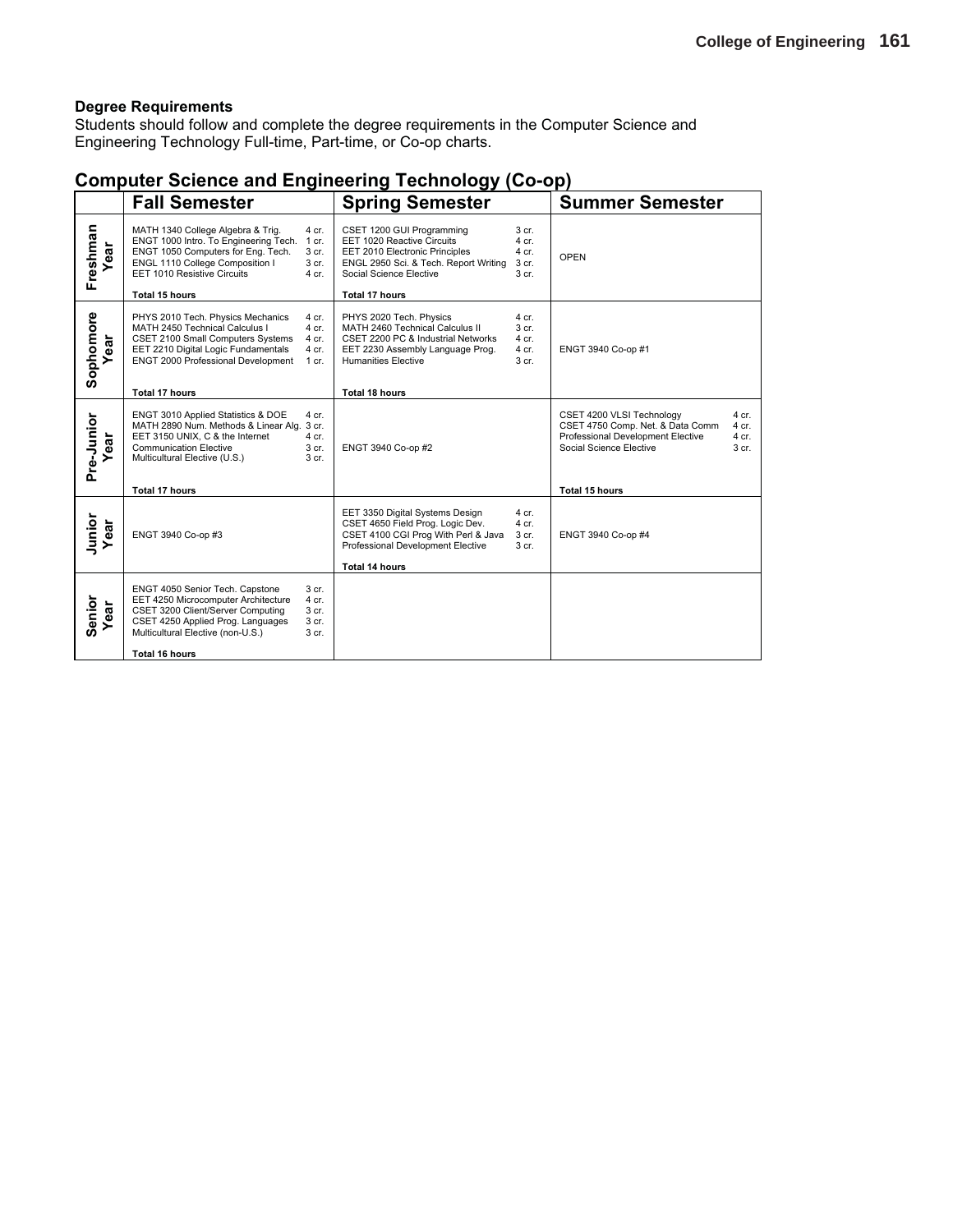### Degree Requirements

Students should follow and complete the degree requirements in the Computer Science and Engineering Technology Full-time, Part-time, or Co-op charts.

## Computer Science and Engineering Technology (Co-op)

| | Fall Semester | Spring Semester | Summer Semester |
|---|---|---|---|
| Freshman Year | MATH 1340 College Algebra & Trig. 4 cr.<br>ENGT 1000 Intro. To Engineering Tech. 1 cr.<br>ENGT 1050 Computers for Eng. Tech. 3 cr.<br>ENGL 1110 College Composition I 3 cr.<br>EET 1010 Resistive Circuits 4 cr.<br>**Total 15 hours** | CSET 1200 GUI Programming 3 cr.<br>EET 1020 Reactive Circuits 4 cr.<br>EET 2010 Electronic Principles 4 cr.<br>ENGL 2950 Sci. & Tech. Report Writing 3 cr.<br>Social Science Elective 3 cr.<br>**Total 17 hours** | OPEN |
| Sophomore Year | PHYS 2010 Tech. Physics Mechanics 4 cr.<br>MATH 2450 Technical Calculus I 4 cr.<br>CSET 2100 Small Computers Systems 4 cr.<br>EET 2210 Digital Logic Fundamentals 4 cr.<br>ENGT 2000 Professional Development 1 cr.<br>**Total 17 hours** | PHYS 2020 Tech. Physics 4 cr.<br>MATH 2460 Technical Calculus II 3 cr.<br>CSET 2200 PC & Industrial Networks 4 cr.<br>EET 2230 Assembly Language Prog. 4 cr.<br>Humanities Elective 3 cr.<br>**Total 18 hours** | ENGT 3940 Co-op #1 |
| Pre-Junior Year | ENGT 3010 Applied Statistics & DOE 4 cr.<br>MATH 2890 Num. Methods & Linear Alg. 3 cr.<br>EET 3150 UNIX, C & the Internet 4 cr.<br>Communication Elective 3 cr.<br>Multicultural Elective (U.S.) 3 cr.<br>**Total 17 hours** | ENGT 3940 Co-op #2 | CSET 4200 VLSI Technology 4 cr.<br>CSET 4750 Comp. Net. & Data Comm 4 cr.<br>Professional Development Elective 4 cr.<br>Social Science Elective 3 cr.<br>**Total 15 hours** |
| Junior Year | ENGT 3940 Co-op #3 | EET 3350 Digital Systems Design 4 cr.<br>CSET 4650 Field Prog. Logic Dev. 4 cr.<br>CSET 4100 CGI Prog With Perl & Java 3 cr.<br>Professional Development Elective 3 cr.<br>**Total 14 hours** | ENGT 3940 Co-op #4 |
| Senior Year | ENGT 4050 Senior Tech. Capstone 3 cr.<br>EET 4250 Microcomputer Architecture 4 cr.<br>CSET 3200 Client/Server Computing 3 cr.<br>CSET 4250 Applied Prog. Languages 3 cr.<br>Multicultural Elective (non-U.S.) 3 cr.<br>**Total 16 hours** | | |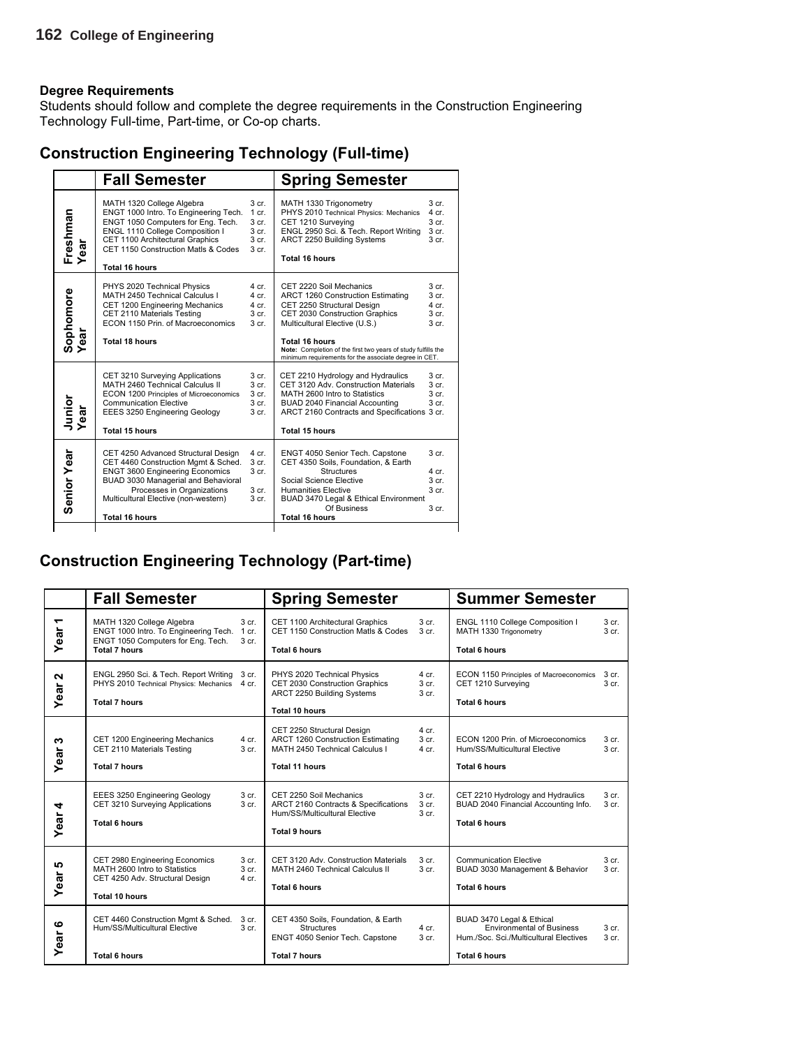**Degree Requirements**
Students should follow and complete the degree requirements in the Construction Engineering Technology Full-time, Part-time, or Co-op charts.

## Construction Engineering Technology (Full-time)

| | Fall Semester | | Spring Semester | |
|---|---|---|---|---|
| **Freshman Year** | MATH 1320 College Algebra | 3 cr. | MATH 1330 Trigonometry | 3 cr. |
| | ENGT 1000 Intro. To Engineering Tech. | 1 cr. | PHYS 2010 Technical Physics: Mechanics | 4 cr. |
| | ENGT 1050 Computers for Eng. Tech. | 3 cr. | CET 1210 Surveying | 3 cr. |
| | ENGL 1110 College Composition I | 3 cr. | ENGL 2950 Sci. & Tech. Report Writing | 3 cr. |
| | CET 1100 Architectural Graphics | 3 cr. | ARCT 2250 Building Systems | 3 cr. |
| | CET 1150 Construction Matls & Codes | 3 cr. | | |
| | **Total 16 hours** | | **Total 16 hours** | |
| **Sophomore Year** | PHYS 2020 Technical Physics | 4 cr. | CET 2220 Soil Mechanics | 3 cr. |
| | MATH 2450 Technical Calculus I | 4 cr. | ARCT 1260 Construction Estimating | 3 cr. |
| | CET 1200 Engineering Mechanics | 4 cr. | CET 2250 Structural Design | 4 cr. |
| | CET 2110 Materials Testing | 3 cr. | CET 2030 Construction Graphics | 3 cr. |
| | ECON 1150 Prin. of Macroeconomics | 3 cr. | Multicultural Elective (U.S.) | 3 cr. |
| | **Total 18 hours** | | **Total 16 hours** | |
| | | | **Note:** Completion of the first two years of study fulfills the minimum requirements for the associate degree in CET. | |
| **Junior Year** | CET 3210 Surveying Applications | 3 cr. | CET 2210 Hydrology and Hydraulics | 3 cr. |
| | MATH 2460 Technical Calculus II | 3 cr. | CET 3120 Adv. Construction Materials | 3 cr. |
| | ECON 1200 Principles of Microeconomics | 3 cr. | MATH 2600 Intro to Statistics | 3 cr. |
| | Communication Elective | 3 cr. | BUAD 2040 Financial Accounting | 3 cr. |
| | EEES 3250 Engineering Geology | 3 cr. | ARCT 2160 Contracts and Specifications | 3 cr. |
| | **Total 15 hours** | | **Total 15 hours** | |
| **Senior Year** | CET 4250 Advanced Structural Design | 4 cr. | ENGT 4050 Senior Tech. Capstone | 3 cr. |
| | CET 4460 Construction Mgmt & Sched. | 3 cr. | CET 4350 Soils, Foundation, & Earth Structures | 4 cr. |
| | ENGT 3600 Engineering Economics | 3 cr. | Social Science Elective | 3 cr. |
| | BUAD 3030 Managerial and Behavioral Processes in Organizations | 3 cr. | Humanities Elective | 3 cr. |
| | Multicultural Elective (non-western) | 3 cr. | BUAD 3470 Legal & Ethical Environment Of Business | 3 cr. |
| | **Total 16 hours** | | **Total 16 hours** | |

## Construction Engineering Technology (Part-time)

| | Fall Semester | | Spring Semester | | Summer Semester | |
|---|---|---|---|---|---|---|
| **Year 1** | MATH 1320 College Algebra | 3 cr. | CET 1100 Architectural Graphics | 3 cr. | ENGL 1110 College Composition I | 3 cr. |
| | ENGT 1000 Intro. To Engineering Tech. | 1 cr. | CET 1150 Construction Matls & Codes | 3 cr. | MATH 1330 Trigonometry | 3 cr. |
| | ENGT 1050 Computers for Eng. Tech. | 3 cr. | | | | |
| | **Total 7 hours** | | **Total 6 hours** | | **Total 6 hours** | |
| **Year 2** | ENGL 2950 Sci. & Tech. Report Writing | 3 cr. | PHYS 2020 Technical Physics | 4 cr. | ECON 1150 Principles of Macroeconomics | 3 cr. |
| | PHYS 2010 Technical Physics: Mechanics | 4 cr. | CET 2030 Construction Graphics | 3 cr. | CET 1210 Surveying | 3 cr. |
| | | | ARCT 2250 Building Systems | 3 cr. | | |
| | **Total 7 hours** | | **Total 10 hours** | | **Total 6 hours** | |
| **Year 3** | CET 1200 Engineering Mechanics | 4 cr. | CET 2250 Structural Design | 4 cr. | ECON 1200 Prin. of Microeconomics | 3 cr. |
| | CET 2110 Materials Testing | 3 cr. | ARCT 1260 Construction Estimating | 3 cr. | Hum/SS/Multicultural Elective | 3 cr. |
| | | | MATH 2450 Technical Calculus I | 4 cr. | | |
| | **Total 7 hours** | | **Total 11 hours** | | **Total 6 hours** | |
| **Year 4** | EEES 3250 Engineering Geology | 3 cr. | CET 2250 Soil Mechanics | 3 cr. | CET 2210 Hydrology and Hydraulics | 3 cr. |
| | CET 3210 Surveying Applications | 3 cr. | ARCT 2160 Contracts & Specifications | 3 cr. | BUAD 2040 Financial Accounting Info. | 3 cr. |
| | | | Hum/SS/Multicultural Elective | 3 cr. | | |
| | **Total 6 hours** | | **Total 9 hours** | | **Total 6 hours** | |
| **Year 5** | CET 2980 Engineering Economics | 3 cr. | CET 3120 Adv. Construction Materials | 3 cr. | Communication Elective | 3 cr. |
| | MATH 2600 Intro to Statistics | 3 cr. | MATH 2460 Technical Calculus II | 3 cr. | BUAD 3030 Management & Behavior | 3 cr. |
| | CET 4250 Adv. Structural Design | 4 cr. | | | | |
| | **Total 10 hours** | | **Total 6 hours** | | **Total 6 hours** | |
| **Year 6** | CET 4460 Construction Mgmt & Sched. | 3 cr. | CET 4350 Soils, Foundation, & Earth Structures | 4 cr. | BUAD 3470 Legal & Ethical Environmental of Business | 3 cr. |
| | Hum/SS/Multicultural Elective | 3 cr. | ENGT 4050 Senior Tech. Capstone | 3 cr. | Hum./Soc. Sci./Multicultural Electives | 3 cr. |
| | **Total 6 hours** | | **Total 7 hours** | | **Total 6 hours** | |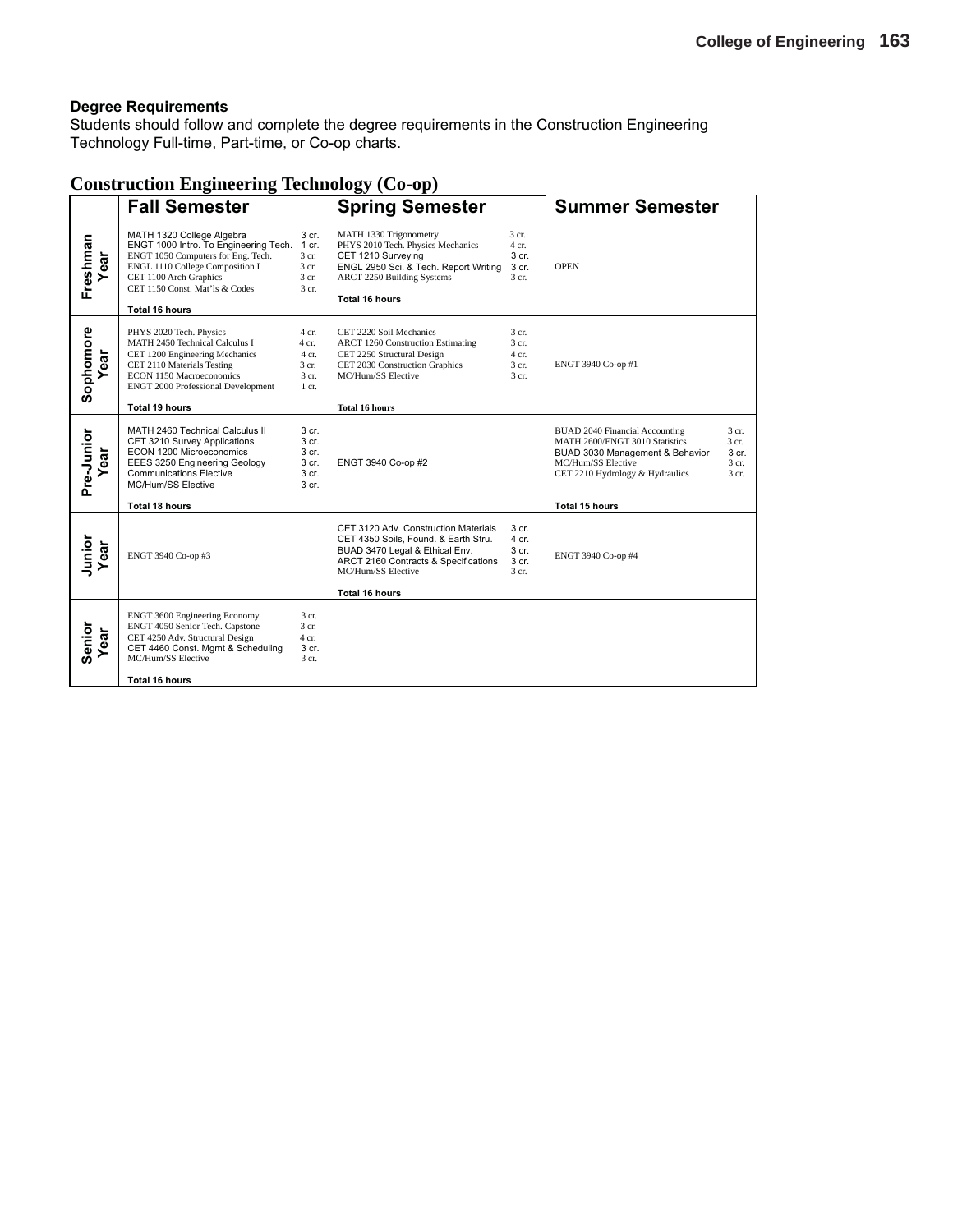### Degree Requirements

Students should follow and complete the degree requirements in the Construction Engineering Technology Full-time, Part-time, or Co-op charts.

## Construction Engineering Technology (Co-op)

| | Fall Semester | Spring Semester | Summer Semester |
|---|---|---|---|
| Freshman Year | MATH 1320 College Algebra 3 cr.<br>ENGT 1000 Intro. To Engineering Tech. 1 cr.<br>ENGT 1050 Computers for Eng. Tech. 3 cr.<br>ENGL 1110 College Composition I 3 cr.<br>CET 1100 Arch Graphics 3 cr.<br>CET 1150 Const. Mat'ls & Codes 3 cr.<br>**Total 16 hours** | MATH 1330 Trigonometry 3 cr.<br>PHYS 2010 Tech. Physics Mechanics 4 cr.<br>CET 1210 Surveying 3 cr.<br>ENGL 2950 Sci. & Tech. Report Writing 3 cr.<br>ARCT 2250 Building Systems 3 cr.<br>**Total 16 hours** | OPEN |
| Sophomore Year | PHYS 2020 Tech. Physics 4 cr.<br>MATH 2450 Technical Calculus I 4 cr.<br>CET 1200 Engineering Mechanics 4 cr.<br>CET 2110 Materials Testing 3 cr.<br>ECON 1150 Macroeconomics 3 cr.<br>ENGT 2000 Professional Development 1 cr.<br>**Total 19 hours** | CET 2220 Soil Mechanics 3 cr.<br>ARCT 1260 Construction Estimating 3 cr.<br>CET 2250 Structural Design 4 cr.<br>CET 2030 Construction Graphics 3 cr.<br>MC/Hum/SS Elective 3 cr.<br>**Total 16 hours** | ENGT 3940 Co-op #1 |
| Pre-Junior Year | MATH 2460 Technical Calculus II 3 cr.<br>CET 3210 Survey Applications 3 cr.<br>ECON 1200 Microeconomics 3 cr.<br>EEES 3250 Engineering Geology 3 cr.<br>Communications Elective 3 cr.<br>MC/Hum/SS Elective 3 cr.<br>**Total 18 hours** | ENGT 3940 Co-op #2 | BUAD 2040 Financial Accounting 3 cr.<br>MATH 2600/ENGT 3010 Statistics 3 cr.<br>BUAD 3030 Management & Behavior 3 cr.<br>MC/Hum/SS Elective 3 cr.<br>CET 2210 Hydrology & Hydraulics 3 cr.<br>**Total 15 hours** |
| Junior Year | ENGT 3940 Co-op #3 | CET 3120 Adv. Construction Materials 3 cr.<br>CET 4350 Soils, Found. & Earth Stru. 4 cr.<br>BUAD 3470 Legal & Ethical Env. 3 cr.<br>ARCT 2160 Contracts & Specifications 3 cr.<br>MC/Hum/SS Elective 3 cr.<br>**Total 16 hours** | ENGT 3940 Co-op #4 |
| Senior Year | ENGT 3600 Engineering Economy 3 cr.<br>ENGT 4050 Senior Tech. Capstone 3 cr.<br>CET 4250 Adv. Structural Design 4 cr.<br>CET 4460 Const. Mgmt & Scheduling 3 cr.<br>MC/Hum/SS Elective 3 cr.<br>**Total 16 hours** | | |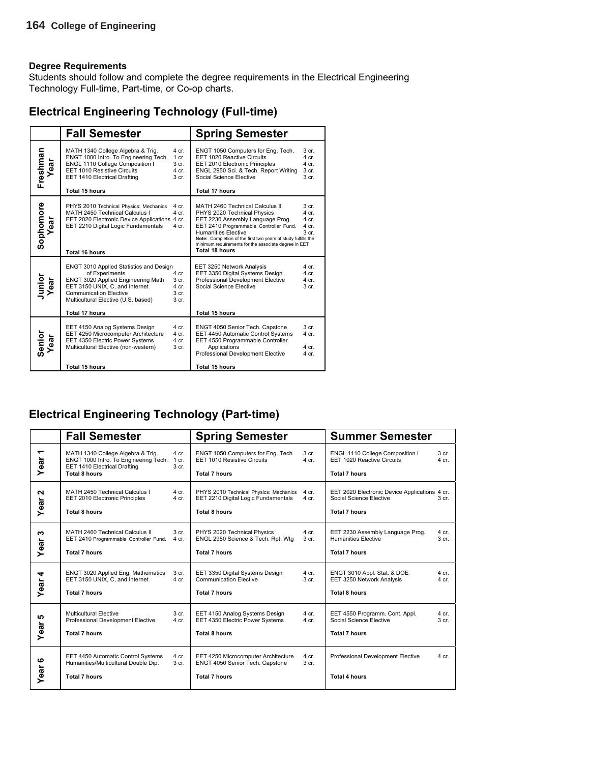### Degree Requirements

Students should follow and complete the degree requirements in the Electrical Engineering Technology Full-time, Part-time, or Co-op charts.

## Electrical Engineering Technology (Full-time)

| | Fall Semester | Spring Semester |
|---|---|---|
| Freshman Year | MATH 1340 College Algebra & Trig. 4 cr.<br>ENGT 1000 Intro. To Engineering Tech. 1 cr.<br>ENGL 1110 College Composition I 3 cr.<br>EET 1010 Resistive Circuits 4 cr.<br>EET 1410 Electrical Drafting 3 cr.<br>**Total 15 hours** | ENGT 1050 Computers for Eng. Tech. 3 cr.<br>EET 1020 Reactive Circuits 4 cr.<br>EET 2010 Electronic Principles 4 cr.<br>ENGL 2950 Sci. & Tech. Report Writing 3 cr.<br>Social Science Elective 3 cr.<br>**Total 17 hours** |
| Sophomore Year | PHYS 2010 Technical Physics: Mechanics 4 cr.<br>MATH 2450 Technical Calculus I 4 cr.<br>EET 2020 Electronic Device Applications 4 cr.<br>EET 2210 Digital Logic Fundamentals 4 cr.<br>**Total 16 hours** | MATH 2460 Technical Calculus II 3 cr.<br>PHYS 2020 Technical Physics 4 cr.<br>EET 2230 Assembly Language Prog. 4 cr.<br>EET 2410 Programmable Controller Fund. 4 cr.<br>Humanities Elective 3 cr.<br>**Note:** Completion of the first two years of study fulfills the minimum requirements for the associate degree in EET<br>**Total 18 hours** |
| Junior Year | ENGT 3010 Applied Statistics and Design of Experiments 4 cr.<br>ENGT 3020 Applied Engineering Math 3 cr.<br>EET 3150 UNIX, C, and Internet 4 cr.<br>Communication Elective 3 cr.<br>Multicultural Elective (U.S. based) 3 cr.<br>**Total 17 hours** | EET 3250 Network Analysis 4 cr.<br>EET 3350 Digital Systems Design 4 cr.<br>Professional Development Elective 4 cr.<br>Social Science Elective 3 cr.<br>**Total 15 hours** |
| Senior Year | EET 4150 Analog Systems Design 4 cr.<br>EET 4250 Microcomputer Architecture 4 cr.<br>EET 4350 Electric Power Systems 4 cr.<br>Multicultural Elective (non-western) 3 cr.<br>**Total 15 hours** | ENGT 4050 Senior Tech. Capstone 3 cr.<br>EET 4450 Automatic Control Systems 4 cr.<br>EET 4550 Programmable Controller Applications 4 cr.<br>Professional Development Elective 4 cr.<br>**Total 15 hours** |

## Electrical Engineering Technology (Part-time)

| | Fall Semester | Spring Semester | Summer Semester |
|---|---|---|---|
| Year 1 | MATH 1340 College Algebra & Trig. 4 cr.<br>ENGT 1000 Intro. To Engineering Tech. 1 cr.<br>EET 1410 Electrical Drafting 3 cr.<br>**Total 8 hours** | ENGT 1050 Computers for Eng. Tech 3 cr.<br>EET 1010 Resistive Circuits 4 cr.<br>**Total 7 hours** | ENGL 1110 College Composition I 3 cr.<br>EET 1020 Reactive Circuits 4 cr.<br>**Total 7 hours** |
| Year 2 | MATH 2450 Technical Calculus I 4 cr.<br>EET 2010 Electronic Principles 4 cr.<br>**Total 8 hours** | PHYS 2010 Technical Physics: Mechanics 4 cr.<br>EET 2210 Digital Logic Fundamentals 4 cr.<br>**Total 8 hours** | EET 2020 Electronic Device Applications 4 cr.<br>Social Science Elective 3 cr.<br>**Total 7 hours** |
| Year 3 | MATH 2460 Technical Calculus II 3 cr.<br>EET 2410 Programmable Controller Fund. 4 cr.<br>**Total 7 hours** | PHYS 2020 Technical Physics 4 cr.<br>ENGL 2950 Science & Tech. Rpt. Wtg 3 cr.<br>**Total 7 hours** | EET 2230 Assembly Language Prog. 4 cr.<br>Humanities Elective 3 cr.<br>**Total 7 hours** |
| Year 4 | ENGT 3020 Applied Eng. Mathematics 3 cr.<br>EET 3150 UNIX, C, and Internet 4 cr.<br>**Total 7 hours** | EET 3350 Digital Systems Design 4 cr.<br>Communication Elective 3 cr.<br>**Total 7 hours** | ENGT 3010 Appl. Stat. & DOE 4 cr.<br>EET 3250 Network Analysis 4 cr.<br>**Total 8 hours** |
| Year 5 | Multicultural Elective 3 cr.<br>Professional Development Elective 4 cr.<br>**Total 7 hours** | EET 4150 Analog Systems Design 4 cr.<br>EET 4350 Electric Power Systems 4 cr.<br>**Total 8 hours** | EET 4550 Programm. Cont. Appl. 4 cr.<br>Social Science Elective 3 cr.<br>**Total 7 hours** |
| Year 6 | EET 4450 Automatic Control Systems 4 cr.<br>Humanities/Multicultural Double Dip. 3 cr.<br>**Total 7 hours** | EET 4250 Microcomputer Architecture 4 cr.<br>ENGT 4050 Senior Tech. Capstone 3 cr.<br>**Total 7 hours** | Professional Development Elective 4 cr.<br>**Total 4 hours** |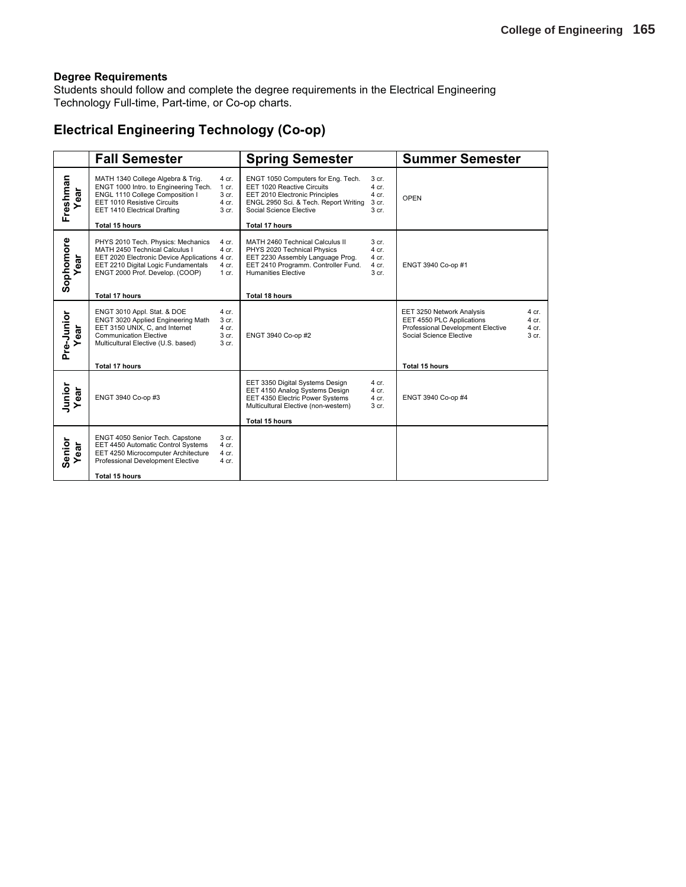**Degree Requirements**
Students should follow and complete the degree requirements in the Electrical Engineering Technology Full-time, Part-time, or Co-op charts.

## Electrical Engineering Technology (Co-op)

| | Fall Semester | Spring Semester | Summer Semester |
|---|---|---|---|
| Freshman Year | MATH 1340 College Algebra & Trig. 4 cr.<br>ENGT 1000 Intro. to Engineering Tech. 1 cr.<br>ENGL 1110 College Composition I 3 cr.<br>EET 1010 Resistive Circuits 4 cr.<br>EET 1410 Electrical Drafting 3 cr.<br>**Total 15 hours** | ENGT 1050 Computers for Eng. Tech. 3 cr.<br>EET 1020 Reactive Circuits 4 cr.<br>EET 2010 Electronic Principles 4 cr.<br>ENGL 2950 Sci. & Tech. Report Writing 3 cr.<br>Social Science Elective 3 cr.<br>**Total 17 hours** | OPEN |
| Sophomore Year | PHYS 2010 Tech. Physics: Mechanics 4 cr.<br>MATH 2450 Technical Calculus I 4 cr.<br>EET 2020 Electronic Device Applications 4 cr.<br>EET 2210 Digital Logic Fundamentals 4 cr.<br>ENGT 2000 Prof. Develop. (COOP) 1 cr.<br>**Total 17 hours** | MATH 2460 Technical Calculus II 3 cr.<br>PHYS 2020 Technical Physics 4 cr.<br>EET 2230 Assembly Language Prog. 4 cr.<br>EET 2410 Programm. Controller Fund. 4 cr.<br>Humanities Elective 3 cr.<br>**Total 18 hours** | ENGT 3940 Co-op #1 |
| Pre-Junior Year | ENGT 3010 Appl. Stat. & DOE 4 cr.<br>ENGT 3020 Applied Engineering Math 3 cr.<br>EET 3150 UNIX, C, and Internet 4 cr.<br>Communication Elective 3 cr.<br>Multicultural Elective (U.S. based) 3 cr.<br>**Total 17 hours** | ENGT 3940 Co-op #2 | EET 3250 Network Analysis 4 cr.<br>EET 4550 PLC Applications 4 cr.<br>Professional Development Elective 4 cr.<br>Social Science Elective 3 cr.<br>**Total 15 hours** |
| Junior Year | ENGT 3940 Co-op #3 | EET 3350 Digital Systems Design 4 cr.<br>EET 4150 Analog Systems Design 4 cr.<br>EET 4350 Electric Power Systems 4 cr.<br>Multicultural Elective (non-western) 3 cr.<br>**Total 15 hours** | ENGT 3940 Co-op #4 |
| Senior Year | ENGT 4050 Senior Tech. Capstone 3 cr.<br>EET 4450 Automatic Control Systems 4 cr.<br>EET 4250 Microcomputer Architecture 4 cr.<br>Professional Development Elective 4 cr.<br>**Total 15 hours** | | |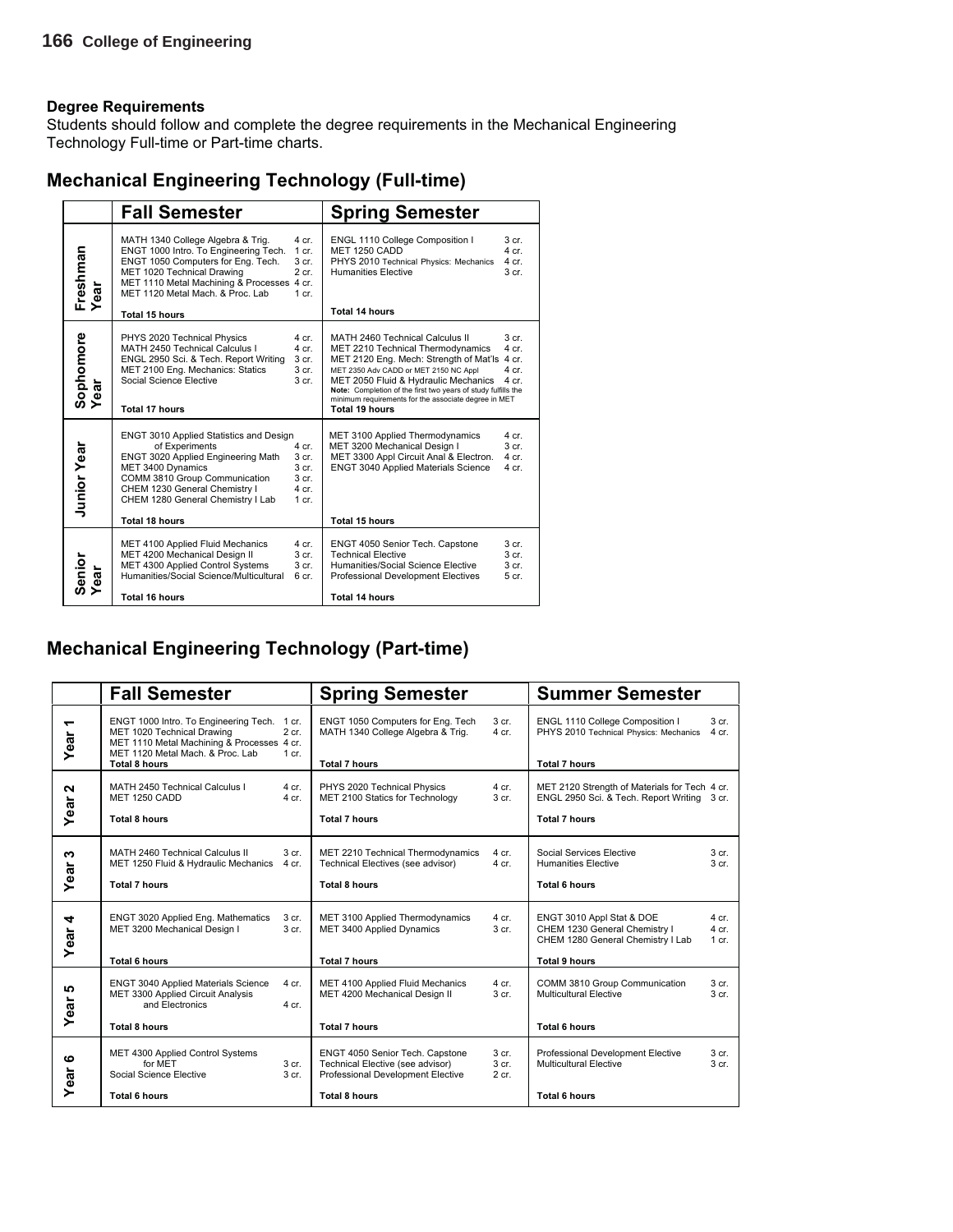**Degree Requirements**
Students should follow and complete the degree requirements in the Mechanical Engineering Technology Full-time or Part-time charts.

## Mechanical Engineering Technology (Full-time)

| | Fall Semester | Spring Semester |
|---|---|---|
| Freshman Year | MATH 1340 College Algebra & Trig. 4 cr.<br>ENGT 1000 Intro. To Engineering Tech. 1 cr.<br>ENGT 1050 Computers for Eng. Tech. 3 cr.<br>MET 1020 Technical Drawing 2 cr.<br>MET 1110 Metal Machining & Processes 4 cr.<br>MET 1120 Metal Mach. & Proc. Lab 1 cr.<br>**Total 15 hours** | ENGL 1110 College Composition I 3 cr.<br>MET 1250 CADD 4 cr.<br>PHYS 2010 Technical Physics: Mechanics 4 cr.<br>Humanities Elective 3 cr.<br>**Total 14 hours** |
| Sophomore Year | PHYS 2020 Technical Physics 4 cr.<br>MATH 2450 Technical Calculus I 4 cr.<br>ENGL 2950 Sci. & Tech. Report Writing 3 cr.<br>MET 2100 Eng. Mechanics: Statics 3 cr.<br>Social Science Elective 3 cr.<br>**Total 17 hours** | MATH 2460 Technical Calculus II 3 cr.<br>MET 2210 Technical Thermodynamics 4 cr.<br>MET 2120 Eng. Mech: Strength of Mat'ls 4 cr.<br>MET 2350 Adv CADD or MET 2150 NC Appl 4 cr.<br>MET 2050 Fluid & Hydraulic Mechanics 4 cr.<br>**Note:** Completion of the first two years of study fulfills the minimum requirements for the associate degree in MET<br>**Total 19 hours** |
| Junior Year | ENGT 3010 Applied Statistics and Design of Experiments 4 cr.<br>ENGT 3020 Applied Engineering Math 3 cr.<br>MET 3400 Dynamics 3 cr.<br>COMM 3810 Group Communication 3 cr.<br>CHEM 1230 General Chemistry I 4 cr.<br>CHEM 1280 General Chemistry I Lab 1 cr.<br>**Total 18 hours** | MET 3100 Applied Thermodynamics 4 cr.<br>MET 3200 Mechanical Design I 3 cr.<br>MET 3300 Appl Circuit Anal & Electron. 4 cr.<br>ENGT 3040 Applied Materials Science 4 cr.<br>**Total 15 hours** |
| Senior Year | MET 4100 Applied Fluid Mechanics 4 cr.<br>MET 4200 Mechanical Design II 3 cr.<br>MET 4300 Applied Control Systems 3 cr.<br>Humanities/Social Science/Multicultural 6 cr.<br>**Total 16 hours** | ENGT 4050 Senior Tech. Capstone 3 cr.<br>Technical Elective 3 cr.<br>Humanities/Social Science Elective 3 cr.<br>Professional Development Electives 5 cr.<br>**Total 14 hours** |

## Mechanical Engineering Technology (Part-time)

| | Fall Semester | Spring Semester | Summer Semester |
|---|---|---|---|
| Year 1 | ENGT 1000 Intro. To Engineering Tech. 1 cr.<br>MET 1020 Technical Drawing 2 cr.<br>MET 1110 Metal Machining & Processes 4 cr.<br>MET 1120 Metal Mach. & Proc. Lab 1 cr.<br>**Total 8 hours** | ENGT 1050 Computers for Eng. Tech 3 cr.<br>MATH 1340 College Algebra & Trig. 4 cr.<br>**Total 7 hours** | ENGL 1110 College Composition I 3 cr.<br>PHYS 2010 Technical Physics: Mechanics 4 cr.<br>**Total 7 hours** |
| Year 2 | MATH 2450 Technical Calculus I 4 cr.<br>MET 1250 CADD 4 cr.<br>**Total 8 hours** | PHYS 2020 Technical Physics 4 cr.<br>MET 2100 Statics for Technology 3 cr.<br>**Total 7 hours** | MET 2120 Strength of Materials for Tech 4 cr.<br>ENGL 2950 Sci. & Tech. Report Writing 3 cr.<br>**Total 7 hours** |
| Year 3 | MATH 2460 Technical Calculus II 3 cr.<br>MET 1250 Fluid & Hydraulic Mechanics 4 cr.<br>**Total 7 hours** | MET 2210 Technical Thermodynamics 4 cr.<br>Technical Electives (see advisor) 4 cr.<br>**Total 8 hours** | Social Services Elective 3 cr.<br>Humanities Elective 3 cr.<br>**Total 6 hours** |
| Year 4 | ENGT 3020 Applied Eng. Mathematics 3 cr.<br>MET 3200 Mechanical Design I 3 cr.<br>**Total 6 hours** | MET 3100 Applied Thermodynamics 4 cr.<br>MET 3400 Applied Dynamics 3 cr.<br>**Total 7 hours** | ENGT 3010 Appl Stat & DOE 4 cr.<br>CHEM 1230 General Chemistry I 4 cr.<br>CHEM 1280 General Chemistry I Lab 1 cr.<br>**Total 9 hours** |
| Year 5 | ENGT 3040 Applied Materials Science 4 cr.<br>MET 3300 Applied Circuit Analysis and Electronics 4 cr.<br>**Total 8 hours** | MET 4100 Applied Fluid Mechanics 4 cr.<br>MET 4200 Mechanical Design II 3 cr.<br>**Total 7 hours** | COMM 3810 Group Communication 3 cr.<br>Multicultural Elective 3 cr.<br>**Total 6 hours** |
| Year 6 | MET 4300 Applied Control Systems for MET 3 cr.<br>Social Science Elective 3 cr.<br>**Total 6 hours** | ENGT 4050 Senior Tech. Capstone 3 cr.<br>Technical Elective (see advisor) 3 cr.<br>Professional Development Elective 2 cr.<br>**Total 8 hours** | Professional Development Elective 3 cr.<br>Multicultural Elective 3 cr.<br>**Total 6 hours** |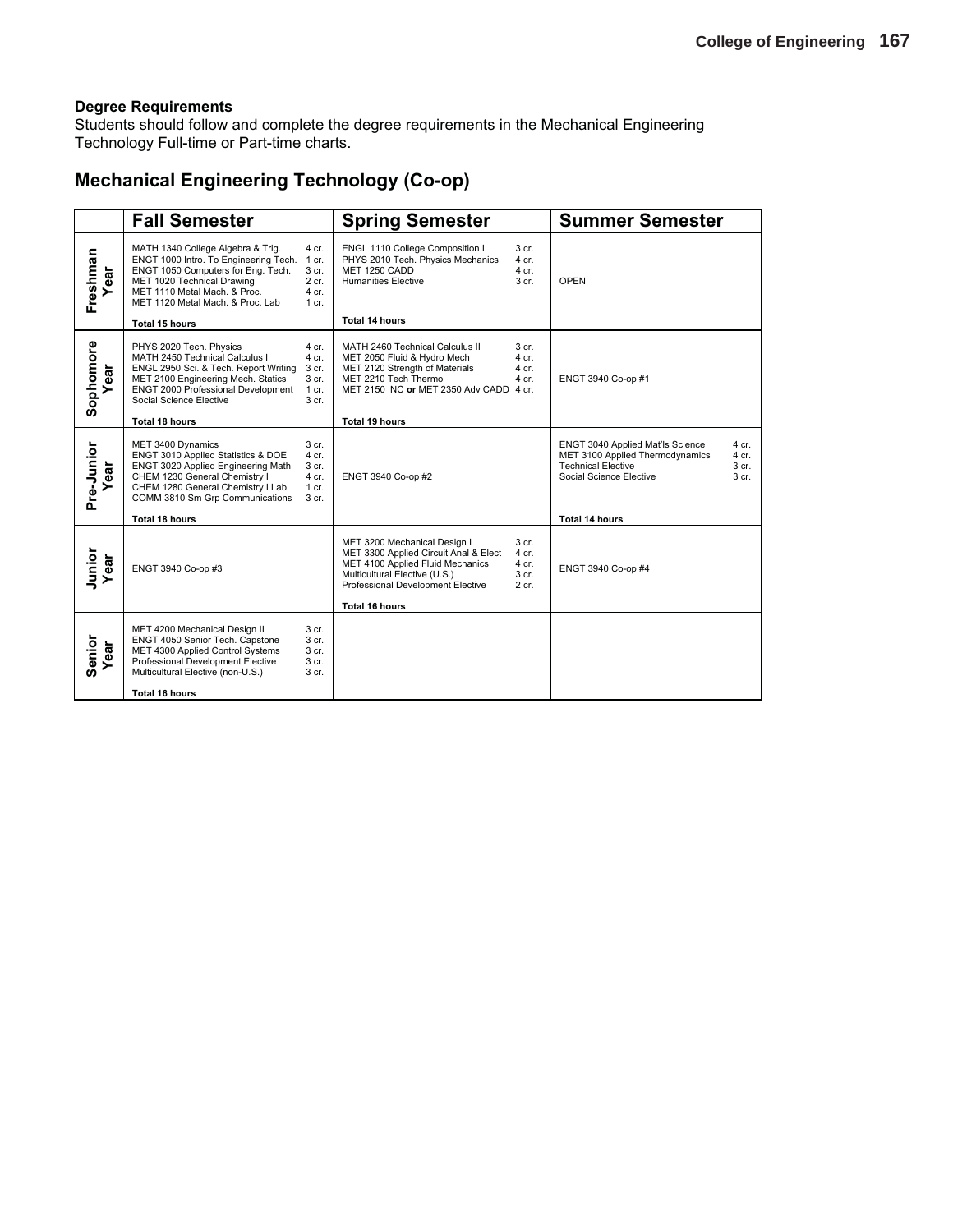**Degree Requirements**

Students should follow and complete the degree requirements in the Mechanical Engineering Technology Full-time or Part-time charts.

## Mechanical Engineering Technology (Co-op)

| | Fall Semester | Spring Semester | Summer Semester |
|---|---|---|---|
| **Freshman Year** | MATH 1340 College Algebra & Trig. 4 cr.<br>ENGT 1000 Intro. To Engineering Tech. 1 cr.<br>ENGT 1050 Computers for Eng. Tech. 3 cr.<br>MET 1020 Technical Drawing 2 cr.<br>MET 1110 Metal Mach. & Proc. 4 cr.<br>MET 1120 Metal Mach. & Proc. Lab 1 cr.<br>**Total 15 hours** | ENGL 1110 College Composition I 3 cr.<br>PHYS 2010 Tech. Physics Mechanics 4 cr.<br>MET 1250 CADD 4 cr.<br>Humanities Elective 3 cr.<br>**Total 14 hours** | OPEN |
| **Sophomore Year** | PHYS 2020 Tech. Physics 4 cr.<br>MATH 2450 Technical Calculus I 4 cr.<br>ENGL 2950 Sci. & Tech. Report Writing 3 cr.<br>MET 2100 Engineering Mech. Statics 3 cr.<br>ENGT 2000 Professional Development 1 cr.<br>Social Science Elective 3 cr.<br>**Total 18 hours** | MATH 2460 Technical Calculus II 3 cr.<br>MET 2050 Fluid & Hydro Mech 4 cr.<br>MET 2120 Strength of Materials 4 cr.<br>MET 2210 Tech Thermo 4 cr.<br>MET 2150 NC **or** MET 2350 Adv CADD 4 cr.<br>**Total 19 hours** | ENGT 3940 Co-op #1 |
| **Pre-Junior Year** | MET 3400 Dynamics 3 cr.<br>ENGT 3010 Applied Statistics & DOE 4 cr.<br>ENGT 3020 Applied Engineering Math 3 cr.<br>CHEM 1230 General Chemistry I 4 cr.<br>CHEM 1280 General Chemistry I Lab 1 cr.<br>COMM 3810 Sm Grp Communications 3 cr.<br>**Total 18 hours** | ENGT 3940 Co-op #2 | ENGT 3040 Applied Mat'ls Science 4 cr.<br>MET 3100 Applied Thermodynamics 4 cr.<br>Technical Elective 3 cr.<br>Social Science Elective 3 cr.<br>**Total 14 hours** |
| **Junior Year** | ENGT 3940 Co-op #3 | MET 3200 Mechanical Design I 3 cr.<br>MET 3300 Applied Circuit Anal & Elect 4 cr.<br>MET 4100 Applied Fluid Mechanics 4 cr.<br>Multicultural Elective (U.S.) 3 cr.<br>Professional Development Elective 2 cr.<br>**Total 16 hours** | ENGT 3940 Co-op #4 |
| **Senior Year** | MET 4200 Mechanical Design II 3 cr.<br>ENGT 4050 Senior Tech. Capstone 3 cr.<br>MET 4300 Applied Control Systems 3 cr.<br>Professional Development Elective 3 cr.<br>Multicultural Elective (non-U.S.) 3 cr.<br>**Total 16 hours** | | |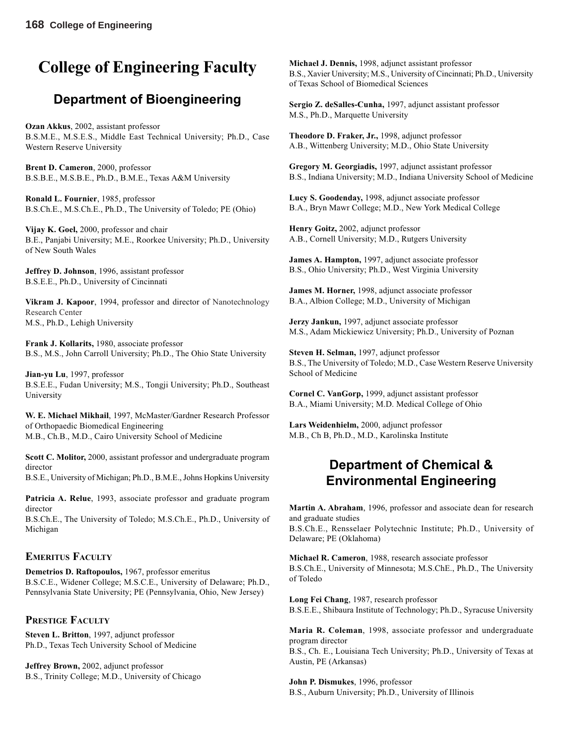# College of Engineering Faculty

## Department of Bioengineering

**Ozan Akkus**, 2002, assistant professor
B.S.M.E., M.S.E.S., Middle East Technical University; Ph.D., Case Western Reserve University

**Brent D. Cameron**, 2000, professor
B.S.B.E., M.S.B.E., Ph.D., B.M.E., Texas A&M University

**Ronald L. Fournier**, 1985, professor
B.S.Ch.E., M.S.Ch.E., Ph.D., The University of Toledo; PE (Ohio)

**Vijay K. Goel,** 2000, professor and chair
B.E., Panjabi University; M.E., Roorkee University; Ph.D., University of New South Wales

**Jeffrey D. Johnson**, 1996, assistant professor
B.S.E.E., Ph.D., University of Cincinnati

**Vikram J. Kapoor**, 1994, professor and director of Nanotechnology Research Center
M.S., Ph.D., Lehigh University

**Frank J. Kollarits,** 1980, associate professor
B.S., M.S., John Carroll University; Ph.D., The Ohio State University

**Jian-yu Lu**, 1997, professor
B.S.E.E., Fudan University; M.S., Tongji University; Ph.D., Southeast University

**W. E. Michael Mikhail**, 1997, McMaster/Gardner Research Professor of Orthopaedic Biomedical Engineering
M.B., Ch.B., M.D., Cairo University School of Medicine

**Scott C. Molitor,** 2000, assistant professor and undergraduate program director
B.S.E., University of Michigan; Ph.D., B.M.E., Johns Hopkins University

**Patricia A. Relue**, 1993, associate professor and graduate program director
B.S.Ch.E., The University of Toledo; M.S.Ch.E., Ph.D., University of Michigan

### Emeritus Faculty

**Demetrios D. Raftopoulos,** 1967, professor emeritus
B.S.C.E., Widener College; M.S.C.E., University of Delaware; Ph.D., Pennsylvania State University; PE (Pennsylvania, Ohio, New Jersey)

### Prestige Faculty

**Steven L. Britton**, 1997, adjunct professor
Ph.D., Texas Tech University School of Medicine

**Jeffrey Brown,** 2002, adjunct professor
B.S., Trinity College; M.D., University of Chicago

**Michael J. Dennis,** 1998, adjunct assistant professor
B.S., Xavier University; M.S., University of Cincinnati; Ph.D., University of Texas School of Biomedical Sciences

**Sergio Z. deSalles-Cunha,** 1997, adjunct assistant professor
M.S., Ph.D., Marquette University

**Theodore D. Fraker, Jr.,** 1998, adjunct professor
A.B., Wittenberg University; M.D., Ohio State University

**Gregory M. Georgiadis,** 1997, adjunct assistant professor
B.S., Indiana University; M.D., Indiana University School of Medicine

**Lucy S. Goodenday,** 1998, adjunct associate professor
B.A., Bryn Mawr College; M.D., New York Medical College

**Henry Goitz,** 2002, adjunct professor
A.B., Cornell University; M.D., Rutgers University

**James A. Hampton,** 1997, adjunct associate professor
B.S., Ohio University; Ph.D., West Virginia University

**James M. Horner,** 1998, adjunct associate professor
B.A., Albion College; M.D., University of Michigan

**Jerzy Jankun,** 1997, adjunct associate professor
M.S., Adam Mickiewicz University; Ph.D., University of Poznan

**Steven H. Selman,** 1997, adjunct professor
B.S., The University of Toledo; M.D., Case Western Reserve University School of Medicine

**Cornel C. VanGorp,** 1999, adjunct assistant professor
B.A., Miami University; M.D. Medical College of Ohio

**Lars Weidenhielm,** 2000, adjunct professor
M.B., Ch B, Ph.D., M.D., Karolinska Institute

## Department of Chemical & Environmental Engineering

**Martin A. Abraham**, 1996, professor and associate dean for research and graduate studies
B.S.Ch.E., Rensselaer Polytechnic Institute; Ph.D., University of Delaware; PE (Oklahoma)

**Michael R. Cameron**, 1988, research associate professor
B.S.Ch.E., University of Minnesota; M.S.ChE., Ph.D., The University of Toledo

**Long Fei Chang**, 1987, research professor
B.S.E.E., Shibaura Institute of Technology; Ph.D., Syracuse University

**Maria R. Coleman**, 1998, associate professor and undergraduate program director
B.S., Ch. E., Louisiana Tech University; Ph.D., University of Texas at Austin, PE (Arkansas)

**John P. Dismukes**, 1996, professor
B.S., Auburn University; Ph.D., University of Illinois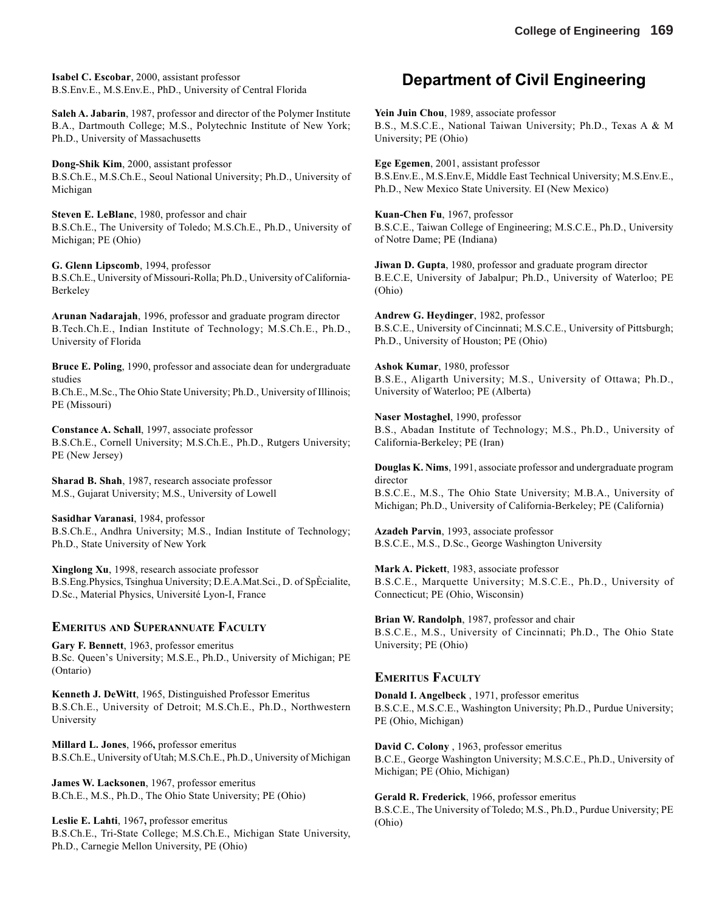**Isabel C. Escobar**, 2000, assistant professor
B.S.Env.E., M.S.Env.E., PhD., University of Central Florida

**Saleh A. Jabarin**, 1987, professor and director of the Polymer Institute
B.A., Dartmouth College; M.S., Polytechnic Institute of New York; Ph.D., University of Massachusetts

**Dong-Shik Kim**, 2000, assistant professor
B.S.Ch.E., M.S.Ch.E., Seoul National University; Ph.D., University of Michigan

**Steven E. LeBlanc**, 1980, professor and chair
B.S.Ch.E., The University of Toledo; M.S.Ch.E., Ph.D., University of Michigan; PE (Ohio)

**G. Glenn Lipscomb**, 1994, professor
B.S.Ch.E., University of Missouri-Rolla; Ph.D., University of California-Berkeley

**Arunan Nadarajah**, 1996, professor and graduate program director
B.Tech.Ch.E., Indian Institute of Technology; M.S.Ch.E., Ph.D., University of Florida

**Bruce E. Poling**, 1990, professor and associate dean for undergraduate studies
B.Ch.E., M.Sc., The Ohio State University; Ph.D., University of Illinois; PE (Missouri)

**Constance A. Schall**, 1997, associate professor
B.S.Ch.E., Cornell University; M.S.Ch.E., Ph.D., Rutgers University; PE (New Jersey)

**Sharad B. Shah**, 1987, research associate professor
M.S., Gujarat University; M.S., University of Lowell

**Sasidhar Varanasi**, 1984, professor
B.S.Ch.E., Andhra University; M.S., Indian Institute of Technology; Ph.D., State University of New York

**Xinglong Xu**, 1998, research associate professor
B.S.Eng.Physics, Tsinghua University; D.E.A.Mat.Sci., D. of SpÈcialite, D.Sc., Material Physics, Université Lyon-I, France

### Emeritus and Superannuate Faculty

**Gary F. Bennett**, 1963, professor emeritus
B.Sc. Queen's University; M.S.E., Ph.D., University of Michigan; PE (Ontario)

**Kenneth J. DeWitt**, 1965, Distinguished Professor Emeritus
B.S.Ch.E., University of Detroit; M.S.Ch.E., Ph.D., Northwestern University

**Millard L. Jones**, 1966, professor emeritus
B.S.Ch.E., University of Utah; M.S.Ch.E., Ph.D., University of Michigan

**James W. Lacksonen**, 1967, professor emeritus
B.Ch.E., M.S., Ph.D., The Ohio State University; PE (Ohio)

**Leslie E. Lahti**, 1967, professor emeritus
B.S.Ch.E., Tri-State College; M.S.Ch.E., Michigan State University, Ph.D., Carnegie Mellon University, PE (Ohio)

## Department of Civil Engineering

**Yein Juin Chou**, 1989, associate professor
B.S., M.S.C.E., National Taiwan University; Ph.D., Texas A & M University; PE (Ohio)

**Ege Egemen**, 2001, assistant professor
B.S.Env.E., M.S.Env.E, Middle East Technical University; M.S.Env.E., Ph.D., New Mexico State University. EI (New Mexico)

**Kuan-Chen Fu**, 1967, professor
B.S.C.E., Taiwan College of Engineering; M.S.C.E., Ph.D., University of Notre Dame; PE (Indiana)

**Jiwan D. Gupta**, 1980, professor and graduate program director
B.E.C.E, University of Jabalpur; Ph.D., University of Waterloo; PE (Ohio)

**Andrew G. Heydinger**, 1982, professor
B.S.C.E., University of Cincinnati; M.S.C.E., University of Pittsburgh; Ph.D., University of Houston; PE (Ohio)

**Ashok Kumar**, 1980, professor
B.S.E., Aligarth University; M.S., University of Ottawa; Ph.D., University of Waterloo; PE (Alberta)

**Naser Mostaghel**, 1990, professor
B.S., Abadan Institute of Technology; M.S., Ph.D., University of California-Berkeley; PE (Iran)

**Douglas K. Nims**, 1991, associate professor and undergraduate program director
B.S.C.E., M.S., The Ohio State University; M.B.A., University of Michigan; Ph.D., University of California-Berkeley; PE (California)

**Azadeh Parvin**, 1993, associate professor
B.S.C.E., M.S., D.Sc., George Washington University

**Mark A. Pickett**, 1983, associate professor
B.S.C.E., Marquette University; M.S.C.E., Ph.D., University of Connecticut; PE (Ohio, Wisconsin)

**Brian W. Randolph**, 1987, professor and chair
B.S.C.E., M.S., University of Cincinnati; Ph.D., The Ohio State University; PE (Ohio)

### Emeritus Faculty

**Donald I. Angelbeck** , 1971, professor emeritus
B.S.C.E., M.S.C.E., Washington University; Ph.D., Purdue University; PE (Ohio, Michigan)

**David C. Colony** , 1963, professor emeritus
B.C.E., George Washington University; M.S.C.E., Ph.D., University of Michigan; PE (Ohio, Michigan)

**Gerald R. Frederick**, 1966, professor emeritus
B.S.C.E., The University of Toledo; M.S., Ph.D., Purdue University; PE (Ohio)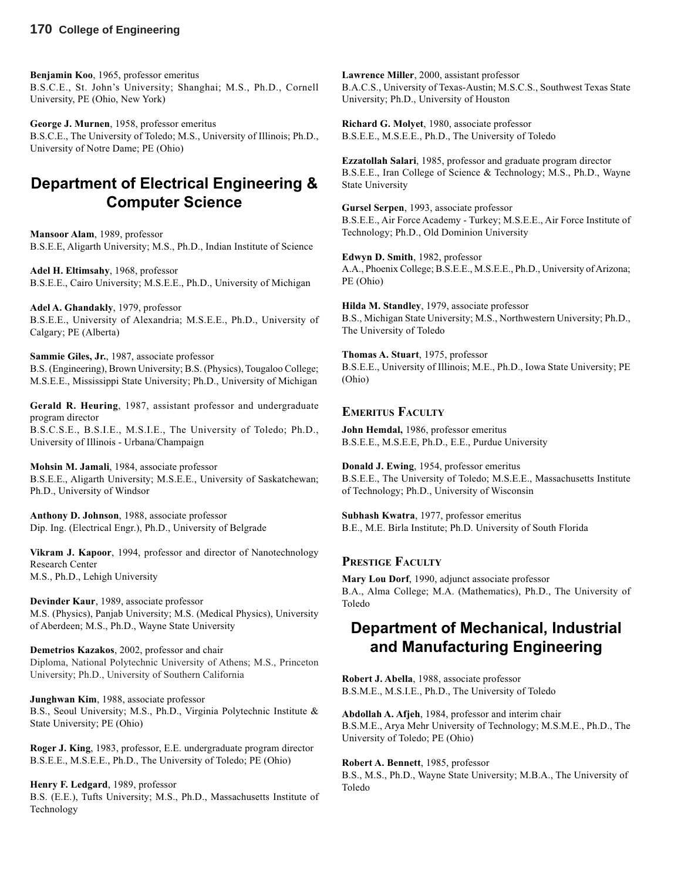**Benjamin Koo**, 1965, professor emeritus
B.S.C.E., St. John's University; Shanghai; M.S., Ph.D., Cornell University, PE (Ohio, New York)

**George J. Murnen**, 1958, professor emeritus
B.S.C.E., The University of Toledo; M.S., University of Illinois; Ph.D., University of Notre Dame; PE (Ohio)

## Department of Electrical Engineering & Computer Science

**Mansoor Alam**, 1989, professor
B.S.E.E, Aligarth University; M.S., Ph.D., Indian Institute of Science

**Adel H. Eltimsahy**, 1968, professor
B.S.E.E., Cairo University; M.S.E.E., Ph.D., University of Michigan

**Adel A. Ghandakly**, 1979, professor
B.S.E.E., University of Alexandria; M.S.E.E., Ph.D., University of Calgary; PE (Alberta)

**Sammie Giles, Jr.**, 1987, associate professor
B.S. (Engineering), Brown University; B.S. (Physics), Tougaloo College; M.S.E.E., Mississippi State University; Ph.D., University of Michigan

**Gerald R. Heuring**, 1987, assistant professor and undergraduate program director
B.S.C.S.E., B.S.I.E., M.S.I.E., The University of Toledo; Ph.D., University of Illinois - Urbana/Champaign

**Mohsin M. Jamali**, 1984, associate professor
B.S.E.E., Aligarth University; M.S.E.E., University of Saskatchewan; Ph.D., University of Windsor

**Anthony D. Johnson**, 1988, associate professor
Dip. Ing. (Electrical Engr.), Ph.D., University of Belgrade

**Vikram J. Kapoor**, 1994, professor and director of Nanotechnology Research Center
M.S., Ph.D., Lehigh University

**Devinder Kaur**, 1989, associate professor
M.S. (Physics), Panjab University; M.S. (Medical Physics), University of Aberdeen; M.S., Ph.D., Wayne State University

**Demetrios Kazakos**, 2002, professor and chair
Diploma, National Polytechnic University of Athens; M.S., Princeton University; Ph.D., University of Southern California

**Junghwan Kim**, 1988, associate professor
B.S., Seoul University; M.S., Ph.D., Virginia Polytechnic Institute & State University; PE (Ohio)

**Roger J. King**, 1983, professor, E.E. undergraduate program director
B.S.E.E., M.S.E.E., Ph.D., The University of Toledo; PE (Ohio)

**Henry F. Ledgard**, 1989, professor
B.S. (E.E.), Tufts University; M.S., Ph.D., Massachusetts Institute of Technology

**Lawrence Miller**, 2000, assistant professor
B.A.C.S., University of Texas-Austin; M.S.C.S., Southwest Texas State University; Ph.D., University of Houston

**Richard G. Molyet**, 1980, associate professor
B.S.E.E., M.S.E.E., Ph.D., The University of Toledo

**Ezzatollah Salari**, 1985, professor and graduate program director
B.S.E.E., Iran College of Science & Technology; M.S., Ph.D., Wayne State University

**Gursel Serpen**, 1993, associate professor
B.S.E.E., Air Force Academy - Turkey; M.S.E.E., Air Force Institute of Technology; Ph.D., Old Dominion University

**Edwyn D. Smith**, 1982, professor
A.A., Phoenix College; B.S.E.E., M.S.E.E., Ph.D., University of Arizona; PE (Ohio)

**Hilda M. Standley**, 1979, associate professor
B.S., Michigan State University; M.S., Northwestern University; Ph.D., The University of Toledo

**Thomas A. Stuart**, 1975, professor
B.S.E.E., University of Illinois; M.E., Ph.D., Iowa State University; PE (Ohio)

### Emeritus Faculty

**John Hemdal,** 1986, professor emeritus
B.S.E.E., M.S.E.E, Ph.D., E.E., Purdue University

**Donald J. Ewing**, 1954, professor emeritus
B.S.E.E., The University of Toledo; M.S.E.E., Massachusetts Institute of Technology; Ph.D., University of Wisconsin

**Subhash Kwatra**, 1977, professor emeritus
B.E., M.E. Birla Institute; Ph.D. University of South Florida

### Prestige Faculty

**Mary Lou Dorf**, 1990, adjunct associate professor
B.A., Alma College; M.A. (Mathematics), Ph.D., The University of Toledo

## Department of Mechanical, Industrial and Manufacturing Engineering

**Robert J. Abella**, 1988, associate professor
B.S.M.E., M.S.I.E., Ph.D., The University of Toledo

**Abdollah A. Afjeh**, 1984, professor and interim chair
B.S.M.E., Arya Mehr University of Technology; M.S.M.E., Ph.D., The University of Toledo; PE (Ohio)

**Robert A. Bennett**, 1985, professor
B.S., M.S., Ph.D., Wayne State University; M.B.A., The University of Toledo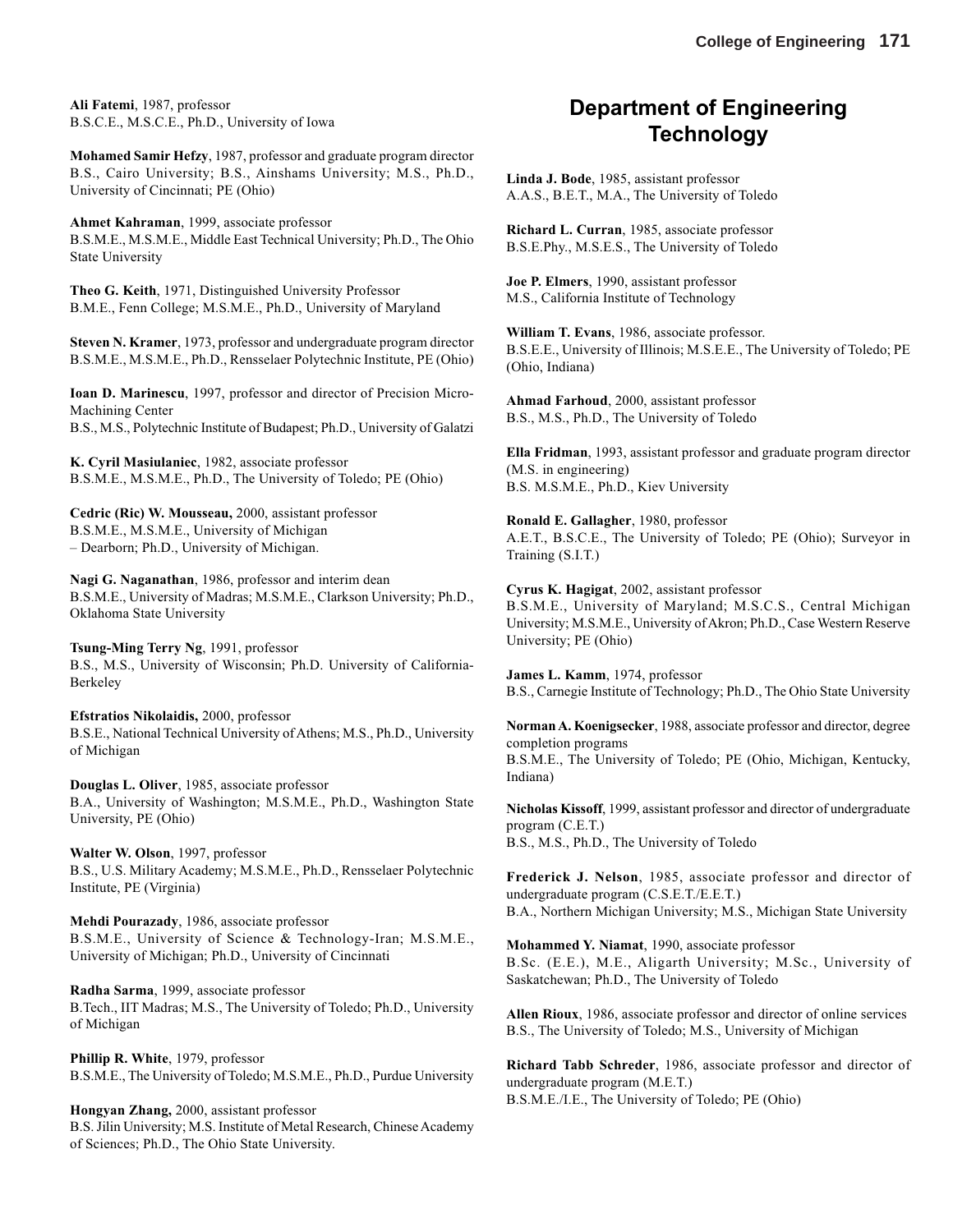**Ali Fatemi**, 1987, professor
B.S.C.E., M.S.C.E., Ph.D., University of Iowa

**Mohamed Samir Hefzy**, 1987, professor and graduate program director
B.S., Cairo University; B.S., Ainshams University; M.S., Ph.D., University of Cincinnati; PE (Ohio)

**Ahmet Kahraman**, 1999, associate professor
B.S.M.E., M.S.M.E., Middle East Technical University; Ph.D., The Ohio State University

**Theo G. Keith**, 1971, Distinguished University Professor
B.M.E., Fenn College; M.S.M.E., Ph.D., University of Maryland

**Steven N. Kramer**, 1973, professor and undergraduate program director
B.S.M.E., M.S.M.E., Ph.D., Rensselaer Polytechnic Institute, PE (Ohio)

**Ioan D. Marinescu**, 1997, professor and director of Precision Micro-Machining Center
B.S., M.S., Polytechnic Institute of Budapest; Ph.D., University of Galatzi

**K. Cyril Masiulaniec**, 1982, associate professor
B.S.M.E., M.S.M.E., Ph.D., The University of Toledo; PE (Ohio)

**Cedric (Ric) W. Mousseau,** 2000, assistant professor
B.S.M.E., M.S.M.E., University of Michigan – Dearborn; Ph.D., University of Michigan.

**Nagi G. Naganathan**, 1986, professor and interim dean
B.S.M.E., University of Madras; M.S.M.E., Clarkson University; Ph.D., Oklahoma State University

**Tsung-Ming Terry Ng**, 1991, professor
B.S., M.S., University of Wisconsin; Ph.D. University of California-Berkeley

**Efstratios Nikolaidis,** 2000, professor
B.S.E., National Technical University of Athens; M.S., Ph.D., University of Michigan

**Douglas L. Oliver**, 1985, associate professor
B.A., University of Washington; M.S.M.E., Ph.D., Washington State University, PE (Ohio)

**Walter W. Olson**, 1997, professor
B.S., U.S. Military Academy; M.S.M.E., Ph.D., Rensselaer Polytechnic Institute, PE (Virginia)

**Mehdi Pourazady**, 1986, associate professor
B.S.M.E., University of Science & Technology-Iran; M.S.M.E., University of Michigan; Ph.D., University of Cincinnati

**Radha Sarma**, 1999, associate professor
B.Tech., IIT Madras; M.S., The University of Toledo; Ph.D., University of Michigan

**Phillip R. White**, 1979, professor
B.S.M.E., The University of Toledo; M.S.M.E., Ph.D., Purdue University

**Hongyan Zhang,** 2000, assistant professor
B.S. Jilin University; M.S. Institute of Metal Research, Chinese Academy of Sciences; Ph.D., The Ohio State University.

## Department of Engineering Technology

**Linda J. Bode**, 1985, assistant professor
A.A.S., B.E.T., M.A., The University of Toledo

**Richard L. Curran**, 1985, associate professor
B.S.E.Phy., M.S.E.S., The University of Toledo

**Joe P. Elmers**, 1990, assistant professor
M.S., California Institute of Technology

**William T. Evans**, 1986, associate professor.
B.S.E.E., University of Illinois; M.S.E.E., The University of Toledo; PE (Ohio, Indiana)

**Ahmad Farhoud**, 2000, assistant professor
B.S., M.S., Ph.D., The University of Toledo

**Ella Fridman**, 1993, assistant professor and graduate program director (M.S. in engineering)
B.S. M.S.M.E., Ph.D., Kiev University

**Ronald E. Gallagher**, 1980, professor
A.E.T., B.S.C.E., The University of Toledo; PE (Ohio); Surveyor in Training (S.I.T.)

**Cyrus K. Hagigat**, 2002, assistant professor
B.S.M.E., University of Maryland; M.S.C.S., Central Michigan University; M.S.M.E., University of Akron; Ph.D., Case Western Reserve University; PE (Ohio)

**James L. Kamm**, 1974, professor
B.S., Carnegie Institute of Technology; Ph.D., The Ohio State University

**Norman A. Koenigsecker**, 1988, associate professor and director, degree completion programs
B.S.M.E., The University of Toledo; PE (Ohio, Michigan, Kentucky, Indiana)

**Nicholas Kissoff**, 1999, assistant professor and director of undergraduate program (C.E.T.)
B.S., M.S., Ph.D., The University of Toledo

**Frederick J. Nelson**, 1985, associate professor and director of undergraduate program (C.S.E.T./E.E.T.)
B.A., Northern Michigan University; M.S., Michigan State University

**Mohammed Y. Niamat**, 1990, associate professor
B.Sc. (E.E.), M.E., Aligarth University; M.Sc., University of Saskatchewan; Ph.D., The University of Toledo

**Allen Rioux**, 1986, associate professor and director of online services
B.S., The University of Toledo; M.S., University of Michigan

**Richard Tabb Schreder**, 1986, associate professor and director of undergraduate program (M.E.T.)
B.S.M.E./I.E., The University of Toledo; PE (Ohio)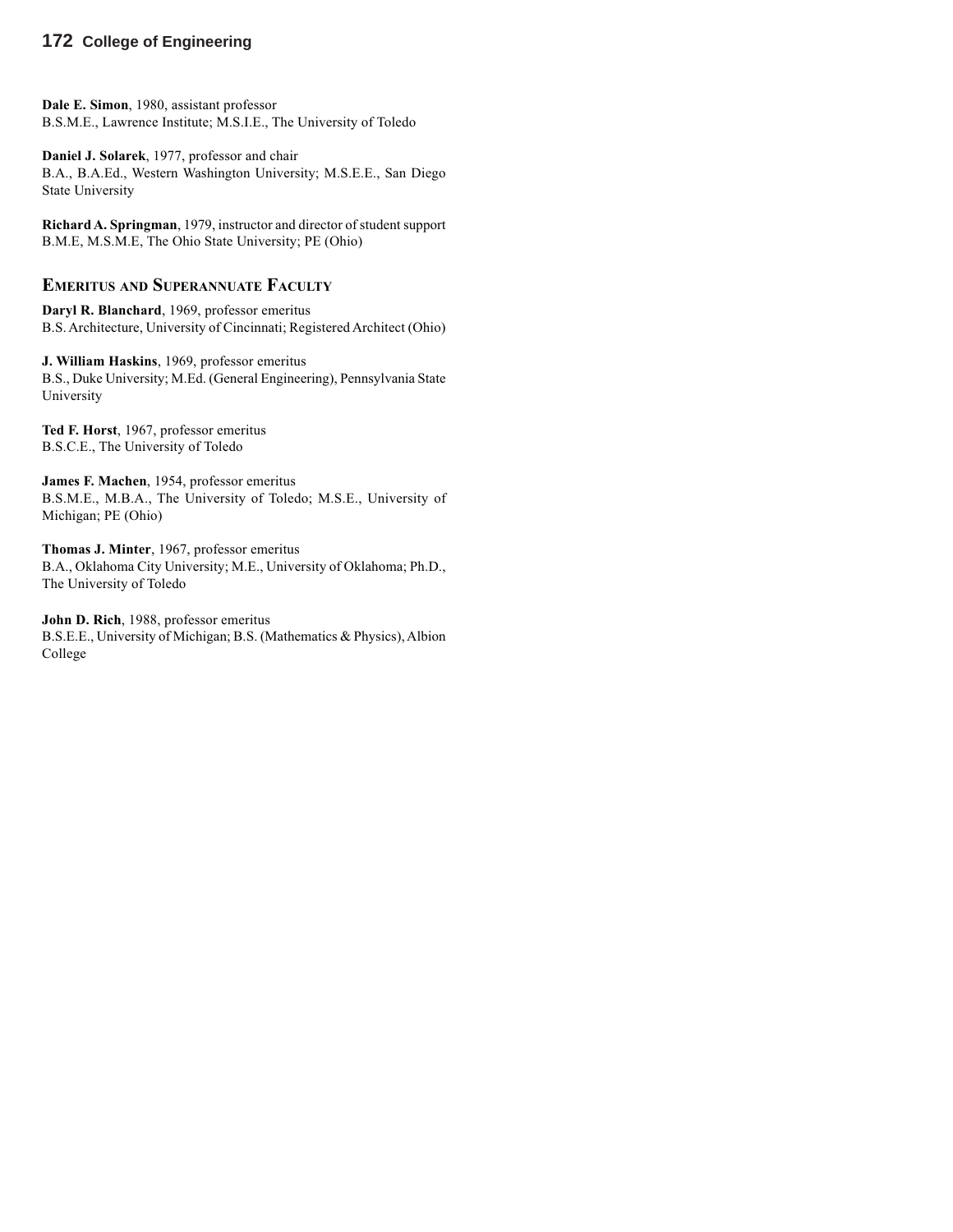**Dale E. Simon**, 1980, assistant professor
B.S.M.E., Lawrence Institute; M.S.I.E., The University of Toledo

**Daniel J. Solarek**, 1977, professor and chair
B.A., B.A.Ed., Western Washington University; M.S.E.E., San Diego State University

**Richard A. Springman**, 1979, instructor and director of student support
B.M.E, M.S.M.E, The Ohio State University; PE (Ohio)

## Emeritus and Superannuate Faculty

**Daryl R. Blanchard**, 1969, professor emeritus
B.S. Architecture, University of Cincinnati; Registered Architect (Ohio)

**J. William Haskins**, 1969, professor emeritus
B.S., Duke University; M.Ed. (General Engineering), Pennsylvania State University

**Ted F. Horst**, 1967, professor emeritus
B.S.C.E., The University of Toledo

**James F. Machen**, 1954, professor emeritus
B.S.M.E., M.B.A., The University of Toledo; M.S.E., University of Michigan; PE (Ohio)

**Thomas J. Minter**, 1967, professor emeritus
B.A., Oklahoma City University; M.E., University of Oklahoma; Ph.D., The University of Toledo

**John D. Rich**, 1988, professor emeritus
B.S.E.E., University of Michigan; B.S. (Mathematics & Physics), Albion College